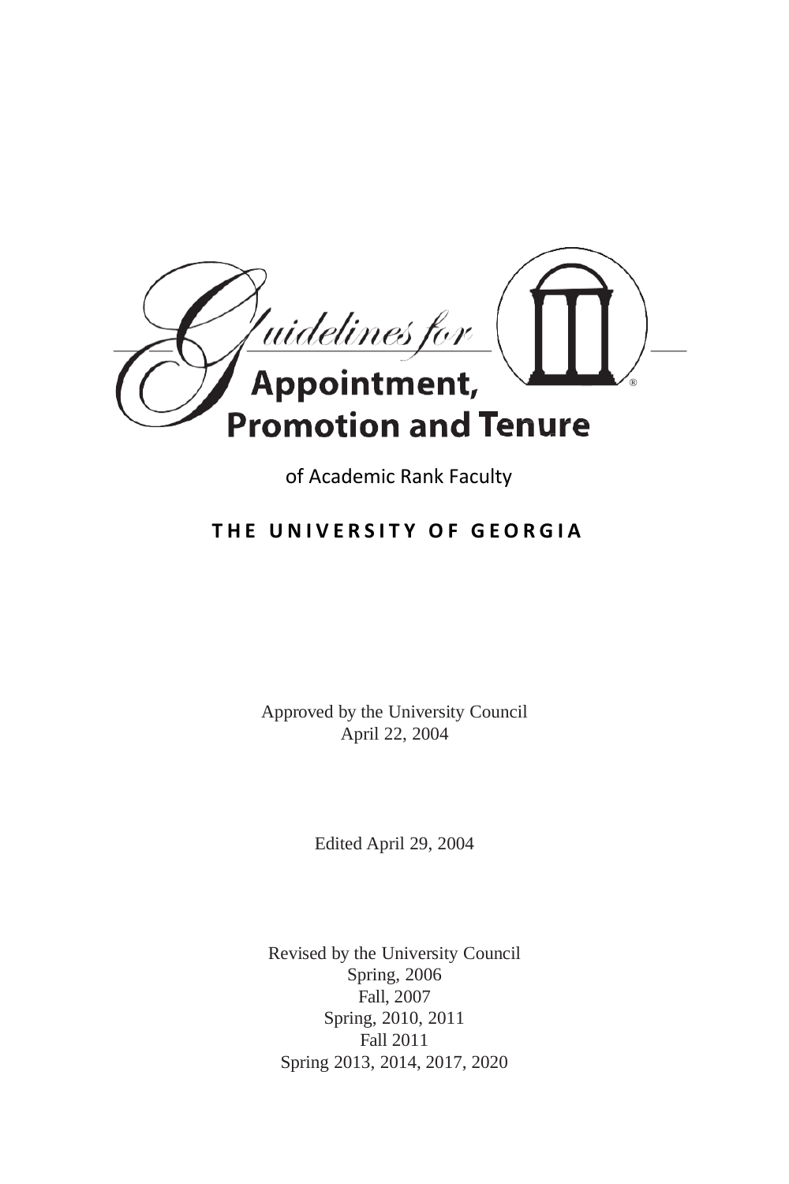# Guidelines for Appointment, Promotion and Tenure

of Academic Rank Faculty

**THE UNIVERSITY OF GEORGIA**

Approved by the University Council
April 22, 2004

Edited April 29, 2004

Revised by the University Council
Spring, 2006
Fall, 2007
Spring, 2010, 2011
Fall 2011
Spring 2013, 2014, 2017, 2020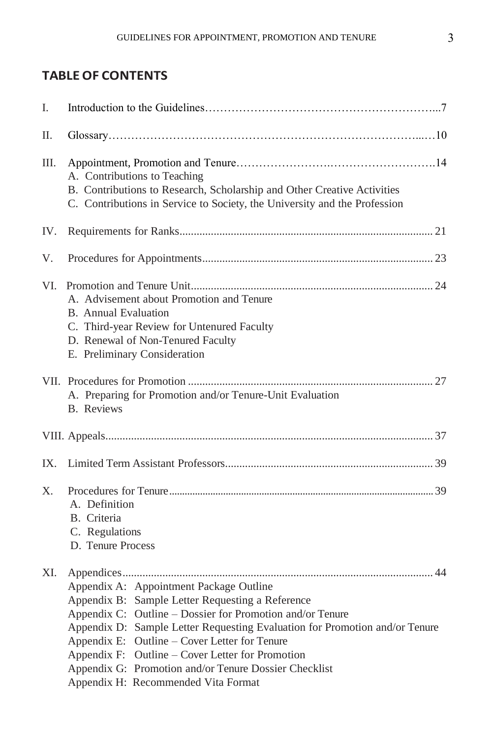## TABLE OF CONTENTS

I. Introduction to the Guidelines...7

II. Glossary...10

III. Appointment, Promotion and Tenure...14
- A. Contributions to Teaching
- B. Contributions to Research, Scholarship and Other Creative Activities
- C. Contributions in Service to Society, the University and the Profession

IV. Requirements for Ranks... 21

V. Procedures for Appointments... 23

VI. Promotion and Tenure Unit... 24
- A. Advisement about Promotion and Tenure
- B. Annual Evaluation
- C. Third-year Review for Untenured Faculty
- D. Renewal of Non-Tenured Faculty
- E. Preliminary Consideration

VII. Procedures for Promotion ... 27
- A. Preparing for Promotion and/or Tenure-Unit Evaluation
- B. Reviews

VIII. Appeals... 37

IX. Limited Term Assistant Professors... 39

X. Procedures for Tenure... 39
- A. Definition
- B. Criteria
- C. Regulations
- D. Tenure Process

XI. Appendices... 44
- Appendix A: Appointment Package Outline
- Appendix B: Sample Letter Requesting a Reference
- Appendix C: Outline – Dossier for Promotion and/or Tenure
- Appendix D: Sample Letter Requesting Evaluation for Promotion and/or Tenure
- Appendix E: Outline – Cover Letter for Tenure
- Appendix F: Outline – Cover Letter for Promotion
- Appendix G: Promotion and/or Tenure Dossier Checklist
- Appendix H: Recommended Vita Format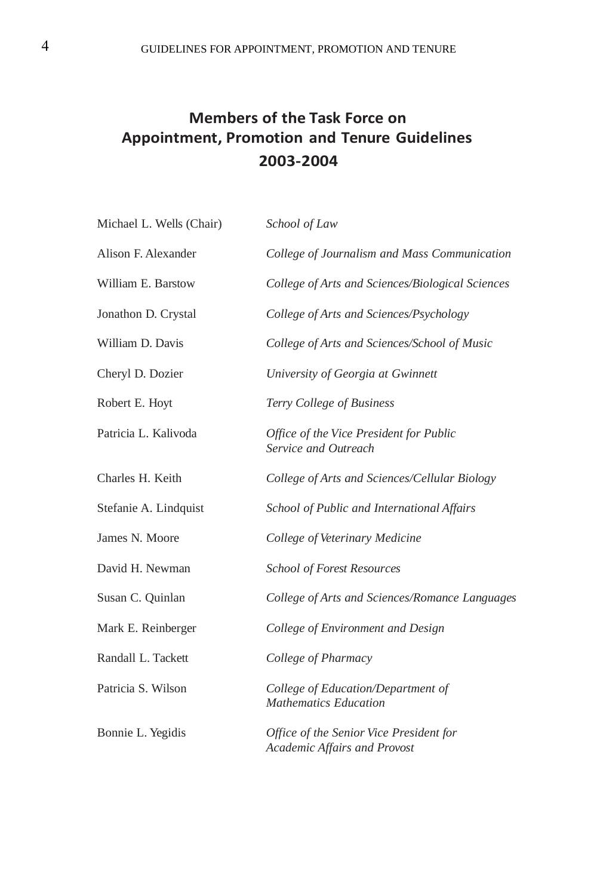## Members of the Task Force on Appointment, Promotion and Tenure Guidelines 2003-2004

| | |
|---|---|
| Michael L. Wells (Chair) | *School of Law* |
| Alison F. Alexander | *College of Journalism and Mass Communication* |
| William E. Barstow | *College of Arts and Sciences/Biological Sciences* |
| Jonathon D. Crystal | *College of Arts and Sciences/Psychology* |
| William D. Davis | *College of Arts and Sciences/School of Music* |
| Cheryl D. Dozier | *University of Georgia at Gwinnett* |
| Robert E. Hoyt | *Terry College of Business* |
| Patricia L. Kalivoda | *Office of the Vice President for Public Service and Outreach* |
| Charles H. Keith | *College of Arts and Sciences/Cellular Biology* |
| Stefanie A. Lindquist | *School of Public and International Affairs* |
| James N. Moore | *College of Veterinary Medicine* |
| David H. Newman | *School of Forest Resources* |
| Susan C. Quinlan | *College of Arts and Sciences/Romance Languages* |
| Mark E. Reinberger | *College of Environment and Design* |
| Randall L. Tackett | *College of Pharmacy* |
| Patricia S. Wilson | *College of Education/Department of Mathematics Education* |
| Bonnie L. Yegidis | *Office of the Senior Vice President for Academic Affairs and Provost* |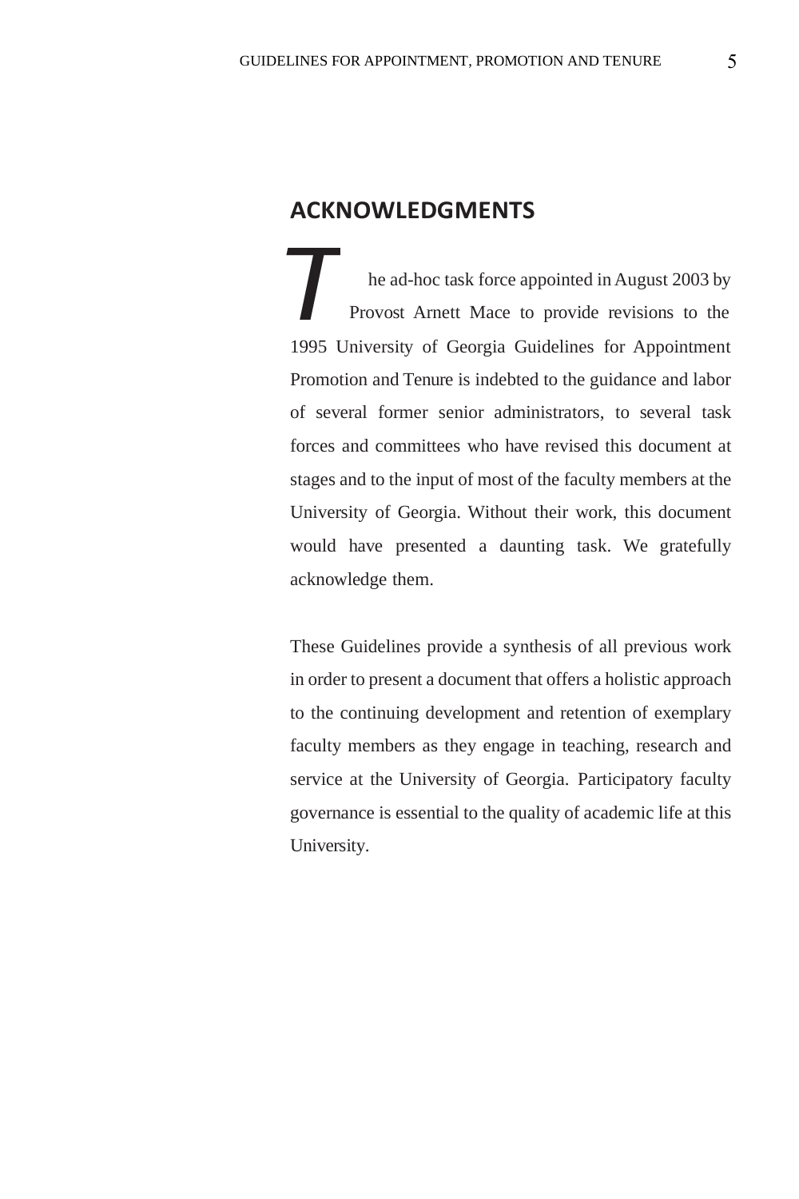## ACKNOWLEDGMENTS

The ad-hoc task force appointed in August 2003 by Provost Arnett Mace to provide revisions to the 1995 University of Georgia Guidelines for Appointment Promotion and Tenure is indebted to the guidance and labor of several former senior administrators, to several task forces and committees who have revised this document at stages and to the input of most of the faculty members at the University of Georgia. Without their work, this document would have presented a daunting task. We gratefully acknowledge them.

These Guidelines provide a synthesis of all previous work in order to present a document that offers a holistic approach to the continuing development and retention of exemplary faculty members as they engage in teaching, research and service at the University of Georgia. Participatory faculty governance is essential to the quality of academic life at this University.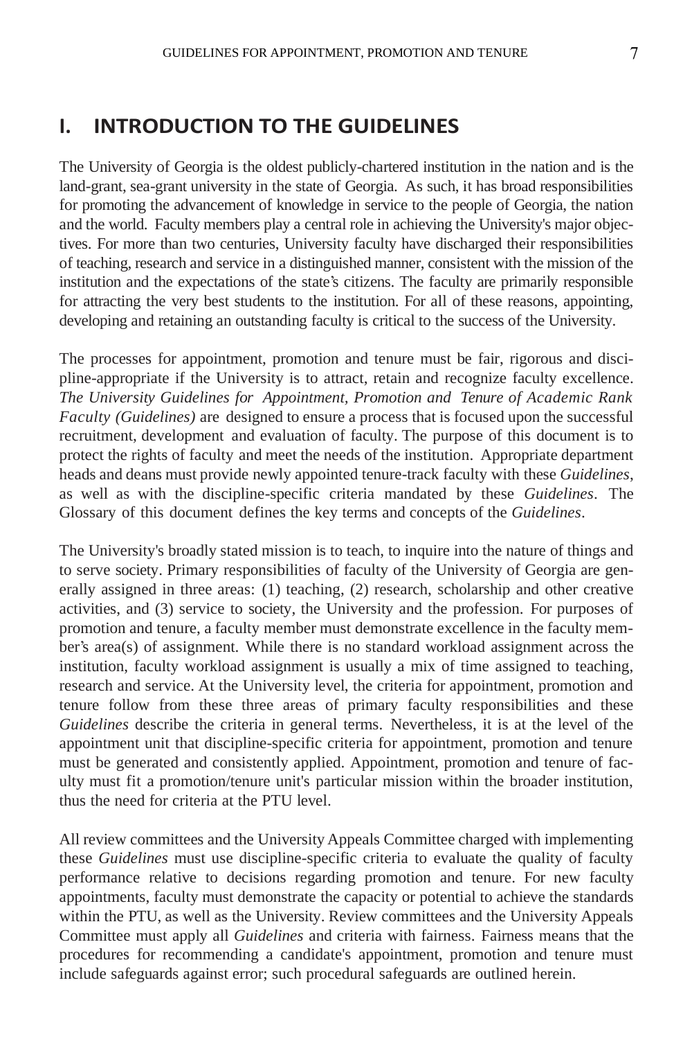# I. INTRODUCTION TO THE GUIDELINES

The University of Georgia is the oldest publicly-chartered institution in the nation and is the land-grant, sea-grant university in the state of Georgia. As such, it has broad responsibilities for promoting the advancement of knowledge in service to the people of Georgia, the nation and the world. Faculty members play a central role in achieving the University's major objectives. For more than two centuries, University faculty have discharged their responsibilities of teaching, research and service in a distinguished manner, consistent with the mission of the institution and the expectations of the state's citizens. The faculty are primarily responsible for attracting the very best students to the institution. For all of these reasons, appointing, developing and retaining an outstanding faculty is critical to the success of the University.

The processes for appointment, promotion and tenure must be fair, rigorous and discipline-appropriate if the University is to attract, retain and recognize faculty excellence. *The University Guidelines for Appointment, Promotion and Tenure of Academic Rank Faculty (Guidelines)* are designed to ensure a process that is focused upon the successful recruitment, development and evaluation of faculty. The purpose of this document is to protect the rights of faculty and meet the needs of the institution. Appropriate department heads and deans must provide newly appointed tenure-track faculty with these *Guidelines*, as well as with the discipline-specific criteria mandated by these *Guidelines*. The Glossary of this document defines the key terms and concepts of the *Guidelines*.

The University's broadly stated mission is to teach, to inquire into the nature of things and to serve society. Primary responsibilities of faculty of the University of Georgia are generally assigned in three areas: (1) teaching, (2) research, scholarship and other creative activities, and (3) service to society, the University and the profession. For purposes of promotion and tenure, a faculty member must demonstrate excellence in the faculty member's area(s) of assignment. While there is no standard workload assignment across the institution, faculty workload assignment is usually a mix of time assigned to teaching, research and service. At the University level, the criteria for appointment, promotion and tenure follow from these three areas of primary faculty responsibilities and these *Guidelines* describe the criteria in general terms. Nevertheless, it is at the level of the appointment unit that discipline-specific criteria for appointment, promotion and tenure must be generated and consistently applied. Appointment, promotion and tenure of faculty must fit a promotion/tenure unit's particular mission within the broader institution, thus the need for criteria at the PTU level.

All review committees and the University Appeals Committee charged with implementing these *Guidelines* must use discipline-specific criteria to evaluate the quality of faculty performance relative to decisions regarding promotion and tenure. For new faculty appointments, faculty must demonstrate the capacity or potential to achieve the standards within the PTU, as well as the University. Review committees and the University Appeals Committee must apply all *Guidelines* and criteria with fairness. Fairness means that the procedures for recommending a candidate's appointment, promotion and tenure must include safeguards against error; such procedural safeguards are outlined herein.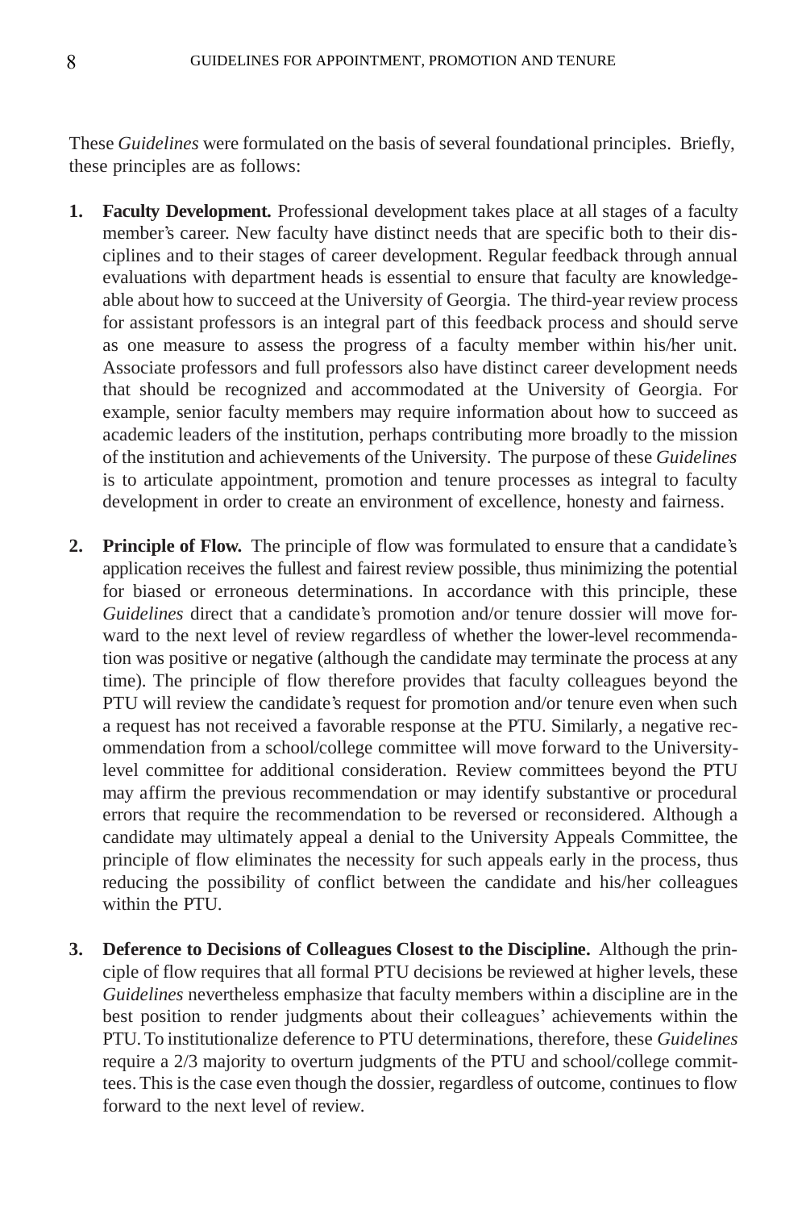These *Guidelines* were formulated on the basis of several foundational principles. Briefly, these principles are as follows:

1. **Faculty Development.** Professional development takes place at all stages of a faculty member's career. New faculty have distinct needs that are specific both to their disciplines and to their stages of career development. Regular feedback through annual evaluations with department heads is essential to ensure that faculty are knowledgeable about how to succeed at the University of Georgia. The third-year review process for assistant professors is an integral part of this feedback process and should serve as one measure to assess the progress of a faculty member within his/her unit. Associate professors and full professors also have distinct career development needs that should be recognized and accommodated at the University of Georgia. For example, senior faculty members may require information about how to succeed as academic leaders of the institution, perhaps contributing more broadly to the mission of the institution and achievements of the University. The purpose of these *Guidelines* is to articulate appointment, promotion and tenure processes as integral to faculty development in order to create an environment of excellence, honesty and fairness.

2. **Principle of Flow.** The principle of flow was formulated to ensure that a candidate's application receives the fullest and fairest review possible, thus minimizing the potential for biased or erroneous determinations. In accordance with this principle, these *Guidelines* direct that a candidate's promotion and/or tenure dossier will move forward to the next level of review regardless of whether the lower-level recommendation was positive or negative (although the candidate may terminate the process at any time). The principle of flow therefore provides that faculty colleagues beyond the PTU will review the candidate's request for promotion and/or tenure even when such a request has not received a favorable response at the PTU. Similarly, a negative recommendation from a school/college committee will move forward to the University-level committee for additional consideration. Review committees beyond the PTU may affirm the previous recommendation or may identify substantive or procedural errors that require the recommendation to be reversed or reconsidered. Although a candidate may ultimately appeal a denial to the University Appeals Committee, the principle of flow eliminates the necessity for such appeals early in the process, thus reducing the possibility of conflict between the candidate and his/her colleagues within the PTU.

3. **Deference to Decisions of Colleagues Closest to the Discipline.** Although the principle of flow requires that all formal PTU decisions be reviewed at higher levels, these *Guidelines* nevertheless emphasize that faculty members within a discipline are in the best position to render judgments about their colleagues' achievements within the PTU. To institutionalize deference to PTU determinations, therefore, these *Guidelines* require a 2/3 majority to overturn judgments of the PTU and school/college committees. This is the case even though the dossier, regardless of outcome, continues to flow forward to the next level of review.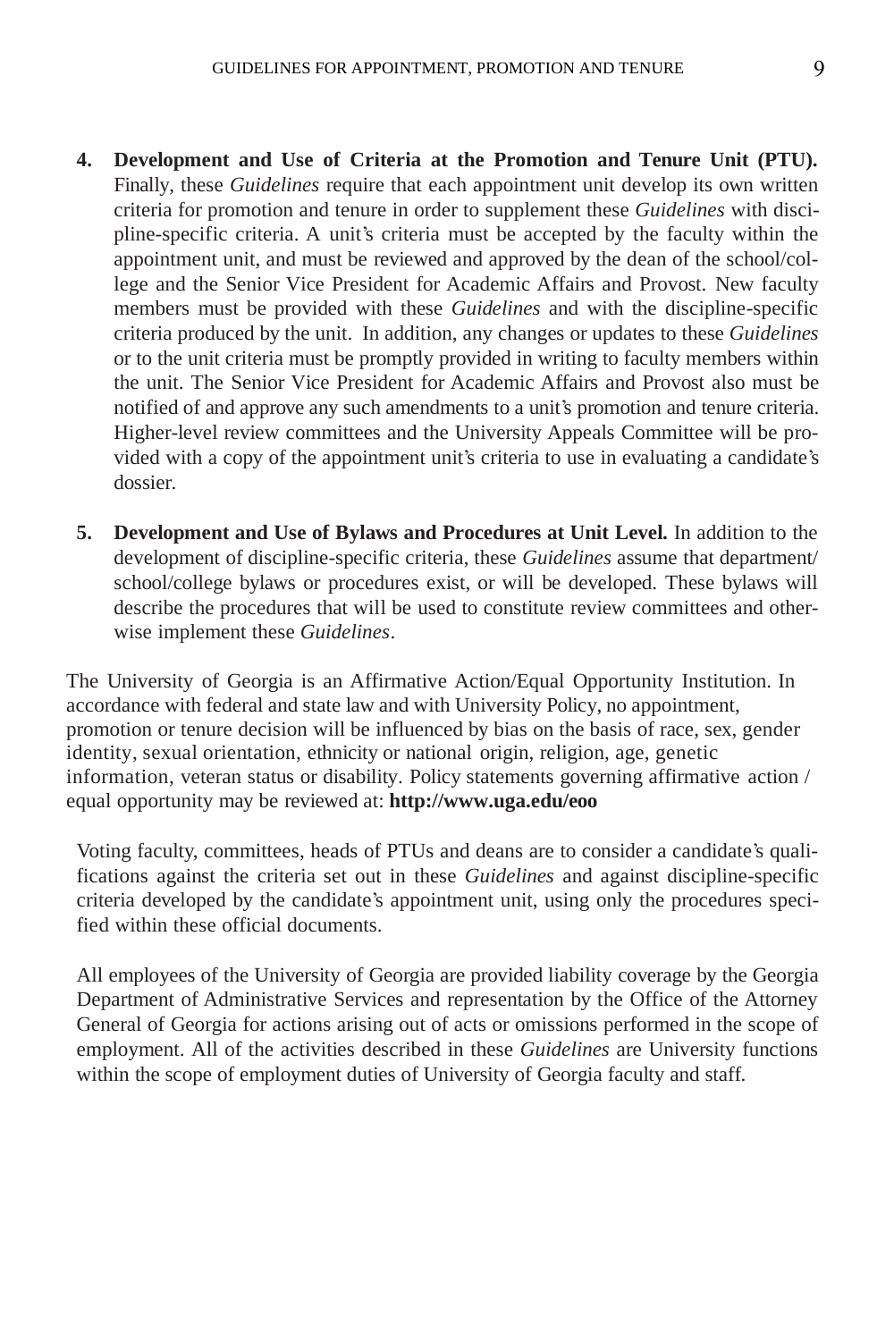4. **Development and Use of Criteria at the Promotion and Tenure Unit (PTU).** Finally, these *Guidelines* require that each appointment unit develop its own written criteria for promotion and tenure in order to supplement these *Guidelines* with discipline-specific criteria. A unit's criteria must be accepted by the faculty within the appointment unit, and must be reviewed and approved by the dean of the school/college and the Senior Vice President for Academic Affairs and Provost. New faculty members must be provided with these *Guidelines* and with the discipline-specific criteria produced by the unit. In addition, any changes or updates to these *Guidelines* or to the unit criteria must be promptly provided in writing to faculty members within the unit. The Senior Vice President for Academic Affairs and Provost also must be notified of and approve any such amendments to a unit's promotion and tenure criteria. Higher-level review committees and the University Appeals Committee will be provided with a copy of the appointment unit's criteria to use in evaluating a candidate's dossier.

5. **Development and Use of Bylaws and Procedures at Unit Level.** In addition to the development of discipline-specific criteria, these *Guidelines* assume that department/ school/college bylaws or procedures exist, or will be developed. These bylaws will describe the procedures that will be used to constitute review committees and otherwise implement these *Guidelines*.

The University of Georgia is an Affirmative Action/Equal Opportunity Institution. In accordance with federal and state law and with University Policy, no appointment, promotion or tenure decision will be influenced by bias on the basis of race, sex, gender identity, sexual orientation, ethnicity or national origin, religion, age, genetic information, veteran status or disability. Policy statements governing affirmative action / equal opportunity may be reviewed at: **http://www.uga.edu/eoo**

Voting faculty, committees, heads of PTUs and deans are to consider a candidate's qualifications against the criteria set out in these *Guidelines* and against discipline-specific criteria developed by the candidate's appointment unit, using only the procedures specified within these official documents.

All employees of the University of Georgia are provided liability coverage by the Georgia Department of Administrative Services and representation by the Office of the Attorney General of Georgia for actions arising out of acts or omissions performed in the scope of employment. All of the activities described in these *Guidelines* are University functions within the scope of employment duties of University of Georgia faculty and staff.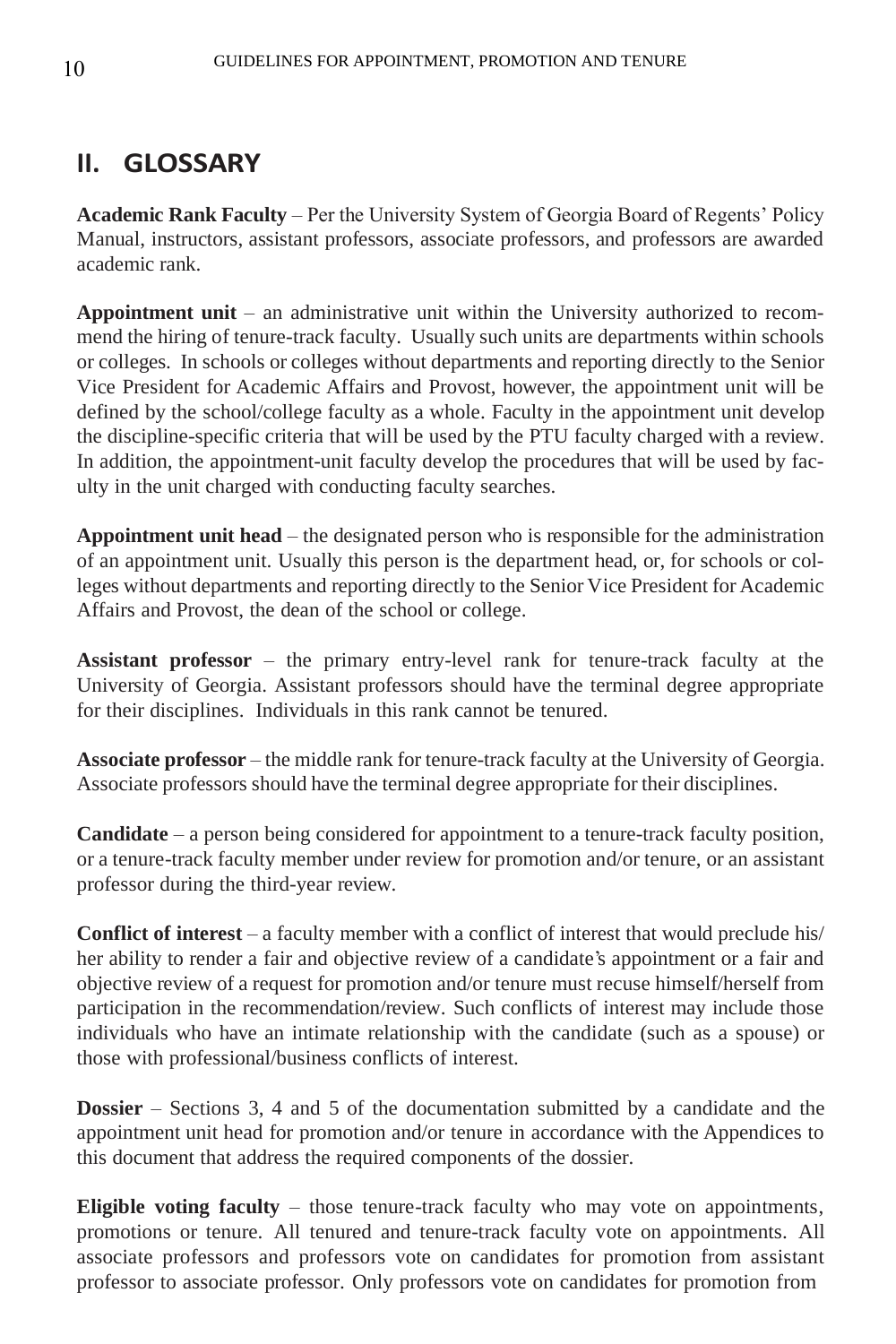## II. GLOSSARY

**Academic Rank Faculty** – Per the University System of Georgia Board of Regents' Policy Manual, instructors, assistant professors, associate professors, and professors are awarded academic rank.

**Appointment unit** – an administrative unit within the University authorized to recommend the hiring of tenure-track faculty. Usually such units are departments within schools or colleges. In schools or colleges without departments and reporting directly to the Senior Vice President for Academic Affairs and Provost, however, the appointment unit will be defined by the school/college faculty as a whole. Faculty in the appointment unit develop the discipline-specific criteria that will be used by the PTU faculty charged with a review. In addition, the appointment-unit faculty develop the procedures that will be used by faculty in the unit charged with conducting faculty searches.

**Appointment unit head** – the designated person who is responsible for the administration of an appointment unit. Usually this person is the department head, or, for schools or colleges without departments and reporting directly to the Senior Vice President for Academic Affairs and Provost, the dean of the school or college.

**Assistant professor** – the primary entry-level rank for tenure-track faculty at the University of Georgia. Assistant professors should have the terminal degree appropriate for their disciplines. Individuals in this rank cannot be tenured.

**Associate professor** – the middle rank for tenure-track faculty at the University of Georgia. Associate professors should have the terminal degree appropriate for their disciplines.

**Candidate** – a person being considered for appointment to a tenure-track faculty position, or a tenure-track faculty member under review for promotion and/or tenure, or an assistant professor during the third-year review.

**Conflict of interest** – a faculty member with a conflict of interest that would preclude his/her ability to render a fair and objective review of a candidate's appointment or a fair and objective review of a request for promotion and/or tenure must recuse himself/herself from participation in the recommendation/review. Such conflicts of interest may include those individuals who have an intimate relationship with the candidate (such as a spouse) or those with professional/business conflicts of interest.

**Dossier** – Sections 3, 4 and 5 of the documentation submitted by a candidate and the appointment unit head for promotion and/or tenure in accordance with the Appendices to this document that address the required components of the dossier.

**Eligible voting faculty** – those tenure-track faculty who may vote on appointments, promotions or tenure. All tenured and tenure-track faculty vote on appointments. All associate professors and professors vote on candidates for promotion from assistant professor to associate professor. Only professors vote on candidates for promotion from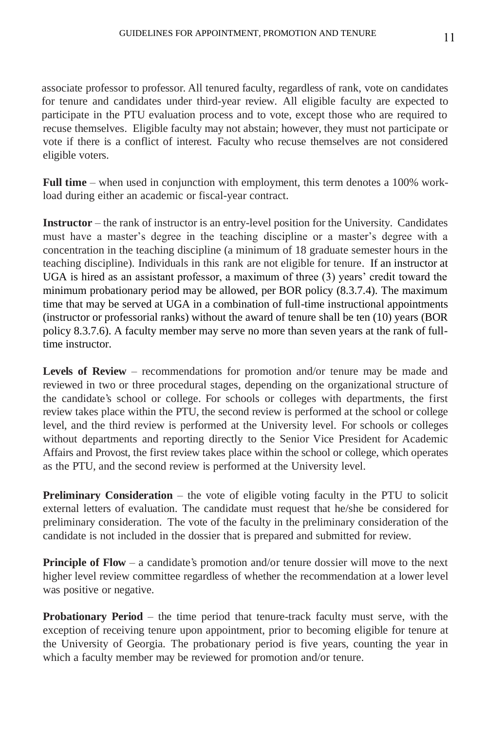associate professor to professor. All tenured faculty, regardless of rank, vote on candidates for tenure and candidates under third-year review. All eligible faculty are expected to participate in the PTU evaluation process and to vote, except those who are required to recuse themselves. Eligible faculty may not abstain; however, they must not participate or vote if there is a conflict of interest. Faculty who recuse themselves are not considered eligible voters.

**Full time** – when used in conjunction with employment, this term denotes a 100% workload during either an academic or fiscal-year contract.

**Instructor** – the rank of instructor is an entry-level position for the University. Candidates must have a master's degree in the teaching discipline or a master's degree with a concentration in the teaching discipline (a minimum of 18 graduate semester hours in the teaching discipline). Individuals in this rank are not eligible for tenure. If an instructor at UGA is hired as an assistant professor, a maximum of three (3) years' credit toward the minimum probationary period may be allowed, per BOR policy (8.3.7.4). The maximum time that may be served at UGA in a combination of full-time instructional appointments (instructor or professorial ranks) without the award of tenure shall be ten (10) years (BOR policy 8.3.7.6). A faculty member may serve no more than seven years at the rank of full-time instructor.

**Levels of Review** – recommendations for promotion and/or tenure may be made and reviewed in two or three procedural stages, depending on the organizational structure of the candidate's school or college. For schools or colleges with departments, the first review takes place within the PTU, the second review is performed at the school or college level, and the third review is performed at the University level. For schools or colleges without departments and reporting directly to the Senior Vice President for Academic Affairs and Provost, the first review takes place within the school or college, which operates as the PTU, and the second review is performed at the University level.

**Preliminary Consideration** – the vote of eligible voting faculty in the PTU to solicit external letters of evaluation. The candidate must request that he/she be considered for preliminary consideration. The vote of the faculty in the preliminary consideration of the candidate is not included in the dossier that is prepared and submitted for review.

**Principle of Flow** – a candidate's promotion and/or tenure dossier will move to the next higher level review committee regardless of whether the recommendation at a lower level was positive or negative.

**Probationary Period** – the time period that tenure-track faculty must serve, with the exception of receiving tenure upon appointment, prior to becoming eligible for tenure at the University of Georgia. The probationary period is five years, counting the year in which a faculty member may be reviewed for promotion and/or tenure.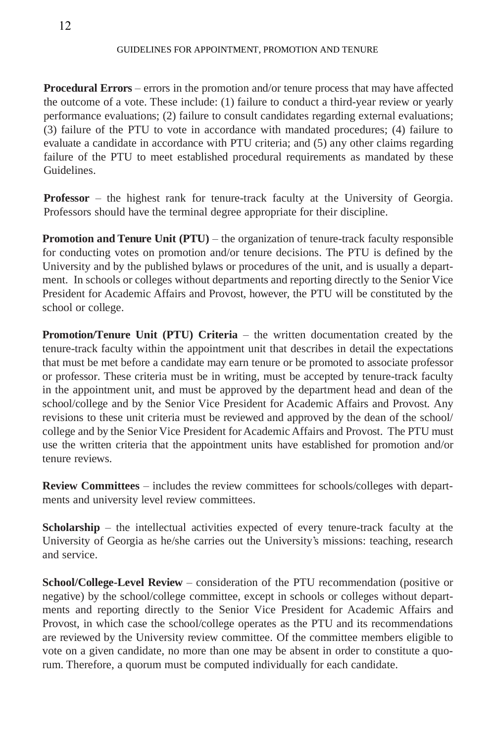**Procedural Errors** – errors in the promotion and/or tenure process that may have affected the outcome of a vote. These include: (1) failure to conduct a third-year review or yearly performance evaluations; (2) failure to consult candidates regarding external evaluations; (3) failure of the PTU to vote in accordance with mandated procedures; (4) failure to evaluate a candidate in accordance with PTU criteria; and (5) any other claims regarding failure of the PTU to meet established procedural requirements as mandated by these Guidelines.

**Professor** – the highest rank for tenure-track faculty at the University of Georgia. Professors should have the terminal degree appropriate for their discipline.

**Promotion and Tenure Unit (PTU)** – the organization of tenure-track faculty responsible for conducting votes on promotion and/or tenure decisions. The PTU is defined by the University and by the published bylaws or procedures of the unit, and is usually a department. In schools or colleges without departments and reporting directly to the Senior Vice President for Academic Affairs and Provost, however, the PTU will be constituted by the school or college.

**Promotion/Tenure Unit (PTU) Criteria** – the written documentation created by the tenure-track faculty within the appointment unit that describes in detail the expectations that must be met before a candidate may earn tenure or be promoted to associate professor or professor. These criteria must be in writing, must be accepted by tenure-track faculty in the appointment unit, and must be approved by the department head and dean of the school/college and by the Senior Vice President for Academic Affairs and Provost. Any revisions to these unit criteria must be reviewed and approved by the dean of the school/college and by the Senior Vice President for Academic Affairs and Provost. The PTU must use the written criteria that the appointment units have established for promotion and/or tenure reviews.

**Review Committees** – includes the review committees for schools/colleges with departments and university level review committees.

**Scholarship** – the intellectual activities expected of every tenure-track faculty at the University of Georgia as he/she carries out the University's missions: teaching, research and service.

**School/College-Level Review** – consideration of the PTU recommendation (positive or negative) by the school/college committee, except in schools or colleges without departments and reporting directly to the Senior Vice President for Academic Affairs and Provost, in which case the school/college operates as the PTU and its recommendations are reviewed by the University review committee. Of the committee members eligible to vote on a given candidate, no more than one may be absent in order to constitute a quorum. Therefore, a quorum must be computed individually for each candidate.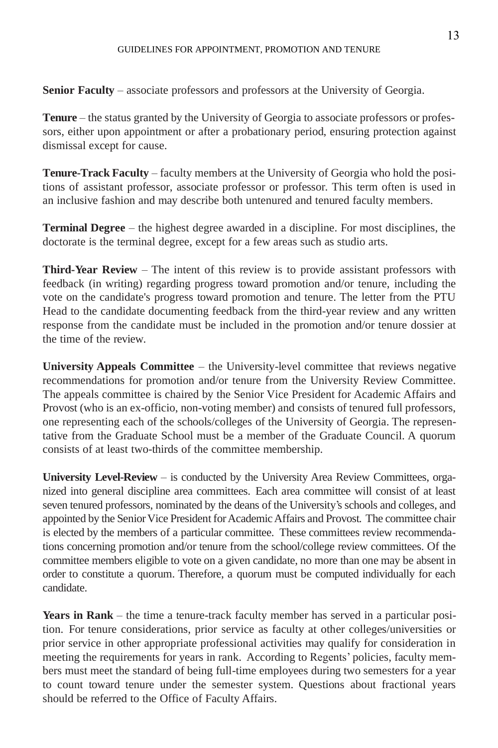**Senior Faculty** – associate professors and professors at the University of Georgia.

**Tenure** – the status granted by the University of Georgia to associate professors or professors, either upon appointment or after a probationary period, ensuring protection against dismissal except for cause.

**Tenure-Track Faculty** – faculty members at the University of Georgia who hold the positions of assistant professor, associate professor or professor. This term often is used in an inclusive fashion and may describe both untenured and tenured faculty members.

**Terminal Degree** – the highest degree awarded in a discipline. For most disciplines, the doctorate is the terminal degree, except for a few areas such as studio arts.

**Third-Year Review** – The intent of this review is to provide assistant professors with feedback (in writing) regarding progress toward promotion and/or tenure, including the vote on the candidate's progress toward promotion and tenure. The letter from the PTU Head to the candidate documenting feedback from the third-year review and any written response from the candidate must be included in the promotion and/or tenure dossier at the time of the review.

**University Appeals Committee** – the University-level committee that reviews negative recommendations for promotion and/or tenure from the University Review Committee. The appeals committee is chaired by the Senior Vice President for Academic Affairs and Provost (who is an ex-officio, non-voting member) and consists of tenured full professors, one representing each of the schools/colleges of the University of Georgia. The representative from the Graduate School must be a member of the Graduate Council. A quorum consists of at least two-thirds of the committee membership.

**University Level-Review** – is conducted by the University Area Review Committees, organized into general discipline area committees. Each area committee will consist of at least seven tenured professors, nominated by the deans of the University's schools and colleges, and appointed by the Senior Vice President for Academic Affairs and Provost. The committee chair is elected by the members of a particular committee. These committees review recommendations concerning promotion and/or tenure from the school/college review committees. Of the committee members eligible to vote on a given candidate, no more than one may be absent in order to constitute a quorum. Therefore, a quorum must be computed individually for each candidate.

**Years in Rank** – the time a tenure-track faculty member has served in a particular position. For tenure considerations, prior service as faculty at other colleges/universities or prior service in other appropriate professional activities may qualify for consideration in meeting the requirements for years in rank. According to Regents' policies, faculty members must meet the standard of being full-time employees during two semesters for a year to count toward tenure under the semester system. Questions about fractional years should be referred to the Office of Faculty Affairs.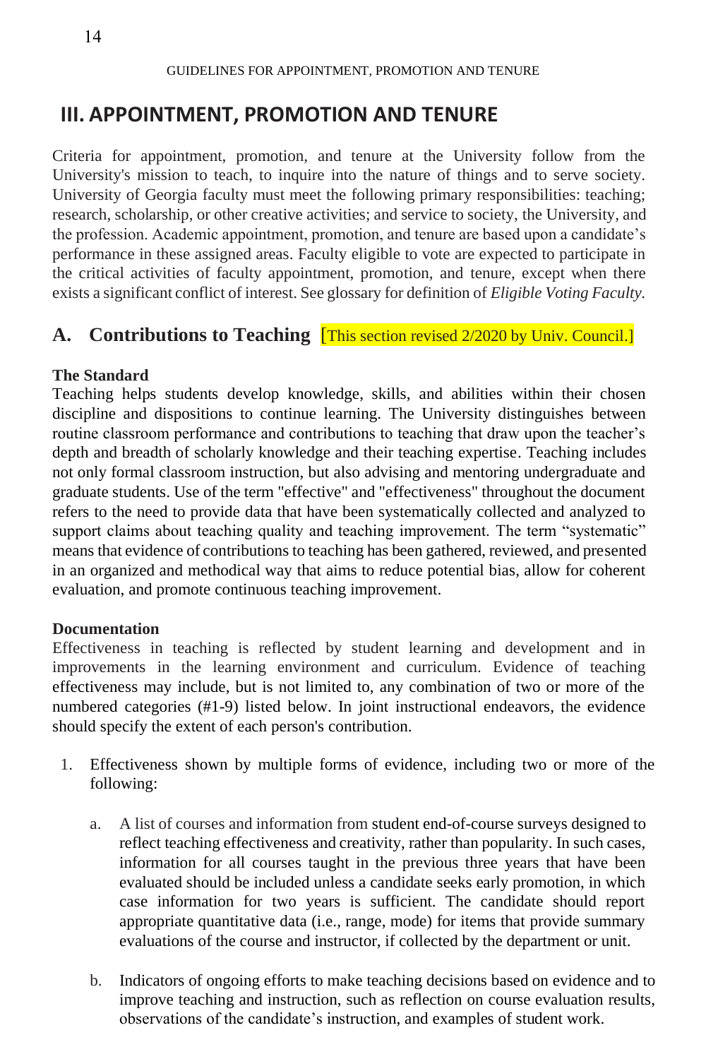# III. APPOINTMENT, PROMOTION AND TENURE

Criteria for appointment, promotion, and tenure at the University follow from the University's mission to teach, to inquire into the nature of things and to serve society. University of Georgia faculty must meet the following primary responsibilities: teaching; research, scholarship, or other creative activities; and service to society, the University, and the profession. Academic appointment, promotion, and tenure are based upon a candidate's performance in these assigned areas. Faculty eligible to vote are expected to participate in the critical activities of faculty appointment, promotion, and tenure, except when there exists a significant conflict of interest. See glossary for definition of *Eligible Voting Faculty*.

## A. Contributions to Teaching [This section revised 2/2020 by Univ. Council.]

**The Standard**

Teaching helps students develop knowledge, skills, and abilities within their chosen discipline and dispositions to continue learning. The University distinguishes between routine classroom performance and contributions to teaching that draw upon the teacher's depth and breadth of scholarly knowledge and their teaching expertise. Teaching includes not only formal classroom instruction, but also advising and mentoring undergraduate and graduate students. Use of the term "effective" and "effectiveness" throughout the document refers to the need to provide data that have been systematically collected and analyzed to support claims about teaching quality and teaching improvement. The term "systematic" means that evidence of contributions to teaching has been gathered, reviewed, and presented in an organized and methodical way that aims to reduce potential bias, allow for coherent evaluation, and promote continuous teaching improvement.

**Documentation**

Effectiveness in teaching is reflected by student learning and development and in improvements in the learning environment and curriculum. Evidence of teaching effectiveness may include, but is not limited to, any combination of two or more of the numbered categories (#1-9) listed below. In joint instructional endeavors, the evidence should specify the extent of each person's contribution.

1. Effectiveness shown by multiple forms of evidence, including two or more of the following:

    a. A list of courses and information from student end-of-course surveys designed to reflect teaching effectiveness and creativity, rather than popularity. In such cases, information for all courses taught in the previous three years that have been evaluated should be included unless a candidate seeks early promotion, in which case information for two years is sufficient. The candidate should report appropriate quantitative data (i.e., range, mode) for items that provide summary evaluations of the course and instructor, if collected by the department or unit.

    b. Indicators of ongoing efforts to make teaching decisions based on evidence and to improve teaching and instruction, such as reflection on course evaluation results, observations of the candidate's instruction, and examples of student work.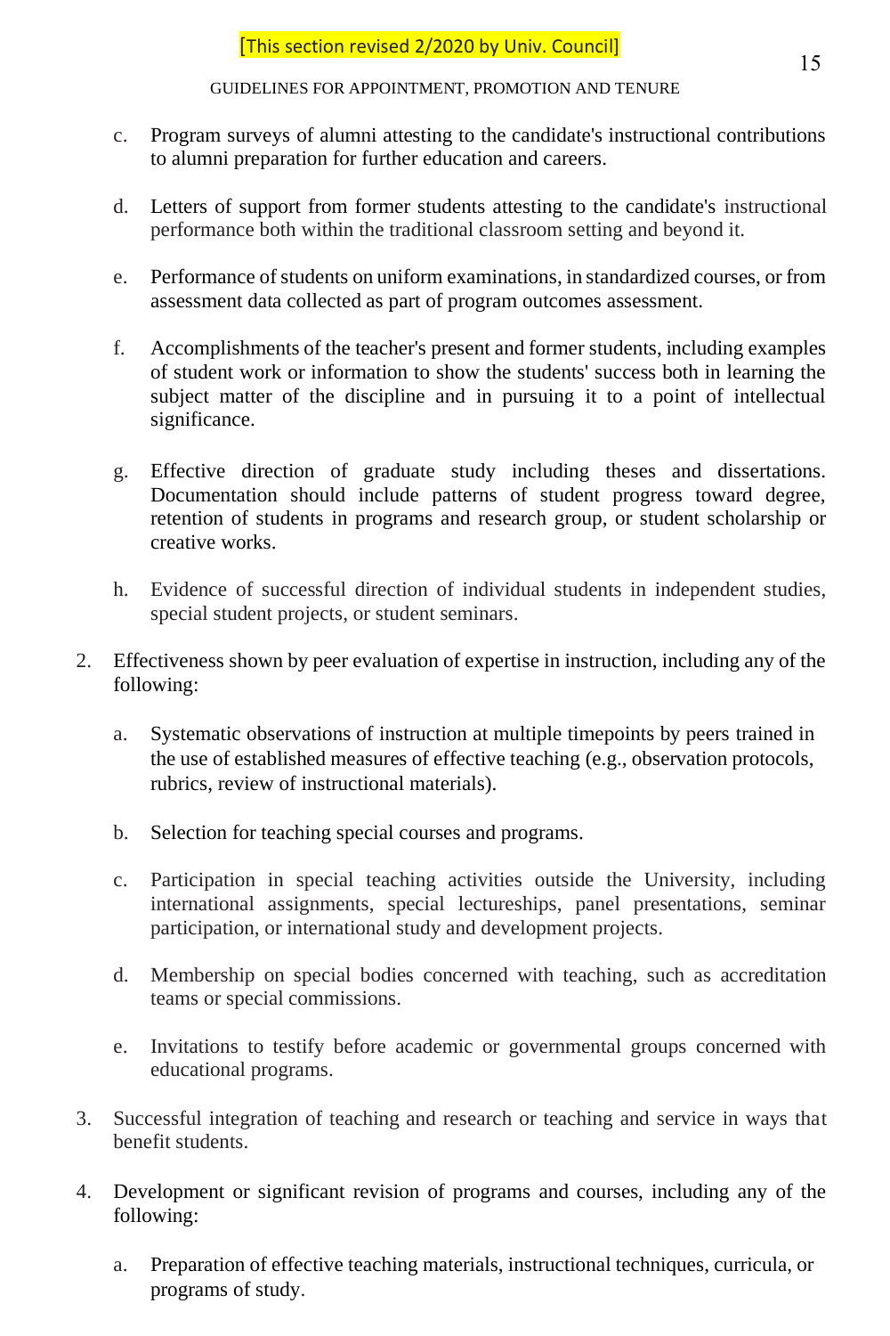[This section revised 2/2020 by Univ. Council]

c. Program surveys of alumni attesting to the candidate's instructional contributions to alumni preparation for further education and careers.

d. Letters of support from former students attesting to the candidate's instructional performance both within the traditional classroom setting and beyond it.

e. Performance of students on uniform examinations, in standardized courses, or from assessment data collected as part of program outcomes assessment.

f. Accomplishments of the teacher's present and former students, including examples of student work or information to show the students' success both in learning the subject matter of the discipline and in pursuing it to a point of intellectual significance.

g. Effective direction of graduate study including theses and dissertations. Documentation should include patterns of student progress toward degree, retention of students in programs and research group, or student scholarship or creative works.

h. Evidence of successful direction of individual students in independent studies, special student projects, or student seminars.

2. Effectiveness shown by peer evaluation of expertise in instruction, including any of the following:

   a. Systematic observations of instruction at multiple timepoints by peers trained in the use of established measures of effective teaching (e.g., observation protocols, rubrics, review of instructional materials).

   b. Selection for teaching special courses and programs.

   c. Participation in special teaching activities outside the University, including international assignments, special lectureships, panel presentations, seminar participation, or international study and development projects.

   d. Membership on special bodies concerned with teaching, such as accreditation teams or special commissions.

   e. Invitations to testify before academic or governmental groups concerned with educational programs.

3. Successful integration of teaching and research or teaching and service in ways that benefit students.

4. Development or significant revision of programs and courses, including any of the following:

   a. Preparation of effective teaching materials, instructional techniques, curricula, or programs of study.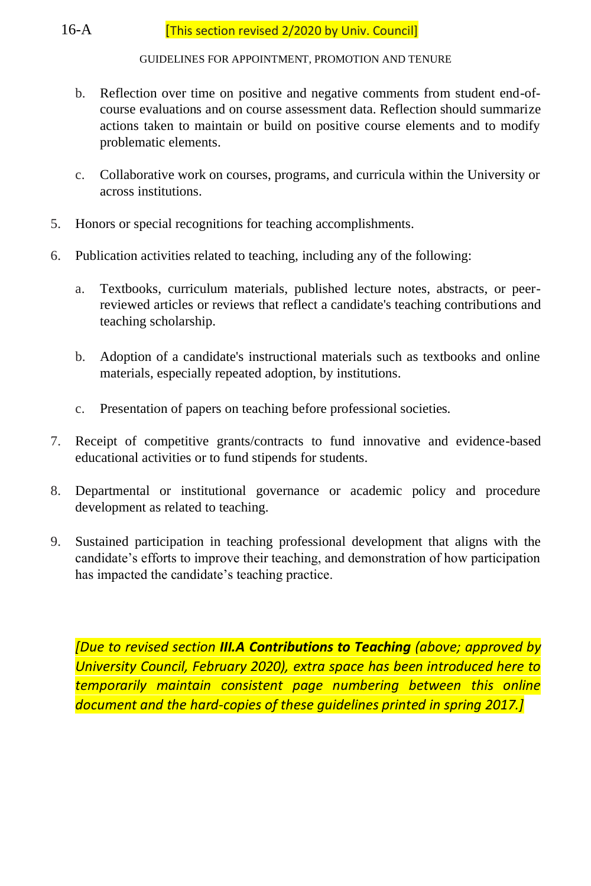[This section revised 2/2020 by Univ. Council]

   b. Reflection over time on positive and negative comments from student end-of-course evaluations and on course assessment data. Reflection should summarize actions taken to maintain or build on positive course elements and to modify problematic elements.

   c. Collaborative work on courses, programs, and curricula within the University or across institutions.

5. Honors or special recognitions for teaching accomplishments.

6. Publication activities related to teaching, including any of the following:

   a. Textbooks, curriculum materials, published lecture notes, abstracts, or peer-reviewed articles or reviews that reflect a candidate's teaching contributions and teaching scholarship.

   b. Adoption of a candidate's instructional materials such as textbooks and online materials, especially repeated adoption, by institutions.

   c. Presentation of papers on teaching before professional societies.

7. Receipt of competitive grants/contracts to fund innovative and evidence-based educational activities or to fund stipends for students.

8. Departmental or institutional governance or academic policy and procedure development as related to teaching.

9. Sustained participation in teaching professional development that aligns with the candidate's efforts to improve their teaching, and demonstration of how participation has impacted the candidate's teaching practice.

*[Due to revised section **III.A Contributions to Teaching** (above; approved by University Council, February 2020), extra space has been introduced here to temporarily maintain consistent page numbering between this online document and the hard-copies of these guidelines printed in spring 2017.]*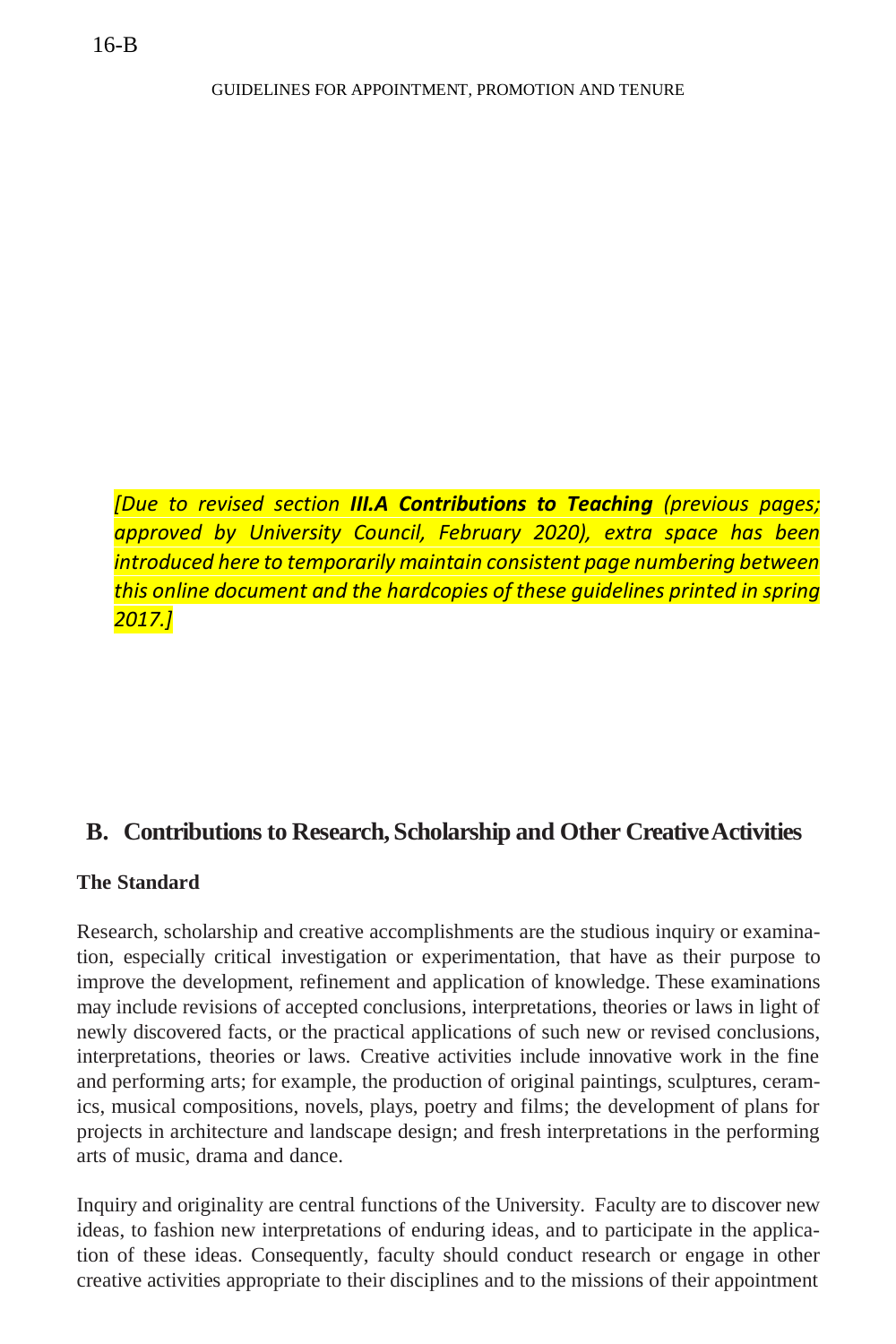*[Due to revised section **III.A Contributions to Teaching** (previous pages; approved by University Council, February 2020), extra space has been introduced here to temporarily maintain consistent page numbering between this online document and the hardcopies of these guidelines printed in spring 2017.]*

## B. Contributions to Research, Scholarship and Other Creative Activities

### The Standard

Research, scholarship and creative accomplishments are the studious inquiry or examination, especially critical investigation or experimentation, that have as their purpose to improve the development, refinement and application of knowledge. These examinations may include revisions of accepted conclusions, interpretations, theories or laws in light of newly discovered facts, or the practical applications of such new or revised conclusions, interpretations, theories or laws. Creative activities include innovative work in the fine and performing arts; for example, the production of original paintings, sculptures, ceramics, musical compositions, novels, plays, poetry and films; the development of plans for projects in architecture and landscape design; and fresh interpretations in the performing arts of music, drama and dance.

Inquiry and originality are central functions of the University. Faculty are to discover new ideas, to fashion new interpretations of enduring ideas, and to participate in the application of these ideas. Consequently, faculty should conduct research or engage in other creative activities appropriate to their disciplines and to the missions of their appointment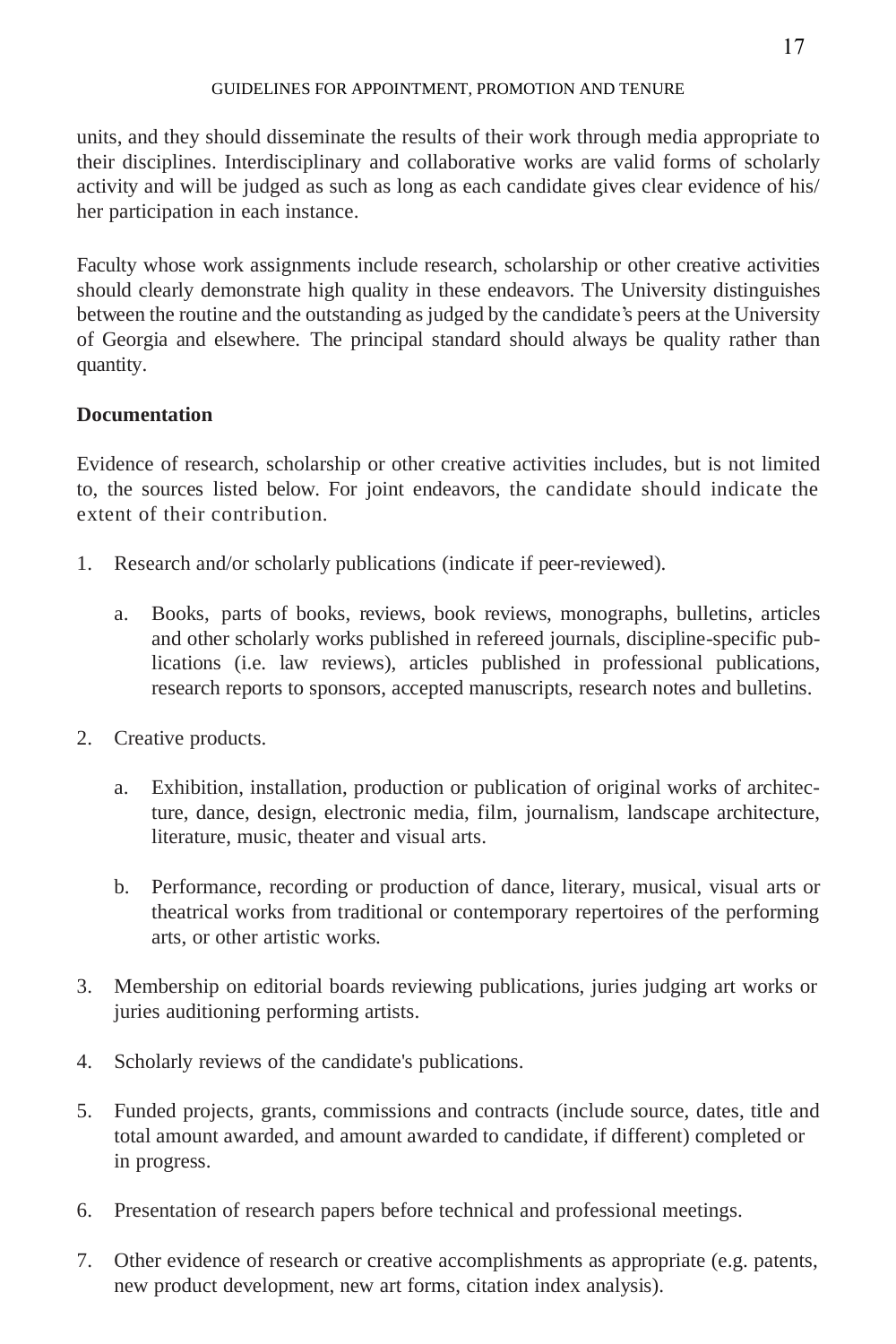units, and they should disseminate the results of their work through media appropriate to their disciplines. Interdisciplinary and collaborative works are valid forms of scholarly activity and will be judged as such as long as each candidate gives clear evidence of his/her participation in each instance.

Faculty whose work assignments include research, scholarship or other creative activities should clearly demonstrate high quality in these endeavors. The University distinguishes between the routine and the outstanding as judged by the candidate's peers at the University of Georgia and elsewhere. The principal standard should always be quality rather than quantity.

**Documentation**

Evidence of research, scholarship or other creative activities includes, but is not limited to, the sources listed below. For joint endeavors, the candidate should indicate the extent of their contribution.

1. Research and/or scholarly publications (indicate if peer-reviewed).

   a. Books, parts of books, reviews, book reviews, monographs, bulletins, articles and other scholarly works published in refereed journals, discipline-specific publications (i.e. law reviews), articles published in professional publications, research reports to sponsors, accepted manuscripts, research notes and bulletins.

2. Creative products.

   a. Exhibition, installation, production or publication of original works of architecture, dance, design, electronic media, film, journalism, landscape architecture, literature, music, theater and visual arts.

   b. Performance, recording or production of dance, literary, musical, visual arts or theatrical works from traditional or contemporary repertoires of the performing arts, or other artistic works.

3. Membership on editorial boards reviewing publications, juries judging art works or juries auditioning performing artists.

4. Scholarly reviews of the candidate's publications.

5. Funded projects, grants, commissions and contracts (include source, dates, title and total amount awarded, and amount awarded to candidate, if different) completed or in progress.

6. Presentation of research papers before technical and professional meetings.

7. Other evidence of research or creative accomplishments as appropriate (e.g. patents, new product development, new art forms, citation index analysis).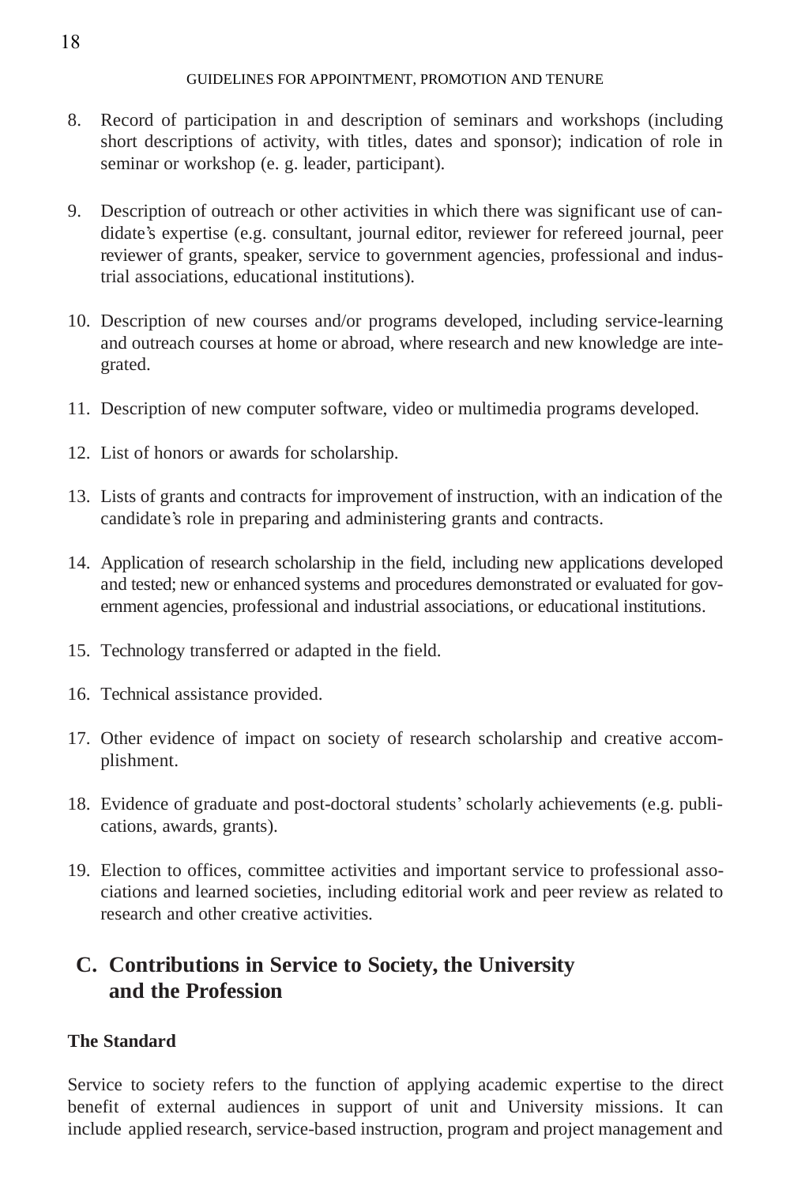8. Record of participation in and description of seminars and workshops (including short descriptions of activity, with titles, dates and sponsor); indication of role in seminar or workshop (e. g. leader, participant).

9. Description of outreach or other activities in which there was significant use of candidate's expertise (e.g. consultant, journal editor, reviewer for refereed journal, peer reviewer of grants, speaker, service to government agencies, professional and industrial associations, educational institutions).

10. Description of new courses and/or programs developed, including service-learning and outreach courses at home or abroad, where research and new knowledge are integrated.

11. Description of new computer software, video or multimedia programs developed.

12. List of honors or awards for scholarship.

13. Lists of grants and contracts for improvement of instruction, with an indication of the candidate's role in preparing and administering grants and contracts.

14. Application of research scholarship in the field, including new applications developed and tested; new or enhanced systems and procedures demonstrated or evaluated for government agencies, professional and industrial associations, or educational institutions.

15. Technology transferred or adapted in the field.

16. Technical assistance provided.

17. Other evidence of impact on society of research scholarship and creative accomplishment.

18. Evidence of graduate and post-doctoral students' scholarly achievements (e.g. publications, awards, grants).

19. Election to offices, committee activities and important service to professional associations and learned societies, including editorial work and peer review as related to research and other creative activities.

## C. Contributions in Service to Society, the University and the Profession

**The Standard**

Service to society refers to the function of applying academic expertise to the direct benefit of external audiences in support of unit and University missions. It can include applied research, service-based instruction, program and project management and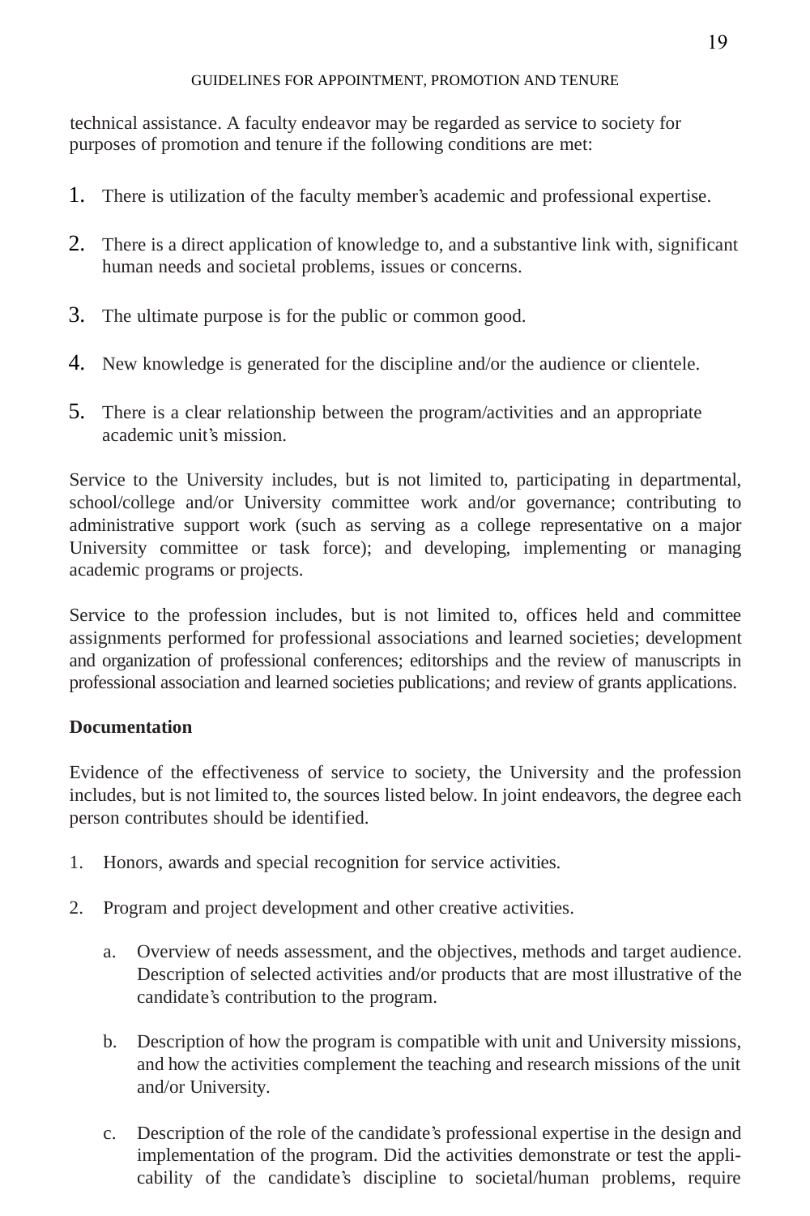technical assistance. A faculty endeavor may be regarded as service to society for purposes of promotion and tenure if the following conditions are met:

1. There is utilization of the faculty member's academic and professional expertise.
2. There is a direct application of knowledge to, and a substantive link with, significant human needs and societal problems, issues or concerns.
3. The ultimate purpose is for the public or common good.
4. New knowledge is generated for the discipline and/or the audience or clientele.
5. There is a clear relationship between the program/activities and an appropriate academic unit's mission.

Service to the University includes, but is not limited to, participating in departmental, school/college and/or University committee work and/or governance; contributing to administrative support work (such as serving as a college representative on a major University committee or task force); and developing, implementing or managing academic programs or projects.

Service to the profession includes, but is not limited to, offices held and committee assignments performed for professional associations and learned societies; development and organization of professional conferences; editorships and the review of manuscripts in professional association and learned societies publications; and review of grants applications.

**Documentation**

Evidence of the effectiveness of service to society, the University and the profession includes, but is not limited to, the sources listed below. In joint endeavors, the degree each person contributes should be identified.

1. Honors, awards and special recognition for service activities.
2. Program and project development and other creative activities.
   a. Overview of needs assessment, and the objectives, methods and target audience. Description of selected activities and/or products that are most illustrative of the candidate's contribution to the program.
   b. Description of how the program is compatible with unit and University missions, and how the activities complement the teaching and research missions of the unit and/or University.
   c. Description of the role of the candidate's professional expertise in the design and implementation of the program. Did the activities demonstrate or test the applicability of the candidate's discipline to societal/human problems, require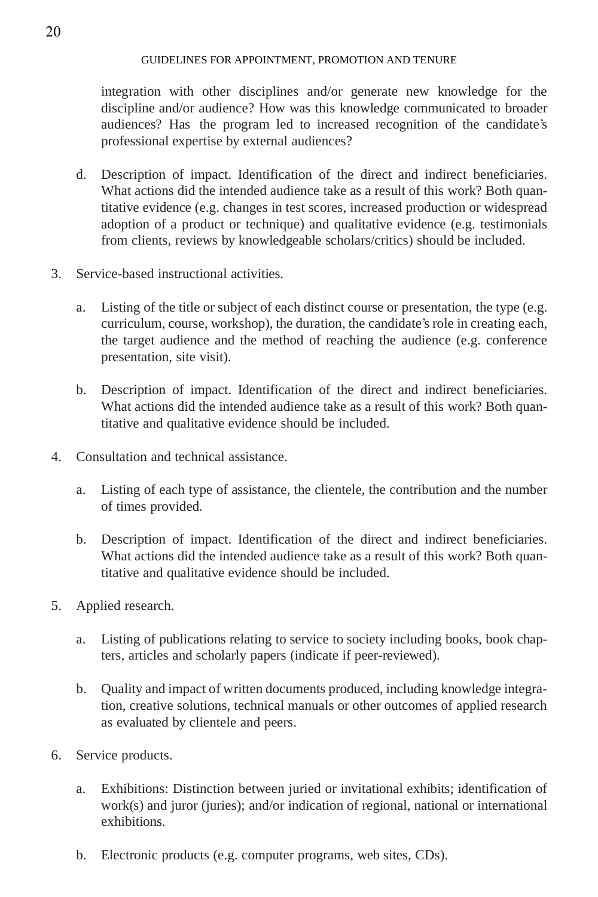integration with other disciplines and/or generate new knowledge for the discipline and/or audience? How was this knowledge communicated to broader audiences? Has the program led to increased recognition of the candidate's professional expertise by external audiences?

   d. Description of impact. Identification of the direct and indirect beneficiaries. What actions did the intended audience take as a result of this work? Both quantitative evidence (e.g. changes in test scores, increased production or widespread adoption of a product or technique) and qualitative evidence (e.g. testimonials from clients, reviews by knowledgeable scholars/critics) should be included.

3. Service-based instructional activities.

   a. Listing of the title or subject of each distinct course or presentation, the type (e.g. curriculum, course, workshop), the duration, the candidate's role in creating each, the target audience and the method of reaching the audience (e.g. conference presentation, site visit).

   b. Description of impact. Identification of the direct and indirect beneficiaries. What actions did the intended audience take as a result of this work? Both quantitative and qualitative evidence should be included.

4. Consultation and technical assistance.

   a. Listing of each type of assistance, the clientele, the contribution and the number of times provided.

   b. Description of impact. Identification of the direct and indirect beneficiaries. What actions did the intended audience take as a result of this work? Both quantitative and qualitative evidence should be included.

5. Applied research.

   a. Listing of publications relating to service to society including books, book chapters, articles and scholarly papers (indicate if peer-reviewed).

   b. Quality and impact of written documents produced, including knowledge integration, creative solutions, technical manuals or other outcomes of applied research as evaluated by clientele and peers.

6. Service products.

   a. Exhibitions: Distinction between juried or invitational exhibits; identification of work(s) and juror (juries); and/or indication of regional, national or international exhibitions.

   b. Electronic products (e.g. computer programs, web sites, CDs).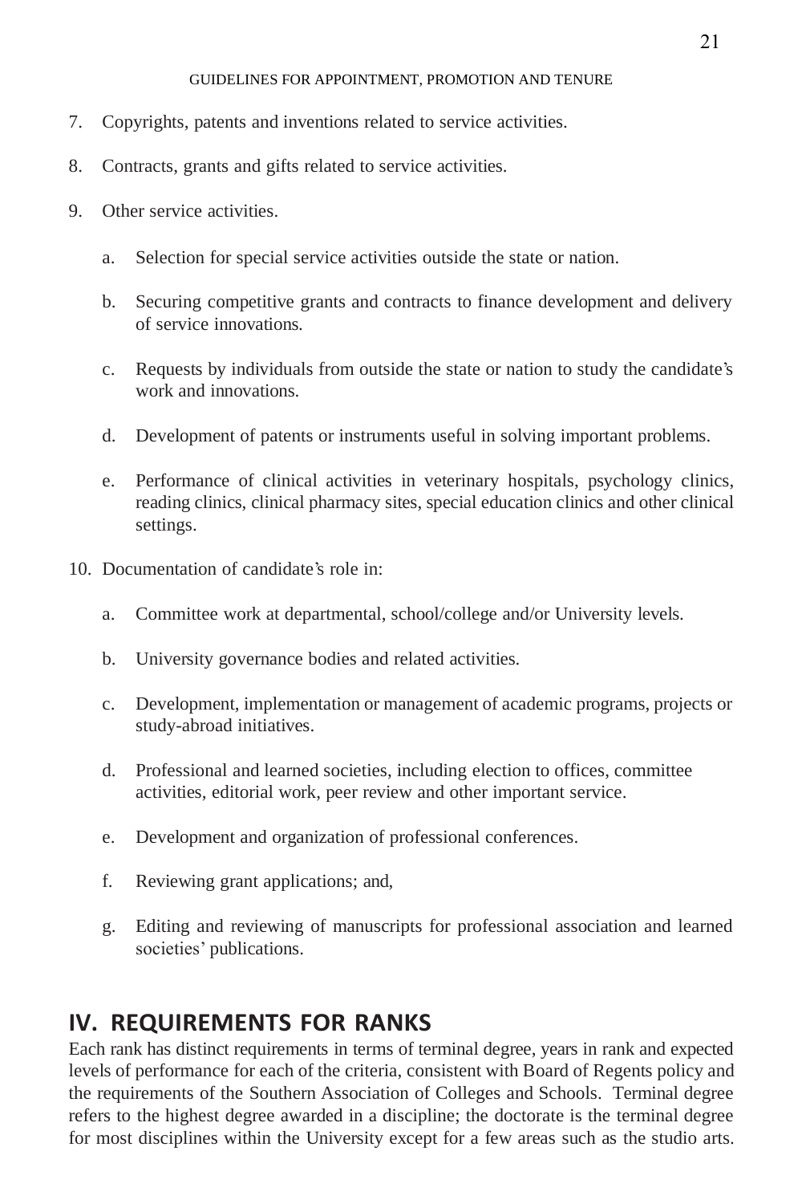7. Copyrights, patents and inventions related to service activities.

8. Contracts, grants and gifts related to service activities.

9. Other service activities.

   a. Selection for special service activities outside the state or nation.

   b. Securing competitive grants and contracts to finance development and delivery of service innovations.

   c. Requests by individuals from outside the state or nation to study the candidate's work and innovations.

   d. Development of patents or instruments useful in solving important problems.

   e. Performance of clinical activities in veterinary hospitals, psychology clinics, reading clinics, clinical pharmacy sites, special education clinics and other clinical settings.

10. Documentation of candidate's role in:

    a. Committee work at departmental, school/college and/or University levels.

    b. University governance bodies and related activities.

    c. Development, implementation or management of academic programs, projects or study-abroad initiatives.

    d. Professional and learned societies, including election to offices, committee activities, editorial work, peer review and other important service.

    e. Development and organization of professional conferences.

    f. Reviewing grant applications; and,

    g. Editing and reviewing of manuscripts for professional association and learned societies' publications.

## IV. REQUIREMENTS FOR RANKS

Each rank has distinct requirements in terms of terminal degree, years in rank and expected levels of performance for each of the criteria, consistent with Board of Regents policy and the requirements of the Southern Association of Colleges and Schools. Terminal degree refers to the highest degree awarded in a discipline; the doctorate is the terminal degree for most disciplines within the University except for a few areas such as the studio arts.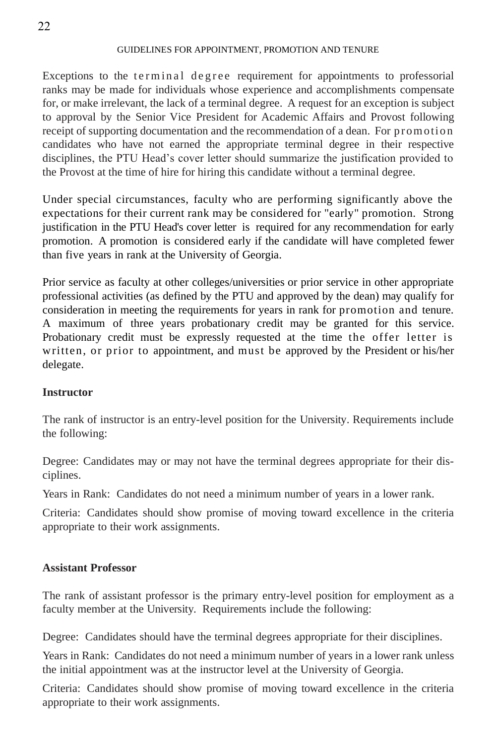Exceptions to the terminal degree requirement for appointments to professorial ranks may be made for individuals whose experience and accomplishments compensate for, or make irrelevant, the lack of a terminal degree. A request for an exception is subject to approval by the Senior Vice President for Academic Affairs and Provost following receipt of supporting documentation and the recommendation of a dean. For promotion candidates who have not earned the appropriate terminal degree in their respective disciplines, the PTU Head's cover letter should summarize the justification provided to the Provost at the time of hire for hiring this candidate without a terminal degree.

Under special circumstances, faculty who are performing significantly above the expectations for their current rank may be considered for "early" promotion. Strong justification in the PTU Head's cover letter is required for any recommendation for early promotion. A promotion is considered early if the candidate will have completed fewer than five years in rank at the University of Georgia.

Prior service as faculty at other colleges/universities or prior service in other appropriate professional activities (as defined by the PTU and approved by the dean) may qualify for consideration in meeting the requirements for years in rank for promotion and tenure. A maximum of three years probationary credit may be granted for this service. Probationary credit must be expressly requested at the time the offer letter is written, or prior to appointment, and must be approved by the President or his/her delegate.

**Instructor**

The rank of instructor is an entry-level position for the University. Requirements include the following:

Degree: Candidates may or may not have the terminal degrees appropriate for their disciplines.

Years in Rank: Candidates do not need a minimum number of years in a lower rank.

Criteria: Candidates should show promise of moving toward excellence in the criteria appropriate to their work assignments.

**Assistant Professor**

The rank of assistant professor is the primary entry-level position for employment as a faculty member at the University. Requirements include the following:

Degree: Candidates should have the terminal degrees appropriate for their disciplines.

Years in Rank: Candidates do not need a minimum number of years in a lower rank unless the initial appointment was at the instructor level at the University of Georgia.

Criteria: Candidates should show promise of moving toward excellence in the criteria appropriate to their work assignments.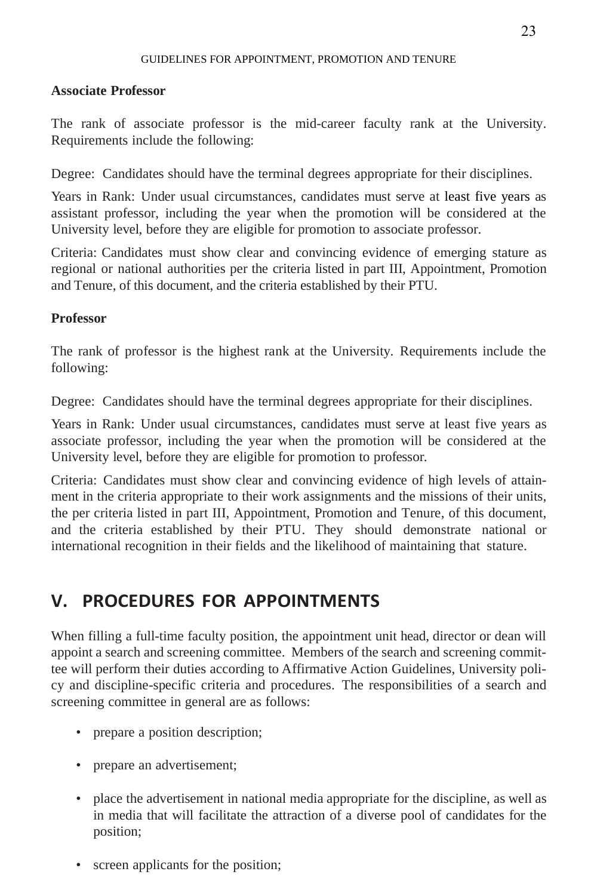**Associate Professor**

The rank of associate professor is the mid-career faculty rank at the University. Requirements include the following:

Degree: Candidates should have the terminal degrees appropriate for their disciplines.

Years in Rank: Under usual circumstances, candidates must serve at least five years as assistant professor, including the year when the promotion will be considered at the University level, before they are eligible for promotion to associate professor.

Criteria: Candidates must show clear and convincing evidence of emerging stature as regional or national authorities per the criteria listed in part III, Appointment, Promotion and Tenure, of this document, and the criteria established by their PTU.

**Professor**

The rank of professor is the highest rank at the University. Requirements include the following:

Degree: Candidates should have the terminal degrees appropriate for their disciplines.

Years in Rank: Under usual circumstances, candidates must serve at least five years as associate professor, including the year when the promotion will be considered at the University level, before they are eligible for promotion to professor.

Criteria: Candidates must show clear and convincing evidence of high levels of attainment in the criteria appropriate to their work assignments and the missions of their units, the per criteria listed in part III, Appointment, Promotion and Tenure, of this document, and the criteria established by their PTU. They should demonstrate national or international recognition in their fields and the likelihood of maintaining that stature.

## V. PROCEDURES FOR APPOINTMENTS

When filling a full-time faculty position, the appointment unit head, director or dean will appoint a search and screening committee. Members of the search and screening committee will perform their duties according to Affirmative Action Guidelines, University policy and discipline-specific criteria and procedures. The responsibilities of a search and screening committee in general are as follows:

- prepare a position description;
- prepare an advertisement;
- place the advertisement in national media appropriate for the discipline, as well as in media that will facilitate the attraction of a diverse pool of candidates for the position;
- screen applicants for the position;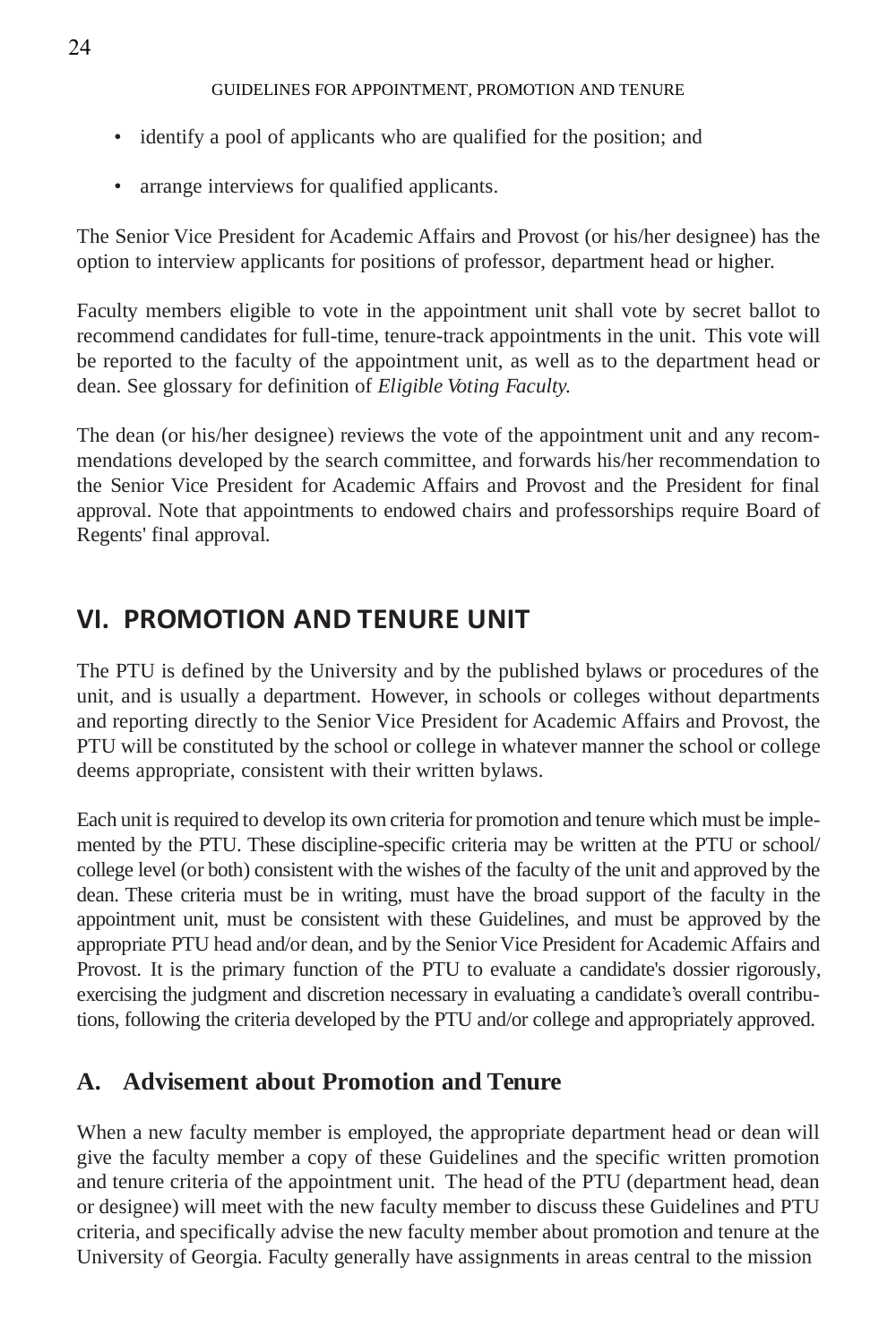- identify a pool of applicants who are qualified for the position; and
- arrange interviews for qualified applicants.

The Senior Vice President for Academic Affairs and Provost (or his/her designee) has the option to interview applicants for positions of professor, department head or higher.

Faculty members eligible to vote in the appointment unit shall vote by secret ballot to recommend candidates for full-time, tenure-track appointments in the unit. This vote will be reported to the faculty of the appointment unit, as well as to the department head or dean. See glossary for definition of *Eligible Voting Faculty.*

The dean (or his/her designee) reviews the vote of the appointment unit and any recommendations developed by the search committee, and forwards his/her recommendation to the Senior Vice President for Academic Affairs and Provost and the President for final approval. Note that appointments to endowed chairs and professorships require Board of Regents' final approval.

## VI. PROMOTION AND TENURE UNIT

The PTU is defined by the University and by the published bylaws or procedures of the unit, and is usually a department. However, in schools or colleges without departments and reporting directly to the Senior Vice President for Academic Affairs and Provost, the PTU will be constituted by the school or college in whatever manner the school or college deems appropriate, consistent with their written bylaws.

Each unit is required to develop its own criteria for promotion and tenure which must be implemented by the PTU. These discipline-specific criteria may be written at the PTU or school/college level (or both) consistent with the wishes of the faculty of the unit and approved by the dean. These criteria must be in writing, must have the broad support of the faculty in the appointment unit, must be consistent with these Guidelines, and must be approved by the appropriate PTU head and/or dean, and by the Senior Vice President for Academic Affairs and Provost. It is the primary function of the PTU to evaluate a candidate's dossier rigorously, exercising the judgment and discretion necessary in evaluating a candidate's overall contributions, following the criteria developed by the PTU and/or college and appropriately approved.

### A. Advisement about Promotion and Tenure

When a new faculty member is employed, the appropriate department head or dean will give the faculty member a copy of these Guidelines and the specific written promotion and tenure criteria of the appointment unit. The head of the PTU (department head, dean or designee) will meet with the new faculty member to discuss these Guidelines and PTU criteria, and specifically advise the new faculty member about promotion and tenure at the University of Georgia. Faculty generally have assignments in areas central to the mission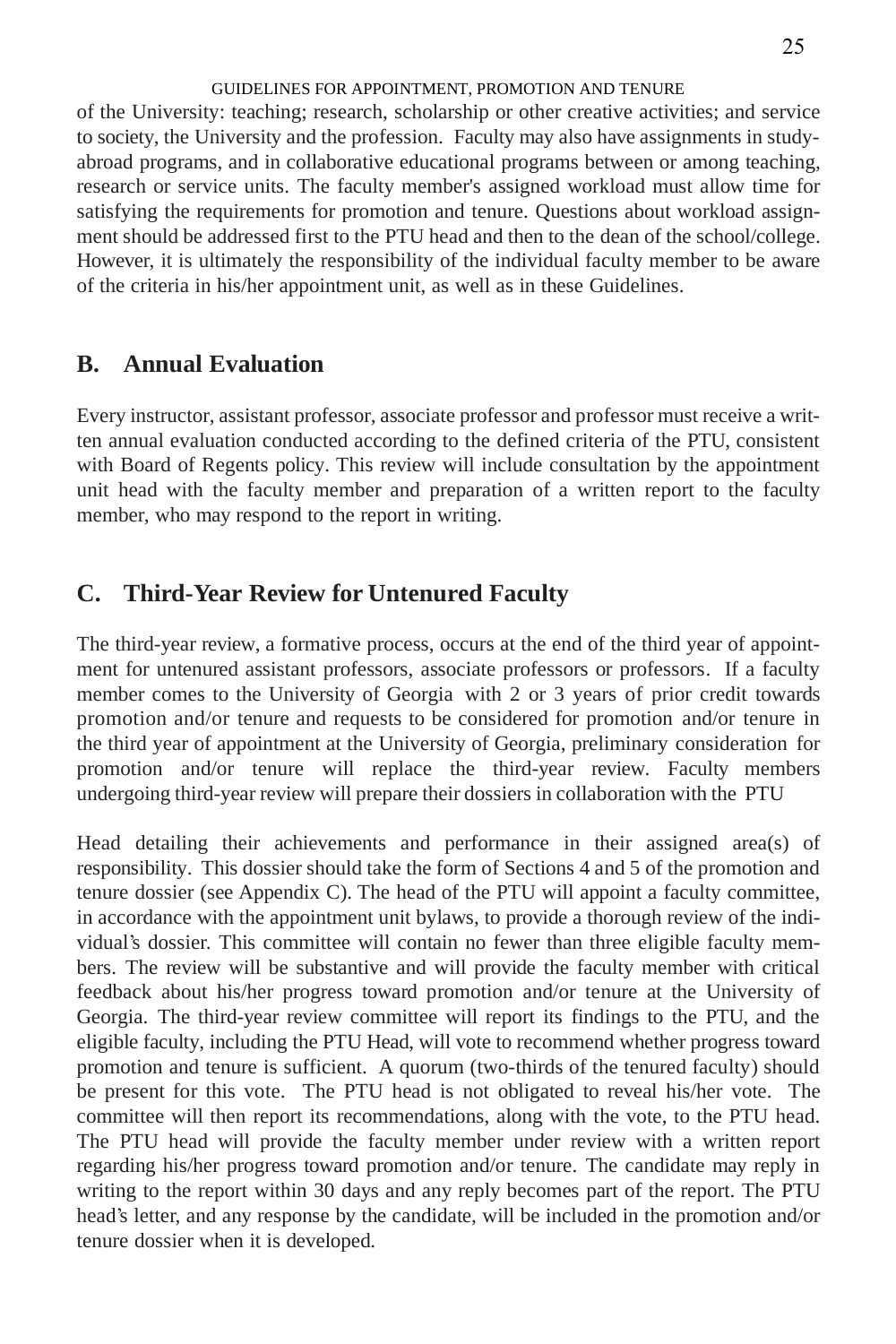of the University: teaching; research, scholarship or other creative activities; and service to society, the University and the profession. Faculty may also have assignments in study-abroad programs, and in collaborative educational programs between or among teaching, research or service units. The faculty member's assigned workload must allow time for satisfying the requirements for promotion and tenure. Questions about workload assignment should be addressed first to the PTU head and then to the dean of the school/college. However, it is ultimately the responsibility of the individual faculty member to be aware of the criteria in his/her appointment unit, as well as in these Guidelines.

## B. Annual Evaluation

Every instructor, assistant professor, associate professor and professor must receive a written annual evaluation conducted according to the defined criteria of the PTU, consistent with Board of Regents policy. This review will include consultation by the appointment unit head with the faculty member and preparation of a written report to the faculty member, who may respond to the report in writing.

## C. Third-Year Review for Untenured Faculty

The third-year review, a formative process, occurs at the end of the third year of appointment for untenured assistant professors, associate professors or professors. If a faculty member comes to the University of Georgia with 2 or 3 years of prior credit towards promotion and/or tenure and requests to be considered for promotion and/or tenure in the third year of appointment at the University of Georgia, preliminary consideration for promotion and/or tenure will replace the third-year review. Faculty members undergoing third-year review will prepare their dossiers in collaboration with the PTU

Head detailing their achievements and performance in their assigned area(s) of responsibility. This dossier should take the form of Sections 4 and 5 of the promotion and tenure dossier (see Appendix C). The head of the PTU will appoint a faculty committee, in accordance with the appointment unit bylaws, to provide a thorough review of the individual's dossier. This committee will contain no fewer than three eligible faculty members. The review will be substantive and will provide the faculty member with critical feedback about his/her progress toward promotion and/or tenure at the University of Georgia. The third-year review committee will report its findings to the PTU, and the eligible faculty, including the PTU Head, will vote to recommend whether progress toward promotion and tenure is sufficient. A quorum (two-thirds of the tenured faculty) should be present for this vote. The PTU head is not obligated to reveal his/her vote. The committee will then report its recommendations, along with the vote, to the PTU head. The PTU head will provide the faculty member under review with a written report regarding his/her progress toward promotion and/or tenure. The candidate may reply in writing to the report within 30 days and any reply becomes part of the report. The PTU head's letter, and any response by the candidate, will be included in the promotion and/or tenure dossier when it is developed.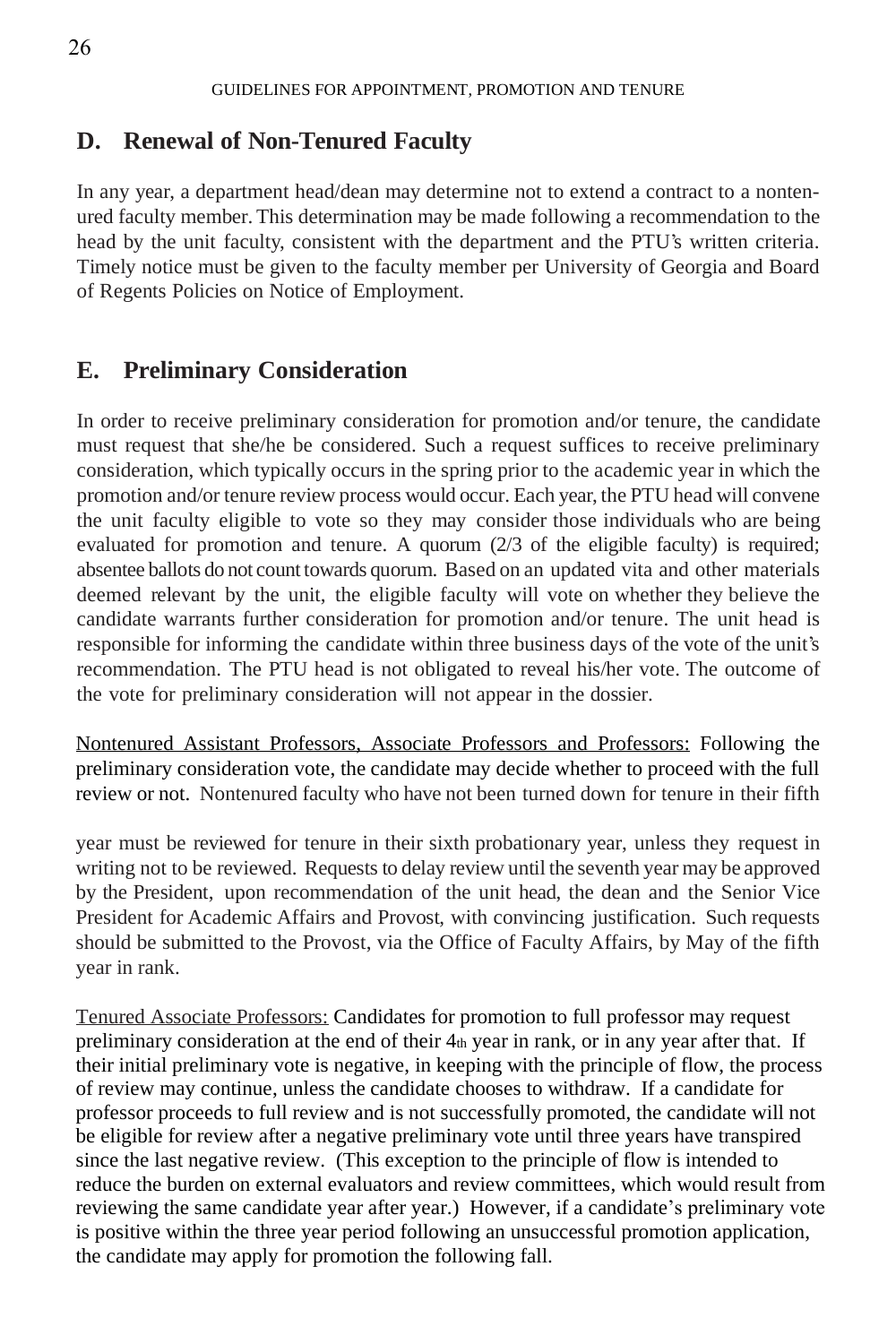## D. Renewal of Non-Tenured Faculty

In any year, a department head/dean may determine not to extend a contract to a nontenured faculty member. This determination may be made following a recommendation to the head by the unit faculty, consistent with the department and the PTU's written criteria. Timely notice must be given to the faculty member per University of Georgia and Board of Regents Policies on Notice of Employment.

## E. Preliminary Consideration

In order to receive preliminary consideration for promotion and/or tenure, the candidate must request that she/he be considered. Such a request suffices to receive preliminary consideration, which typically occurs in the spring prior to the academic year in which the promotion and/or tenure review process would occur. Each year, the PTU head will convene the unit faculty eligible to vote so they may consider those individuals who are being evaluated for promotion and tenure. A quorum (2/3 of the eligible faculty) is required; absentee ballots do not count towards quorum. Based on an updated vita and other materials deemed relevant by the unit, the eligible faculty will vote on whether they believe the candidate warrants further consideration for promotion and/or tenure. The unit head is responsible for informing the candidate within three business days of the vote of the unit's recommendation. The PTU head is not obligated to reveal his/her vote. The outcome of the vote for preliminary consideration will not appear in the dossier.

Nontenured Assistant Professors, Associate Professors and Professors: Following the preliminary consideration vote, the candidate may decide whether to proceed with the full review or not. Nontenured faculty who have not been turned down for tenure in their fifth year must be reviewed for tenure in their sixth probationary year, unless they request in writing not to be reviewed. Requests to delay review until the seventh year may be approved by the President, upon recommendation of the unit head, the dean and the Senior Vice President for Academic Affairs and Provost, with convincing justification. Such requests should be submitted to the Provost, via the Office of Faculty Affairs, by May of the fifth year in rank.

Tenured Associate Professors: Candidates for promotion to full professor may request preliminary consideration at the end of their 4th year in rank, or in any year after that. If their initial preliminary vote is negative, in keeping with the principle of flow, the process of review may continue, unless the candidate chooses to withdraw. If a candidate for professor proceeds to full review and is not successfully promoted, the candidate will not be eligible for review after a negative preliminary vote until three years have transpired since the last negative review. (This exception to the principle of flow is intended to reduce the burden on external evaluators and review committees, which would result from reviewing the same candidate year after year.) However, if a candidate's preliminary vote is positive within the three year period following an unsuccessful promotion application, the candidate may apply for promotion the following fall.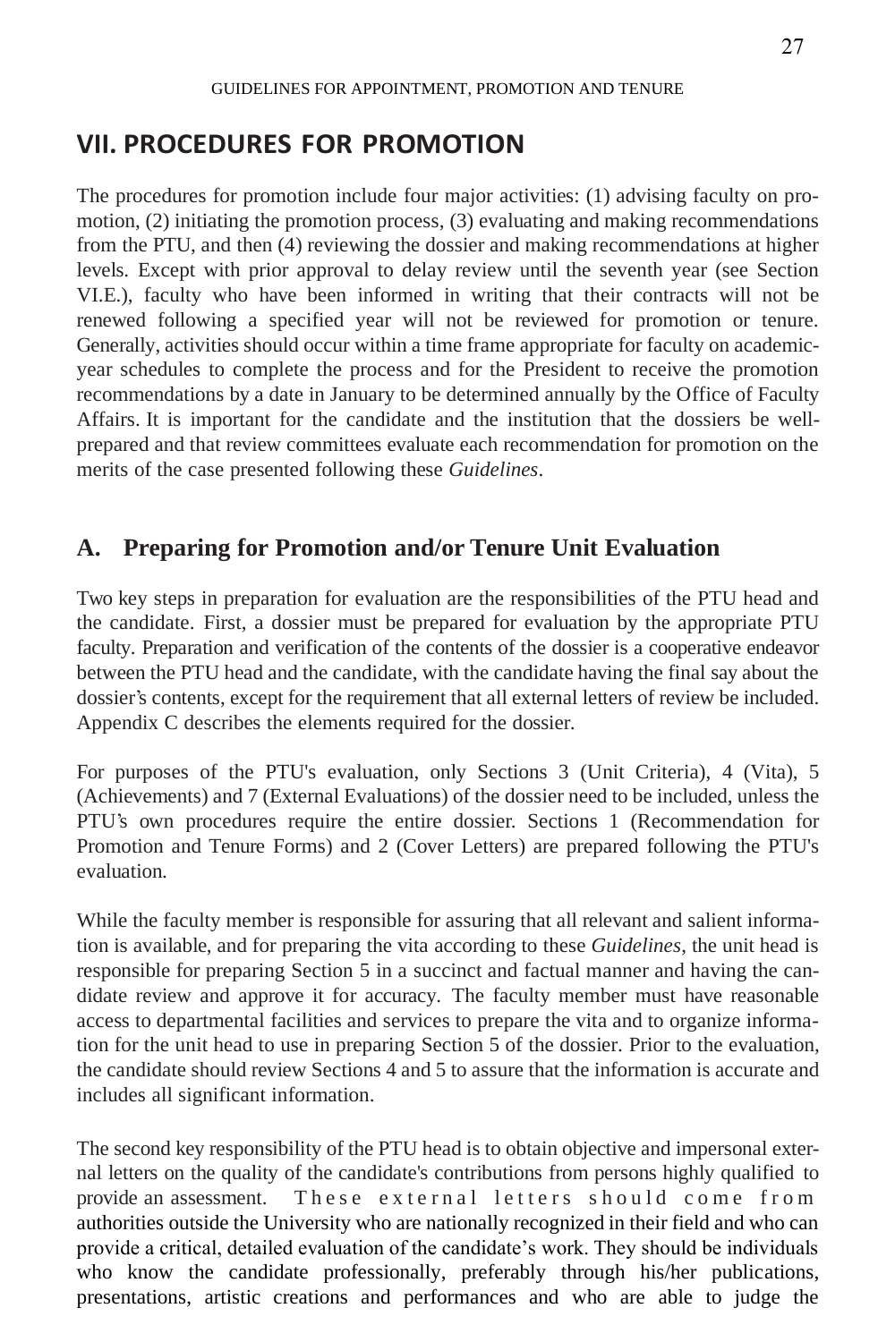## VII. PROCEDURES FOR PROMOTION

The procedures for promotion include four major activities: (1) advising faculty on promotion, (2) initiating the promotion process, (3) evaluating and making recommendations from the PTU, and then (4) reviewing the dossier and making recommendations at higher levels. Except with prior approval to delay review until the seventh year (see Section VI.E.), faculty who have been informed in writing that their contracts will not be renewed following a specified year will not be reviewed for promotion or tenure. Generally, activities should occur within a time frame appropriate for faculty on academic-year schedules to complete the process and for the President to receive the promotion recommendations by a date in January to be determined annually by the Office of Faculty Affairs. It is important for the candidate and the institution that the dossiers be well-prepared and that review committees evaluate each recommendation for promotion on the merits of the case presented following these *Guidelines*.

### A. Preparing for Promotion and/or Tenure Unit Evaluation

Two key steps in preparation for evaluation are the responsibilities of the PTU head and the candidate. First, a dossier must be prepared for evaluation by the appropriate PTU faculty. Preparation and verification of the contents of the dossier is a cooperative endeavor between the PTU head and the candidate, with the candidate having the final say about the dossier's contents, except for the requirement that all external letters of review be included. Appendix C describes the elements required for the dossier.

For purposes of the PTU's evaluation, only Sections 3 (Unit Criteria), 4 (Vita), 5 (Achievements) and 7 (External Evaluations) of the dossier need to be included, unless the PTU's own procedures require the entire dossier. Sections 1 (Recommendation for Promotion and Tenure Forms) and 2 (Cover Letters) are prepared following the PTU's evaluation.

While the faculty member is responsible for assuring that all relevant and salient information is available, and for preparing the vita according to these *Guidelines*, the unit head is responsible for preparing Section 5 in a succinct and factual manner and having the candidate review and approve it for accuracy. The faculty member must have reasonable access to departmental facilities and services to prepare the vita and to organize information for the unit head to use in preparing Section 5 of the dossier. Prior to the evaluation, the candidate should review Sections 4 and 5 to assure that the information is accurate and includes all significant information.

The second key responsibility of the PTU head is to obtain objective and impersonal external letters on the quality of the candidate's contributions from persons highly qualified to provide an assessment. These external letters should come from authorities outside the University who are nationally recognized in their field and who can provide a critical, detailed evaluation of the candidate's work. They should be individuals who know the candidate professionally, preferably through his/her publications, presentations, artistic creations and performances and who are able to judge the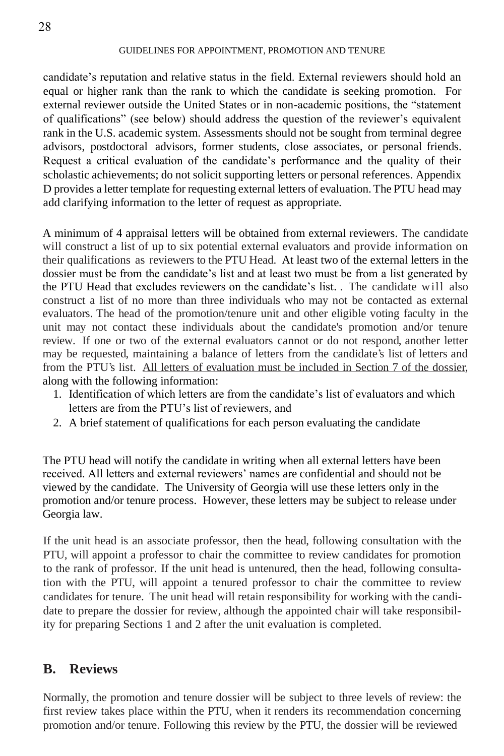candidate's reputation and relative status in the field. External reviewers should hold an equal or higher rank than the rank to which the candidate is seeking promotion. For external reviewer outside the United States or in non-academic positions, the "statement of qualifications" (see below) should address the question of the reviewer's equivalent rank in the U.S. academic system. Assessments should not be sought from terminal degree advisors, postdoctoral advisors, former students, close associates, or personal friends. Request a critical evaluation of the candidate's performance and the quality of their scholastic achievements; do not solicit supporting letters or personal references. Appendix D provides a letter template for requesting external letters of evaluation. The PTU head may add clarifying information to the letter of request as appropriate.

A minimum of 4 appraisal letters will be obtained from external reviewers. The candidate will construct a list of up to six potential external evaluators and provide information on their qualifications as reviewers to the PTU Head. At least two of the external letters in the dossier must be from the candidate's list and at least two must be from a list generated by the PTU Head that excludes reviewers on the candidate's list. . The candidate will also construct a list of no more than three individuals who may not be contacted as external evaluators. The head of the promotion/tenure unit and other eligible voting faculty in the unit may not contact these individuals about the candidate's promotion and/or tenure review. If one or two of the external evaluators cannot or do not respond, another letter may be requested, maintaining a balance of letters from the candidate's list of letters and from the PTU's list. <u>All letters of evaluation must be included in Section 7 of the dossier</u>, along with the following information:

1. Identification of which letters are from the candidate's list of evaluators and which letters are from the PTU's list of reviewers, and
2. A brief statement of qualifications for each person evaluating the candidate

The PTU head will notify the candidate in writing when all external letters have been received. All letters and external reviewers' names are confidential and should not be viewed by the candidate. The University of Georgia will use these letters only in the promotion and/or tenure process. However, these letters may be subject to release under Georgia law.

If the unit head is an associate professor, then the head, following consultation with the PTU, will appoint a professor to chair the committee to review candidates for promotion to the rank of professor. If the unit head is untenured, then the head, following consultation with the PTU, will appoint a tenured professor to chair the committee to review candidates for tenure. The unit head will retain responsibility for working with the candidate to prepare the dossier for review, although the appointed chair will take responsibility for preparing Sections 1 and 2 after the unit evaluation is completed.

## B. Reviews

Normally, the promotion and tenure dossier will be subject to three levels of review: the first review takes place within the PTU, when it renders its recommendation concerning promotion and/or tenure. Following this review by the PTU, the dossier will be reviewed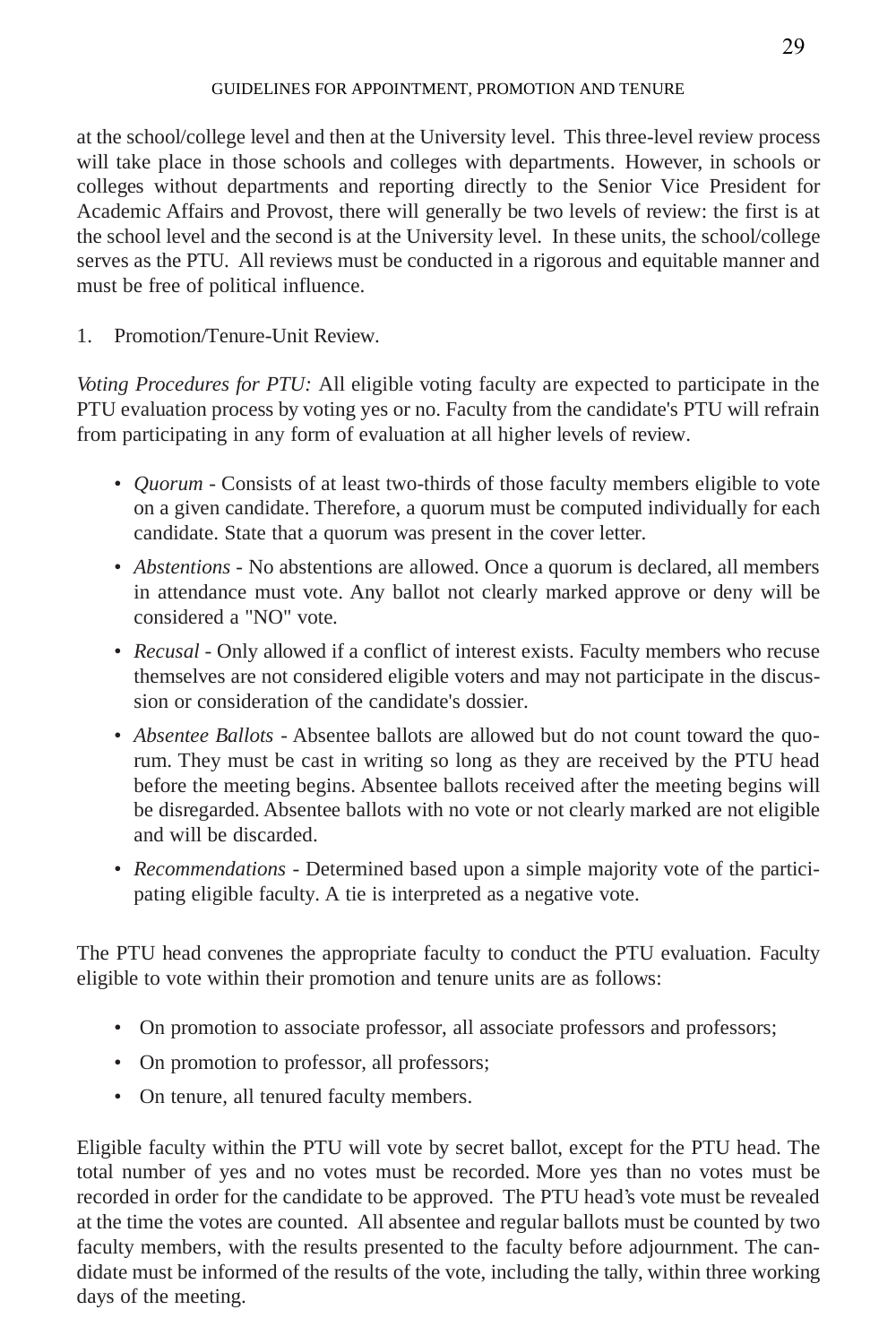at the school/college level and then at the University level. This three-level review process will take place in those schools and colleges with departments. However, in schools or colleges without departments and reporting directly to the Senior Vice President for Academic Affairs and Provost, there will generally be two levels of review: the first is at the school level and the second is at the University level. In these units, the school/college serves as the PTU. All reviews must be conducted in a rigorous and equitable manner and must be free of political influence.

1. Promotion/Tenure-Unit Review.

*Voting Procedures for PTU:* All eligible voting faculty are expected to participate in the PTU evaluation process by voting yes or no. Faculty from the candidate's PTU will refrain from participating in any form of evaluation at all higher levels of review.

- *Quorum* - Consists of at least two-thirds of those faculty members eligible to vote on a given candidate. Therefore, a quorum must be computed individually for each candidate. State that a quorum was present in the cover letter.
- *Abstentions* - No abstentions are allowed. Once a quorum is declared, all members in attendance must vote. Any ballot not clearly marked approve or deny will be considered a "NO" vote.
- *Recusal* - Only allowed if a conflict of interest exists. Faculty members who recuse themselves are not considered eligible voters and may not participate in the discussion or consideration of the candidate's dossier.
- *Absentee Ballots* - Absentee ballots are allowed but do not count toward the quorum. They must be cast in writing so long as they are received by the PTU head before the meeting begins. Absentee ballots received after the meeting begins will be disregarded. Absentee ballots with no vote or not clearly marked are not eligible and will be discarded.
- *Recommendations* - Determined based upon a simple majority vote of the participating eligible faculty. A tie is interpreted as a negative vote.

The PTU head convenes the appropriate faculty to conduct the PTU evaluation. Faculty eligible to vote within their promotion and tenure units are as follows:

- On promotion to associate professor, all associate professors and professors;
- On promotion to professor, all professors;
- On tenure, all tenured faculty members.

Eligible faculty within the PTU will vote by secret ballot, except for the PTU head. The total number of yes and no votes must be recorded. More yes than no votes must be recorded in order for the candidate to be approved. The PTU head's vote must be revealed at the time the votes are counted. All absentee and regular ballots must be counted by two faculty members, with the results presented to the faculty before adjournment. The candidate must be informed of the results of the vote, including the tally, within three working days of the meeting.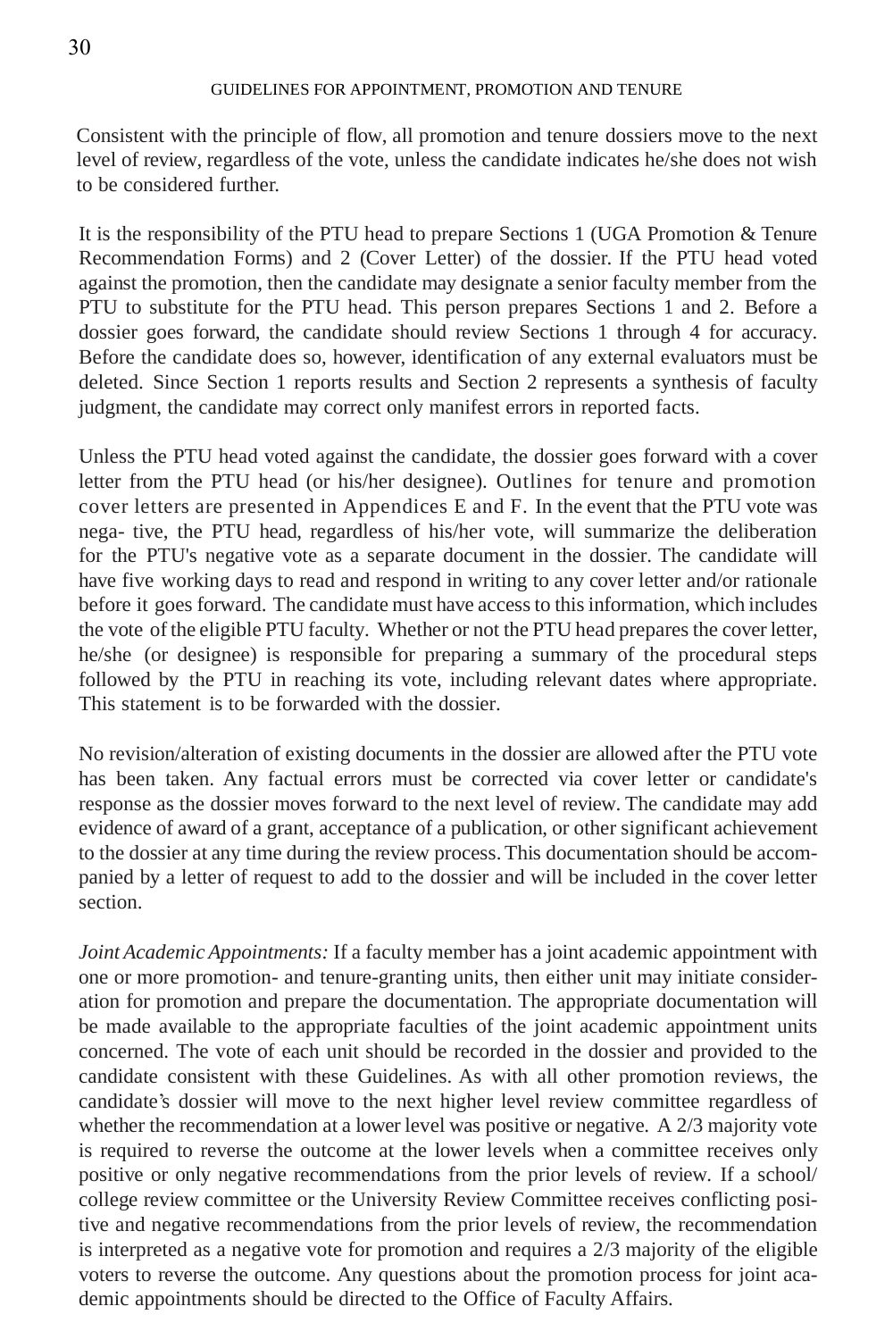Consistent with the principle of flow, all promotion and tenure dossiers move to the next level of review, regardless of the vote, unless the candidate indicates he/she does not wish to be considered further.

It is the responsibility of the PTU head to prepare Sections 1 (UGA Promotion & Tenure Recommendation Forms) and 2 (Cover Letter) of the dossier. If the PTU head voted against the promotion, then the candidate may designate a senior faculty member from the PTU to substitute for the PTU head. This person prepares Sections 1 and 2. Before a dossier goes forward, the candidate should review Sections 1 through 4 for accuracy. Before the candidate does so, however, identification of any external evaluators must be deleted. Since Section 1 reports results and Section 2 represents a synthesis of faculty judgment, the candidate may correct only manifest errors in reported facts.

Unless the PTU head voted against the candidate, the dossier goes forward with a cover letter from the PTU head (or his/her designee). Outlines for tenure and promotion cover letters are presented in Appendices E and F. In the event that the PTU vote was nega- tive, the PTU head, regardless of his/her vote, will summarize the deliberation for the PTU's negative vote as a separate document in the dossier. The candidate will have five working days to read and respond in writing to any cover letter and/or rationale before it goes forward. The candidate must have access to this information, which includes the vote of the eligible PTU faculty. Whether or not the PTU head prepares the cover letter, he/she (or designee) is responsible for preparing a summary of the procedural steps followed by the PTU in reaching its vote, including relevant dates where appropriate. This statement is to be forwarded with the dossier.

No revision/alteration of existing documents in the dossier are allowed after the PTU vote has been taken. Any factual errors must be corrected via cover letter or candidate's response as the dossier moves forward to the next level of review. The candidate may add evidence of award of a grant, acceptance of a publication, or other significant achievement to the dossier at any time during the review process. This documentation should be accompanied by a letter of request to add to the dossier and will be included in the cover letter section.

*Joint Academic Appointments:* If a faculty member has a joint academic appointment with one or more promotion- and tenure-granting units, then either unit may initiate consideration for promotion and prepare the documentation. The appropriate documentation will be made available to the appropriate faculties of the joint academic appointment units concerned. The vote of each unit should be recorded in the dossier and provided to the candidate consistent with these Guidelines. As with all other promotion reviews, the candidate's dossier will move to the next higher level review committee regardless of whether the recommendation at a lower level was positive or negative. A 2/3 majority vote is required to reverse the outcome at the lower levels when a committee receives only positive or only negative recommendations from the prior levels of review. If a school/college review committee or the University Review Committee receives conflicting positive and negative recommendations from the prior levels of review, the recommendation is interpreted as a negative vote for promotion and requires a 2/3 majority of the eligible voters to reverse the outcome. Any questions about the promotion process for joint academic appointments should be directed to the Office of Faculty Affairs.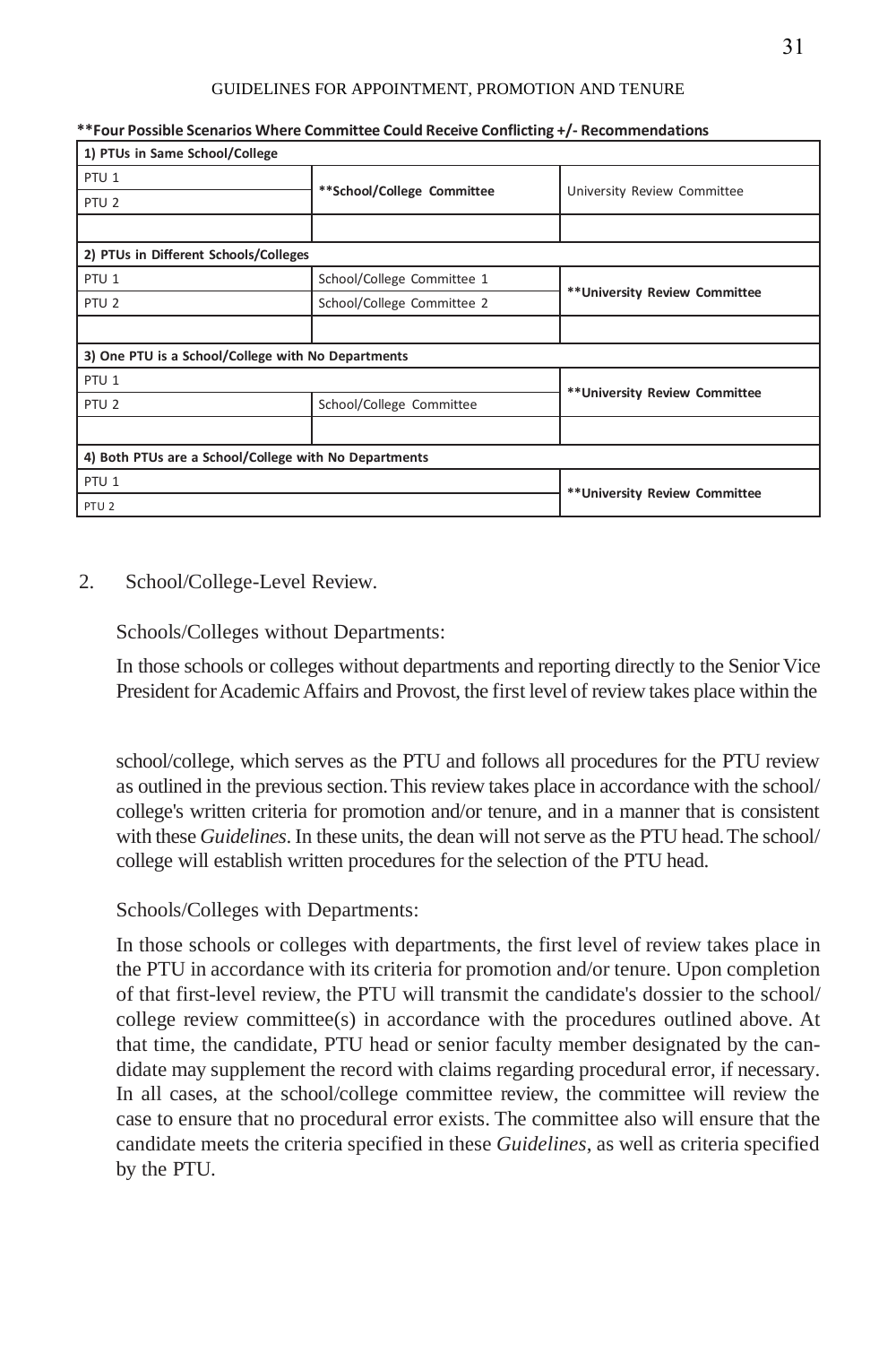**Four Possible Scenarios Where Committee Could Receive Conflicting +/- Recommendations

| 1) PTUs in Same School/College | | |
|---|---|---|
| PTU 1 | **School/College Committee | University Review Committee |
| PTU 2 | | |
| | | |
| **2) PTUs in Different Schools/Colleges** | | |
| PTU 1 | School/College Committee 1 | **University Review Committee |
| PTU 2 | School/College Committee 2 | |
| | | |
| **3) One PTU is a School/College with No Departments** | | |
| PTU 1 | | **University Review Committee |
| PTU 2 | School/College Committee | |
| | | |
| **4) Both PTUs are a School/College with No Departments** | | |
| PTU 1 | | **University Review Committee |
| PTU 2 | | |

2. School/College-Level Review.

Schools/Colleges without Departments:

In those schools or colleges without departments and reporting directly to the Senior Vice President for Academic Affairs and Provost, the first level of review takes place within the school/college, which serves as the PTU and follows all procedures for the PTU review as outlined in the previous section. This review takes place in accordance with the school/college's written criteria for promotion and/or tenure, and in a manner that is consistent with these *Guidelines*. In these units, the dean will not serve as the PTU head. The school/college will establish written procedures for the selection of the PTU head.

Schools/Colleges with Departments:

In those schools or colleges with departments, the first level of review takes place in the PTU in accordance with its criteria for promotion and/or tenure. Upon completion of that first-level review, the PTU will transmit the candidate's dossier to the school/college review committee(s) in accordance with the procedures outlined above. At that time, the candidate, PTU head or senior faculty member designated by the candidate may supplement the record with claims regarding procedural error, if necessary. In all cases, at the school/college committee review, the committee will review the case to ensure that no procedural error exists. The committee also will ensure that the candidate meets the criteria specified in these *Guidelines*, as well as criteria specified by the PTU.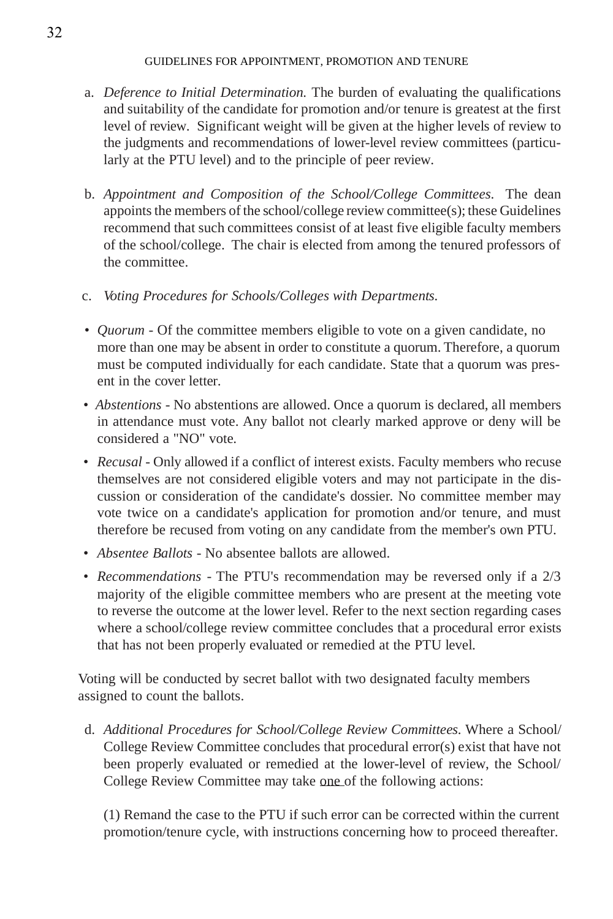a. *Deference to Initial Determination.* The burden of evaluating the qualifications and suitability of the candidate for promotion and/or tenure is greatest at the first level of review. Significant weight will be given at the higher levels of review to the judgments and recommendations of lower-level review committees (particularly at the PTU level) and to the principle of peer review.

b. *Appointment and Composition of the School/College Committees.* The dean appoints the members of the school/college review committee(s); these Guidelines recommend that such committees consist of at least five eligible faculty members of the school/college. The chair is elected from among the tenured professors of the committee.

c. *Voting Procedures for Schools/Colleges with Departments.*

- *Quorum* - Of the committee members eligible to vote on a given candidate, no more than one may be absent in order to constitute a quorum. Therefore, a quorum must be computed individually for each candidate. State that a quorum was present in the cover letter.
- *Abstentions* - No abstentions are allowed. Once a quorum is declared, all members in attendance must vote. Any ballot not clearly marked approve or deny will be considered a "NO" vote.
- *Recusal* - Only allowed if a conflict of interest exists. Faculty members who recuse themselves are not considered eligible voters and may not participate in the discussion or consideration of the candidate's dossier. No committee member may vote twice on a candidate's application for promotion and/or tenure, and must therefore be recused from voting on any candidate from the member's own PTU.
- *Absentee Ballots* - No absentee ballots are allowed.
- *Recommendations* - The PTU's recommendation may be reversed only if a 2/3 majority of the eligible committee members who are present at the meeting vote to reverse the outcome at the lower level. Refer to the next section regarding cases where a school/college review committee concludes that a procedural error exists that has not been properly evaluated or remedied at the PTU level.

Voting will be conducted by secret ballot with two designated faculty members assigned to count the ballots.

d. *Additional Procedures for School/College Review Committees.* Where a School/College Review Committee concludes that procedural error(s) exist that have not been properly evaluated or remedied at the lower-level of review, the School/College Review Committee may take <u>one</u> of the following actions:

(1) Remand the case to the PTU if such error can be corrected within the current promotion/tenure cycle, with instructions concerning how to proceed thereafter.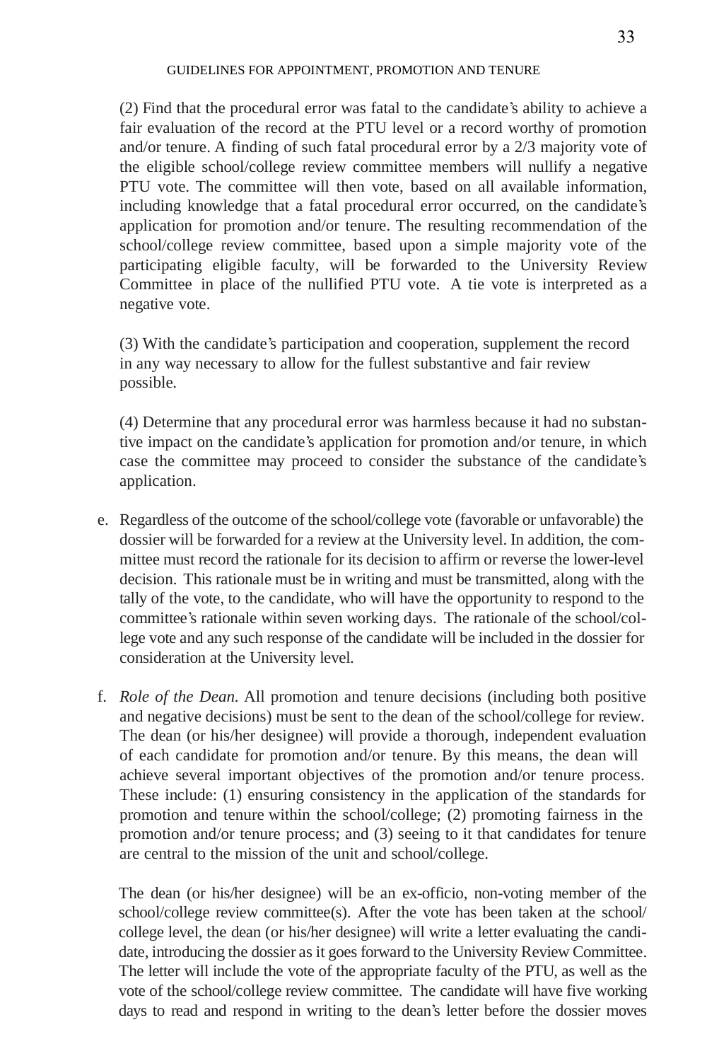(2) Find that the procedural error was fatal to the candidate's ability to achieve a fair evaluation of the record at the PTU level or a record worthy of promotion and/or tenure. A finding of such fatal procedural error by a 2/3 majority vote of the eligible school/college review committee members will nullify a negative PTU vote. The committee will then vote, based on all available information, including knowledge that a fatal procedural error occurred, on the candidate's application for promotion and/or tenure. The resulting recommendation of the school/college review committee, based upon a simple majority vote of the participating eligible faculty, will be forwarded to the University Review Committee in place of the nullified PTU vote. A tie vote is interpreted as a negative vote.

(3) With the candidate's participation and cooperation, supplement the record in any way necessary to allow for the fullest substantive and fair review possible.

(4) Determine that any procedural error was harmless because it had no substantive impact on the candidate's application for promotion and/or tenure, in which case the committee may proceed to consider the substance of the candidate's application.

e. Regardless of the outcome of the school/college vote (favorable or unfavorable) the dossier will be forwarded for a review at the University level. In addition, the committee must record the rationale for its decision to affirm or reverse the lower-level decision. This rationale must be in writing and must be transmitted, along with the tally of the vote, to the candidate, who will have the opportunity to respond to the committee's rationale within seven working days. The rationale of the school/college vote and any such response of the candidate will be included in the dossier for consideration at the University level.

f. *Role of the Dean.* All promotion and tenure decisions (including both positive and negative decisions) must be sent to the dean of the school/college for review. The dean (or his/her designee) will provide a thorough, independent evaluation of each candidate for promotion and/or tenure. By this means, the dean will achieve several important objectives of the promotion and/or tenure process. These include: (1) ensuring consistency in the application of the standards for promotion and tenure within the school/college; (2) promoting fairness in the promotion and/or tenure process; and (3) seeing to it that candidates for tenure are central to the mission of the unit and school/college.

   The dean (or his/her designee) will be an ex-officio, non-voting member of the school/college review committee(s). After the vote has been taken at the school/college level, the dean (or his/her designee) will write a letter evaluating the candidate, introducing the dossier as it goes forward to the University Review Committee. The letter will include the vote of the appropriate faculty of the PTU, as well as the vote of the school/college review committee. The candidate will have five working days to read and respond in writing to the dean's letter before the dossier moves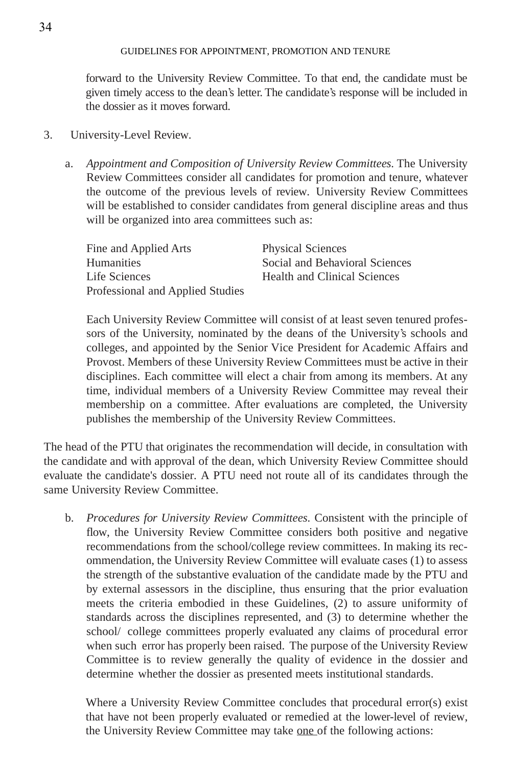forward to the University Review Committee. To that end, the candidate must be given timely access to the dean's letter. The candidate's response will be included in the dossier as it moves forward.

3. University-Level Review.

   a. *Appointment and Composition of University Review Committees.* The University Review Committees consider all candidates for promotion and tenure, whatever the outcome of the previous levels of review. University Review Committees will be established to consider candidates from general discipline areas and thus will be organized into area committees such as:

   - Fine and Applied Arts
   - Humanities
   - Life Sciences
   - Professional and Applied Studies
   - Physical Sciences
   - Social and Behavioral Sciences
   - Health and Clinical Sciences

   Each University Review Committee will consist of at least seven tenured professors of the University, nominated by the deans of the University's schools and colleges, and appointed by the Senior Vice President for Academic Affairs and Provost. Members of these University Review Committees must be active in their disciplines. Each committee will elect a chair from among its members. At any time, individual members of a University Review Committee may reveal their membership on a committee. After evaluations are completed, the University publishes the membership of the University Review Committees.

The head of the PTU that originates the recommendation will decide, in consultation with the candidate and with approval of the dean, which University Review Committee should evaluate the candidate's dossier. A PTU need not route all of its candidates through the same University Review Committee.

   b. *Procedures for University Review Committees.* Consistent with the principle of flow, the University Review Committee considers both positive and negative recommendations from the school/college review committees. In making its recommendation, the University Review Committee will evaluate cases (1) to assess the strength of the substantive evaluation of the candidate made by the PTU and by external assessors in the discipline, thus ensuring that the prior evaluation meets the criteria embodied in these Guidelines, (2) to assure uniformity of standards across the disciplines represented, and (3) to determine whether the school/ college committees properly evaluated any claims of procedural error when such error has properly been raised. The purpose of the University Review Committee is to review generally the quality of evidence in the dossier and determine whether the dossier as presented meets institutional standards.

   Where a University Review Committee concludes that procedural error(s) exist that have not been properly evaluated or remedied at the lower-level of review, the University Review Committee may take <u>one</u> of the following actions: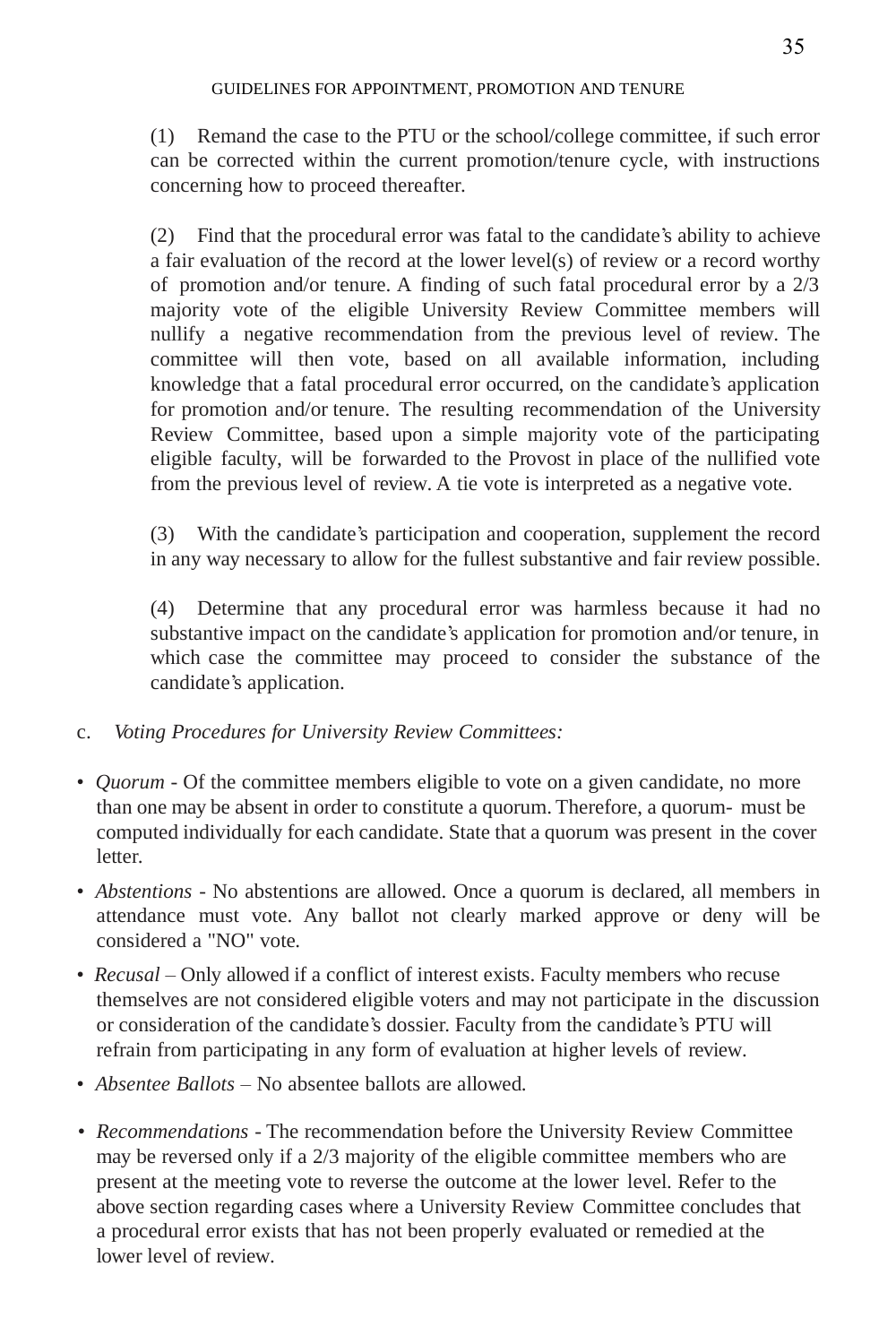(1) Remand the case to the PTU or the school/college committee, if such error can be corrected within the current promotion/tenure cycle, with instructions concerning how to proceed thereafter.

(2) Find that the procedural error was fatal to the candidate's ability to achieve a fair evaluation of the record at the lower level(s) of review or a record worthy of promotion and/or tenure. A finding of such fatal procedural error by a 2/3 majority vote of the eligible University Review Committee members will nullify a negative recommendation from the previous level of review. The committee will then vote, based on all available information, including knowledge that a fatal procedural error occurred, on the candidate's application for promotion and/or tenure. The resulting recommendation of the University Review Committee, based upon a simple majority vote of the participating eligible faculty, will be forwarded to the Provost in place of the nullified vote from the previous level of review. A tie vote is interpreted as a negative vote.

(3) With the candidate's participation and cooperation, supplement the record in any way necessary to allow for the fullest substantive and fair review possible.

(4) Determine that any procedural error was harmless because it had no substantive impact on the candidate's application for promotion and/or tenure, in which case the committee may proceed to consider the substance of the candidate's application.

c. *Voting Procedures for University Review Committees:*

- *Quorum* - Of the committee members eligible to vote on a given candidate, no more than one may be absent in order to constitute a quorum. Therefore, a quorum- must be computed individually for each candidate. State that a quorum was present in the cover letter.
- *Abstentions* - No abstentions are allowed. Once a quorum is declared, all members in attendance must vote. Any ballot not clearly marked approve or deny will be considered a "NO" vote.
- *Recusal* – Only allowed if a conflict of interest exists. Faculty members who recuse themselves are not considered eligible voters and may not participate in the discussion or consideration of the candidate's dossier. Faculty from the candidate's PTU will refrain from participating in any form of evaluation at higher levels of review.
- *Absentee Ballots* – No absentee ballots are allowed.
- *Recommendations* - The recommendation before the University Review Committee may be reversed only if a 2/3 majority of the eligible committee members who are present at the meeting vote to reverse the outcome at the lower level. Refer to the above section regarding cases where a University Review Committee concludes that a procedural error exists that has not been properly evaluated or remedied at the lower level of review.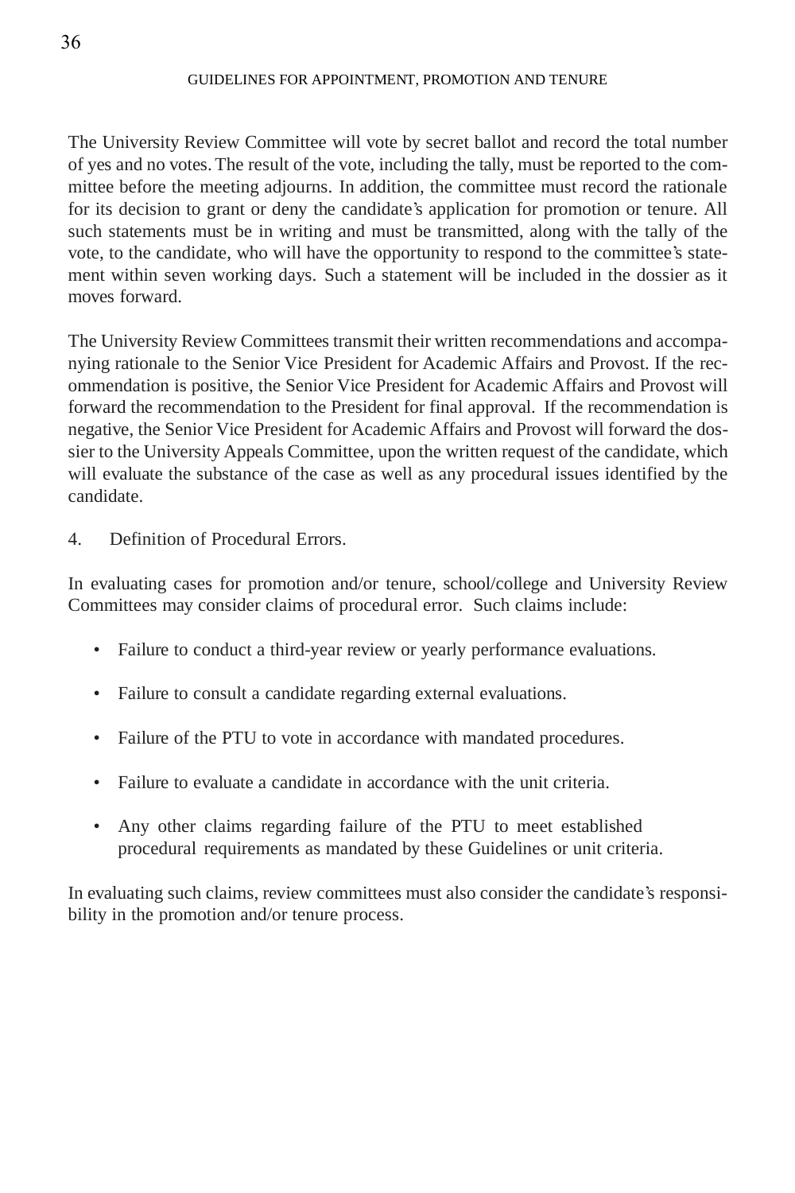The University Review Committee will vote by secret ballot and record the total number of yes and no votes. The result of the vote, including the tally, must be reported to the committee before the meeting adjourns. In addition, the committee must record the rationale for its decision to grant or deny the candidate's application for promotion or tenure. All such statements must be in writing and must be transmitted, along with the tally of the vote, to the candidate, who will have the opportunity to respond to the committee's statement within seven working days. Such a statement will be included in the dossier as it moves forward.

The University Review Committees transmit their written recommendations and accompanying rationale to the Senior Vice President for Academic Affairs and Provost. If the recommendation is positive, the Senior Vice President for Academic Affairs and Provost will forward the recommendation to the President for final approval. If the recommendation is negative, the Senior Vice President for Academic Affairs and Provost will forward the dossier to the University Appeals Committee, upon the written request of the candidate, which will evaluate the substance of the case as well as any procedural issues identified by the candidate.

4. Definition of Procedural Errors.

In evaluating cases for promotion and/or tenure, school/college and University Review Committees may consider claims of procedural error. Such claims include:

- Failure to conduct a third-year review or yearly performance evaluations.
- Failure to consult a candidate regarding external evaluations.
- Failure of the PTU to vote in accordance with mandated procedures.
- Failure to evaluate a candidate in accordance with the unit criteria.
- Any other claims regarding failure of the PTU to meet established procedural requirements as mandated by these Guidelines or unit criteria.

In evaluating such claims, review committees must also consider the candidate's responsibility in the promotion and/or tenure process.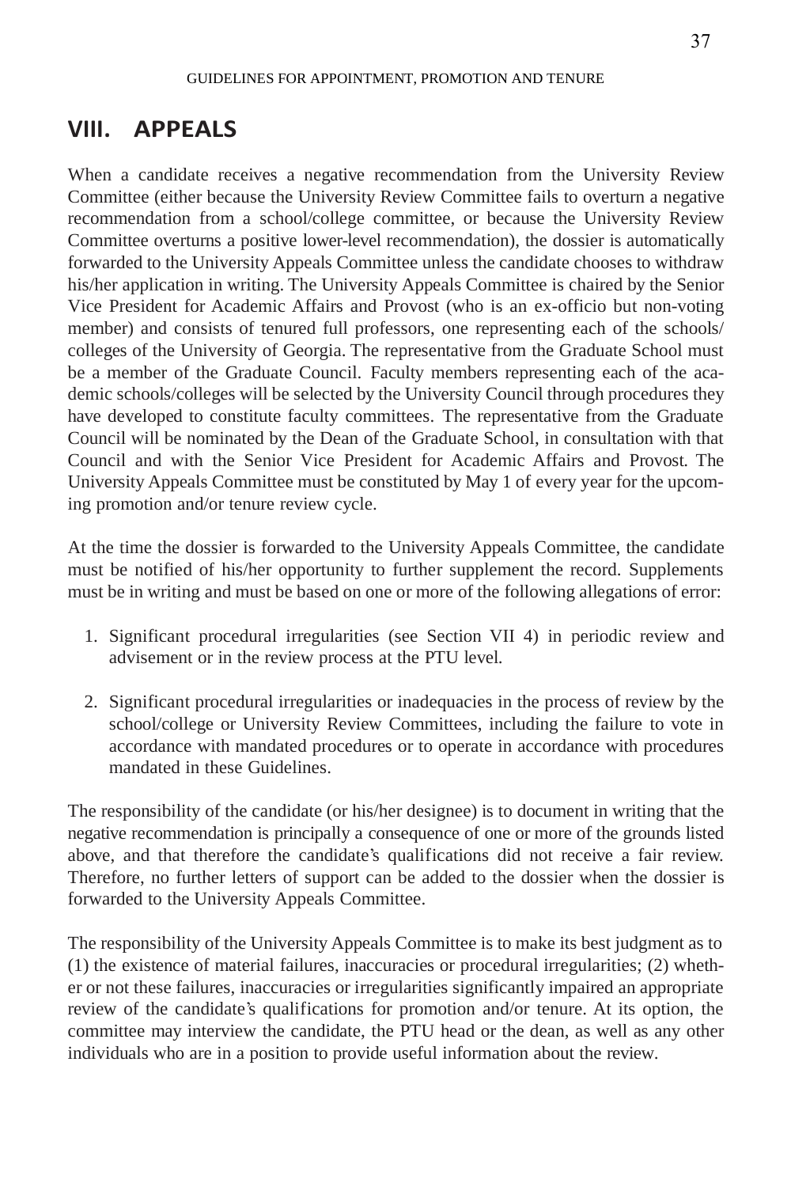## VIII. APPEALS

When a candidate receives a negative recommendation from the University Review Committee (either because the University Review Committee fails to overturn a negative recommendation from a school/college committee, or because the University Review Committee overturns a positive lower-level recommendation), the dossier is automatically forwarded to the University Appeals Committee unless the candidate chooses to withdraw his/her application in writing. The University Appeals Committee is chaired by the Senior Vice President for Academic Affairs and Provost (who is an ex-officio but non-voting member) and consists of tenured full professors, one representing each of the schools/colleges of the University of Georgia. The representative from the Graduate School must be a member of the Graduate Council. Faculty members representing each of the academic schools/colleges will be selected by the University Council through procedures they have developed to constitute faculty committees. The representative from the Graduate Council will be nominated by the Dean of the Graduate School, in consultation with that Council and with the Senior Vice President for Academic Affairs and Provost. The University Appeals Committee must be constituted by May 1 of every year for the upcoming promotion and/or tenure review cycle.

At the time the dossier is forwarded to the University Appeals Committee, the candidate must be notified of his/her opportunity to further supplement the record. Supplements must be in writing and must be based on one or more of the following allegations of error:

1. Significant procedural irregularities (see Section VII 4) in periodic review and advisement or in the review process at the PTU level.

2. Significant procedural irregularities or inadequacies in the process of review by the school/college or University Review Committees, including the failure to vote in accordance with mandated procedures or to operate in accordance with procedures mandated in these Guidelines.

The responsibility of the candidate (or his/her designee) is to document in writing that the negative recommendation is principally a consequence of one or more of the grounds listed above, and that therefore the candidate's qualifications did not receive a fair review. Therefore, no further letters of support can be added to the dossier when the dossier is forwarded to the University Appeals Committee.

The responsibility of the University Appeals Committee is to make its best judgment as to (1) the existence of material failures, inaccuracies or procedural irregularities; (2) whether or not these failures, inaccuracies or irregularities significantly impaired an appropriate review of the candidate's qualifications for promotion and/or tenure. At its option, the committee may interview the candidate, the PTU head or the dean, as well as any other individuals who are in a position to provide useful information about the review.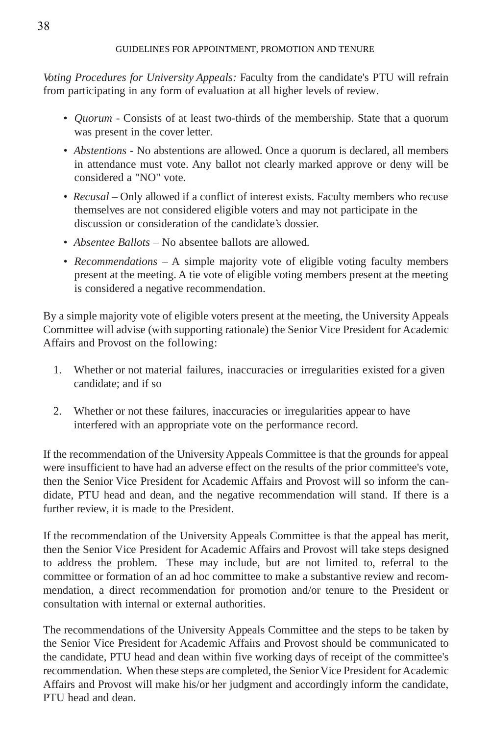*Voting Procedures for University Appeals:* Faculty from the candidate's PTU will refrain from participating in any form of evaluation at all higher levels of review.

- *Quorum* - Consists of at least two-thirds of the membership. State that a quorum was present in the cover letter.
- *Abstentions* - No abstentions are allowed. Once a quorum is declared, all members in attendance must vote. Any ballot not clearly marked approve or deny will be considered a "NO" vote.
- *Recusal* – Only allowed if a conflict of interest exists. Faculty members who recuse themselves are not considered eligible voters and may not participate in the discussion or consideration of the candidate's dossier.
- *Absentee Ballots* – No absentee ballots are allowed.
- *Recommendations* – A simple majority vote of eligible voting faculty members present at the meeting. A tie vote of eligible voting members present at the meeting is considered a negative recommendation.

By a simple majority vote of eligible voters present at the meeting, the University Appeals Committee will advise (with supporting rationale) the Senior Vice President for Academic Affairs and Provost on the following:

1. Whether or not material failures, inaccuracies or irregularities existed for a given candidate; and if so

2. Whether or not these failures, inaccuracies or irregularities appear to have interfered with an appropriate vote on the performance record.

If the recommendation of the University Appeals Committee is that the grounds for appeal were insufficient to have had an adverse effect on the results of the prior committee's vote, then the Senior Vice President for Academic Affairs and Provost will so inform the candidate, PTU head and dean, and the negative recommendation will stand. If there is a further review, it is made to the President.

If the recommendation of the University Appeals Committee is that the appeal has merit, then the Senior Vice President for Academic Affairs and Provost will take steps designed to address the problem. These may include, but are not limited to, referral to the committee or formation of an ad hoc committee to make a substantive review and recommendation, a direct recommendation for promotion and/or tenure to the President or consultation with internal or external authorities.

The recommendations of the University Appeals Committee and the steps to be taken by the Senior Vice President for Academic Affairs and Provost should be communicated to the candidate, PTU head and dean within five working days of receipt of the committee's recommendation. When these steps are completed, the Senior Vice President for Academic Affairs and Provost will make his/her judgment and accordingly inform the candidate, PTU head and dean.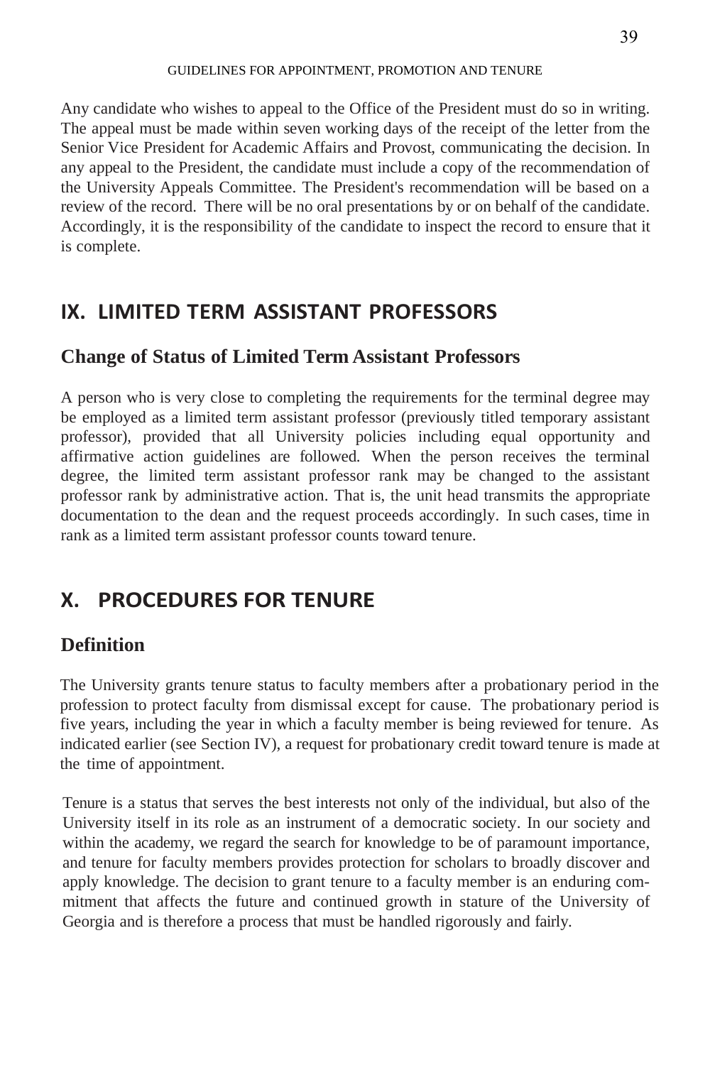Any candidate who wishes to appeal to the Office of the President must do so in writing. The appeal must be made within seven working days of the receipt of the letter from the Senior Vice President for Academic Affairs and Provost, communicating the decision. In any appeal to the President, the candidate must include a copy of the recommendation of the University Appeals Committee. The President's recommendation will be based on a review of the record. There will be no oral presentations by or on behalf of the candidate. Accordingly, it is the responsibility of the candidate to inspect the record to ensure that it is complete.

# IX. LIMITED TERM ASSISTANT PROFESSORS

## Change of Status of Limited Term Assistant Professors

A person who is very close to completing the requirements for the terminal degree may be employed as a limited term assistant professor (previously titled temporary assistant professor), provided that all University policies including equal opportunity and affirmative action guidelines are followed. When the person receives the terminal degree, the limited term assistant professor rank may be changed to the assistant professor rank by administrative action. That is, the unit head transmits the appropriate documentation to the dean and the request proceeds accordingly. In such cases, time in rank as a limited term assistant professor counts toward tenure.

# X. PROCEDURES FOR TENURE

## Definition

The University grants tenure status to faculty members after a probationary period in the profession to protect faculty from dismissal except for cause. The probationary period is five years, including the year in which a faculty member is being reviewed for tenure. As indicated earlier (see Section IV), a request for probationary credit toward tenure is made at the time of appointment.

Tenure is a status that serves the best interests not only of the individual, but also of the University itself in its role as an instrument of a democratic society. In our society and within the academy, we regard the search for knowledge to be of paramount importance, and tenure for faculty members provides protection for scholars to broadly discover and apply knowledge. The decision to grant tenure to a faculty member is an enduring commitment that affects the future and continued growth in stature of the University of Georgia and is therefore a process that must be handled rigorously and fairly.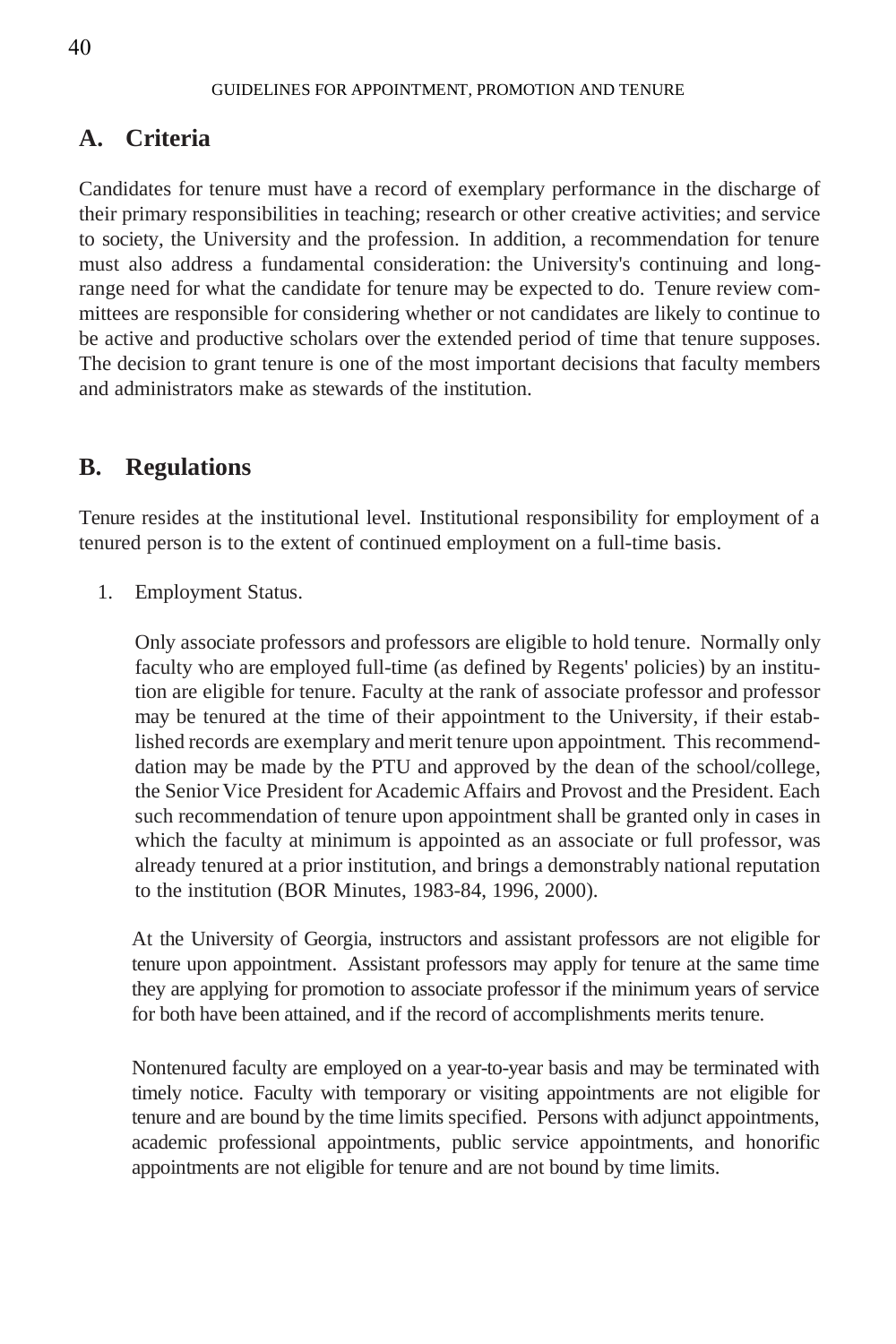## A. Criteria

Candidates for tenure must have a record of exemplary performance in the discharge of their primary responsibilities in teaching; research or other creative activities; and service to society, the University and the profession. In addition, a recommendation for tenure must also address a fundamental consideration: the University's continuing and long-range need for what the candidate for tenure may be expected to do. Tenure review committees are responsible for considering whether or not candidates are likely to continue to be active and productive scholars over the extended period of time that tenure supposes. The decision to grant tenure is one of the most important decisions that faculty members and administrators make as stewards of the institution.

## B. Regulations

Tenure resides at the institutional level. Institutional responsibility for employment of a tenured person is to the extent of continued employment on a full-time basis.

1. Employment Status.

   Only associate professors and professors are eligible to hold tenure. Normally only faculty who are employed full-time (as defined by Regents' policies) by an institution are eligible for tenure. Faculty at the rank of associate professor and professor may be tenured at the time of their appointment to the University, if their established records are exemplary and merit tenure upon appointment. This recommenddation may be made by the PTU and approved by the dean of the school/college, the Senior Vice President for Academic Affairs and Provost and the President. Each such recommendation of tenure upon appointment shall be granted only in cases in which the faculty at minimum is appointed as an associate or full professor, was already tenured at a prior institution, and brings a demonstrably national reputation to the institution (BOR Minutes, 1983-84, 1996, 2000).

   At the University of Georgia, instructors and assistant professors are not eligible for tenure upon appointment. Assistant professors may apply for tenure at the same time they are applying for promotion to associate professor if the minimum years of service for both have been attained, and if the record of accomplishments merits tenure.

   Nontenured faculty are employed on a year-to-year basis and may be terminated with timely notice. Faculty with temporary or visiting appointments are not eligible for tenure and are bound by the time limits specified. Persons with adjunct appointments, academic professional appointments, public service appointments, and honorific appointments are not eligible for tenure and are not bound by time limits.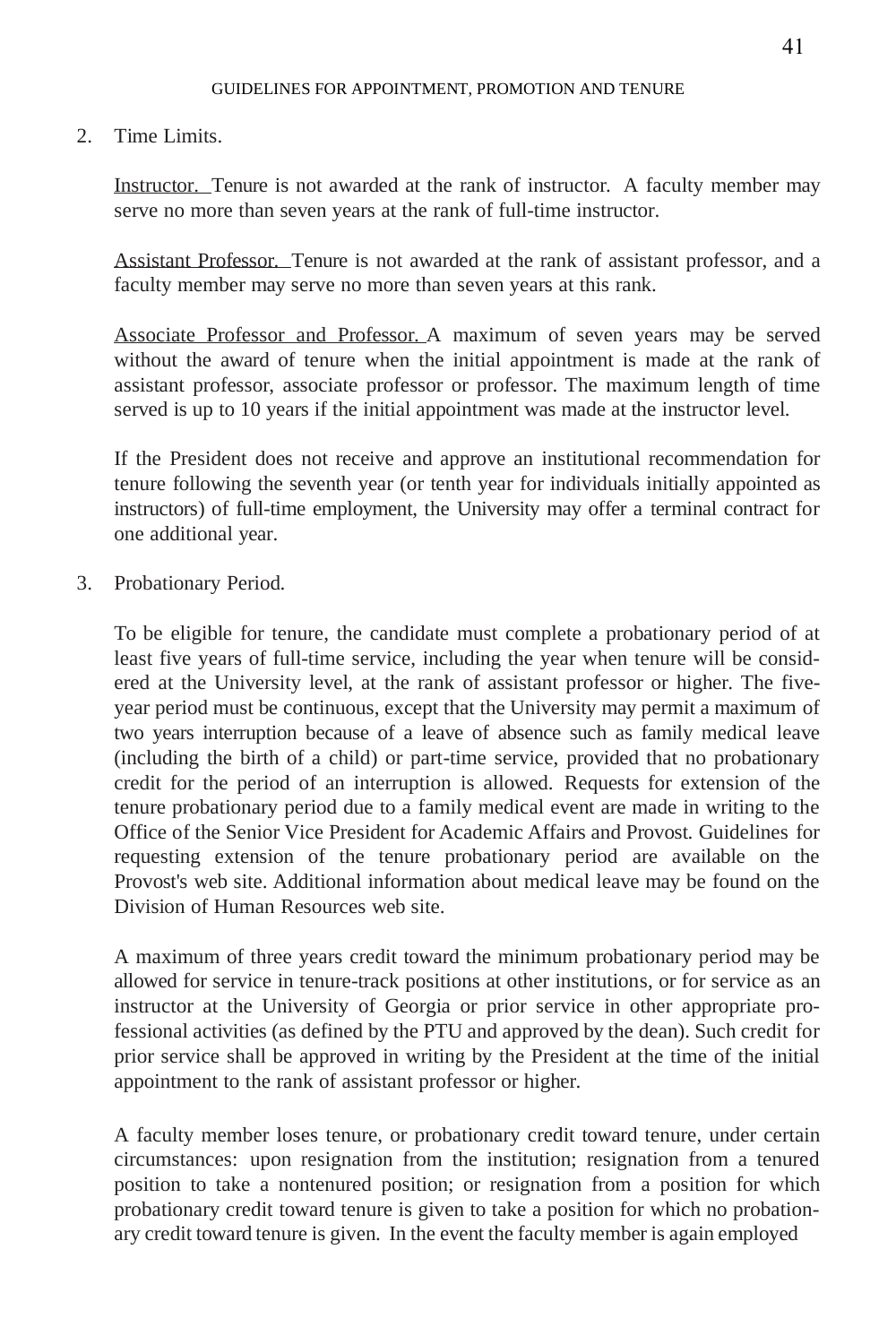2. Time Limits.

   Instructor. Tenure is not awarded at the rank of instructor. A faculty member may serve no more than seven years at the rank of full-time instructor.

   Assistant Professor. Tenure is not awarded at the rank of assistant professor, and a faculty member may serve no more than seven years at this rank.

   Associate Professor and Professor. A maximum of seven years may be served without the award of tenure when the initial appointment is made at the rank of assistant professor, associate professor or professor. The maximum length of time served is up to 10 years if the initial appointment was made at the instructor level.

   If the President does not receive and approve an institutional recommendation for tenure following the seventh year (or tenth year for individuals initially appointed as instructors) of full-time employment, the University may offer a terminal contract for one additional year.

3. Probationary Period.

   To be eligible for tenure, the candidate must complete a probationary period of at least five years of full-time service, including the year when tenure will be considered at the University level, at the rank of assistant professor or higher. The five-year period must be continuous, except that the University may permit a maximum of two years interruption because of a leave of absence such as family medical leave (including the birth of a child) or part-time service, provided that no probationary credit for the period of an interruption is allowed. Requests for extension of the tenure probationary period due to a family medical event are made in writing to the Office of the Senior Vice President for Academic Affairs and Provost. Guidelines for requesting extension of the tenure probationary period are available on the Provost's web site. Additional information about medical leave may be found on the Division of Human Resources web site.

   A maximum of three years credit toward the minimum probationary period may be allowed for service in tenure-track positions at other institutions, or for service as an instructor at the University of Georgia or prior service in other appropriate professional activities (as defined by the PTU and approved by the dean). Such credit for prior service shall be approved in writing by the President at the time of the initial appointment to the rank of assistant professor or higher.

   A faculty member loses tenure, or probationary credit toward tenure, under certain circumstances: upon resignation from the institution; resignation from a tenured position to take a nontenured position; or resignation from a position for which probationary credit toward tenure is given to take a position for which no probationary credit toward tenure is given. In the event the faculty member is again employed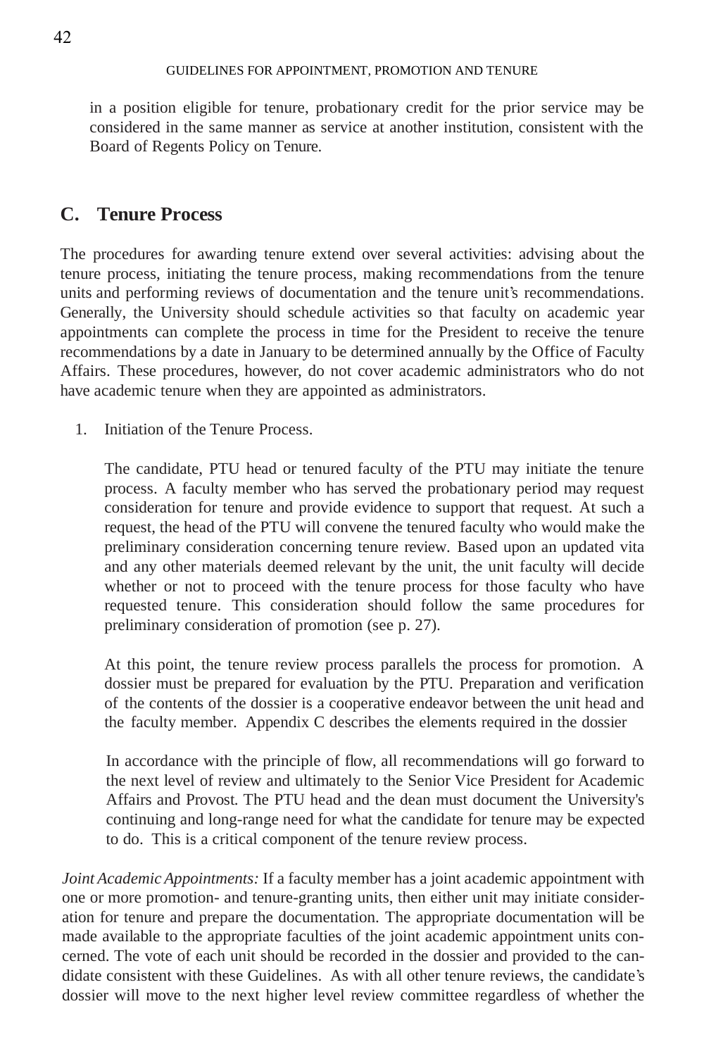in a position eligible for tenure, probationary credit for the prior service may be considered in the same manner as service at another institution, consistent with the Board of Regents Policy on Tenure.

## C. Tenure Process

The procedures for awarding tenure extend over several activities: advising about the tenure process, initiating the tenure process, making recommendations from the tenure units and performing reviews of documentation and the tenure unit's recommendations. Generally, the University should schedule activities so that faculty on academic year appointments can complete the process in time for the President to receive the tenure recommendations by a date in January to be determined annually by the Office of Faculty Affairs. These procedures, however, do not cover academic administrators who do not have academic tenure when they are appointed as administrators.

1. Initiation of the Tenure Process.

   The candidate, PTU head or tenured faculty of the PTU may initiate the tenure process. A faculty member who has served the probationary period may request consideration for tenure and provide evidence to support that request. At such a request, the head of the PTU will convene the tenured faculty who would make the preliminary consideration concerning tenure review. Based upon an updated vita and any other materials deemed relevant by the unit, the unit faculty will decide whether or not to proceed with the tenure process for those faculty who have requested tenure. This consideration should follow the same procedures for preliminary consideration of promotion (see p. 27).

   At this point, the tenure review process parallels the process for promotion. A dossier must be prepared for evaluation by the PTU. Preparation and verification of the contents of the dossier is a cooperative endeavor between the unit head and the faculty member. Appendix C describes the elements required in the dossier

   In accordance with the principle of flow, all recommendations will go forward to the next level of review and ultimately to the Senior Vice President for Academic Affairs and Provost. The PTU head and the dean must document the University's continuing and long-range need for what the candidate for tenure may be expected to do. This is a critical component of the tenure review process.

*Joint Academic Appointments:* If a faculty member has a joint academic appointment with one or more promotion- and tenure-granting units, then either unit may initiate consideration for tenure and prepare the documentation. The appropriate documentation will be made available to the appropriate faculties of the joint academic appointment units concerned. The vote of each unit should be recorded in the dossier and provided to the candidate consistent with these Guidelines. As with all other tenure reviews, the candidate's dossier will move to the next higher level review committee regardless of whether the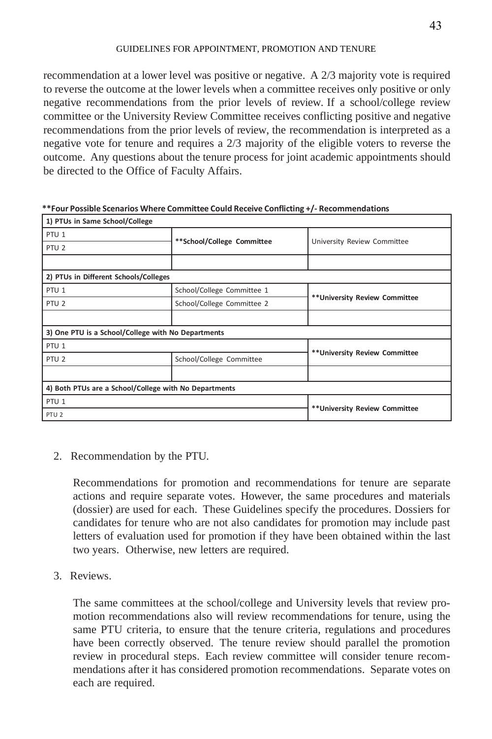recommendation at a lower level was positive or negative. A 2/3 majority vote is required to reverse the outcome at the lower levels when a committee receives only positive or only negative recommendations from the prior levels of review. If a school/college review committee or the University Review Committee receives conflicting positive and negative recommendations from the prior levels of review, the recommendation is interpreted as a negative vote for tenure and requires a 2/3 majority of the eligible voters to reverse the outcome. Any questions about the tenure process for joint academic appointments should be directed to the Office of Faculty Affairs.

**\*\*Four Possible Scenarios Where Committee Could Receive Conflicting +/- Recommendations**

| **1) PTUs in Same School/College** | | |
|---|---|---|
| PTU 1 | **\*\*School/College Committee** | University Review Committee |
| PTU 2 | | |
| | | |
| **2) PTUs in Different Schools/Colleges** | | |
| PTU 1 | School/College Committee 1 | **\*\*University Review Committee** |
| PTU 2 | School/College Committee 2 | |
| | | |
| **3) One PTU is a School/College with No Departments** | | |
| PTU 1 | | **\*\*University Review Committee** |
| PTU 2 | School/College Committee | |
| | | |
| **4) Both PTUs are a School/College with No Departments** | | |
| PTU 1 | | **\*\*University Review Committee** |
| PTU 2 | | |

2. Recommendation by the PTU.

   Recommendations for promotion and recommendations for tenure are separate actions and require separate votes. However, the same procedures and materials (dossier) are used for each. These Guidelines specify the procedures. Dossiers for candidates for tenure who are not also candidates for promotion may include past letters of evaluation used for promotion if they have been obtained within the last two years. Otherwise, new letters are required.

3. Reviews.

   The same committees at the school/college and University levels that review promotion recommendations also will review recommendations for tenure, using the same PTU criteria, to ensure that the tenure criteria, regulations and procedures have been correctly observed. The tenure review should parallel the promotion review in procedural steps. Each review committee will consider tenure recommendations after it has considered promotion recommendations. Separate votes on each are required.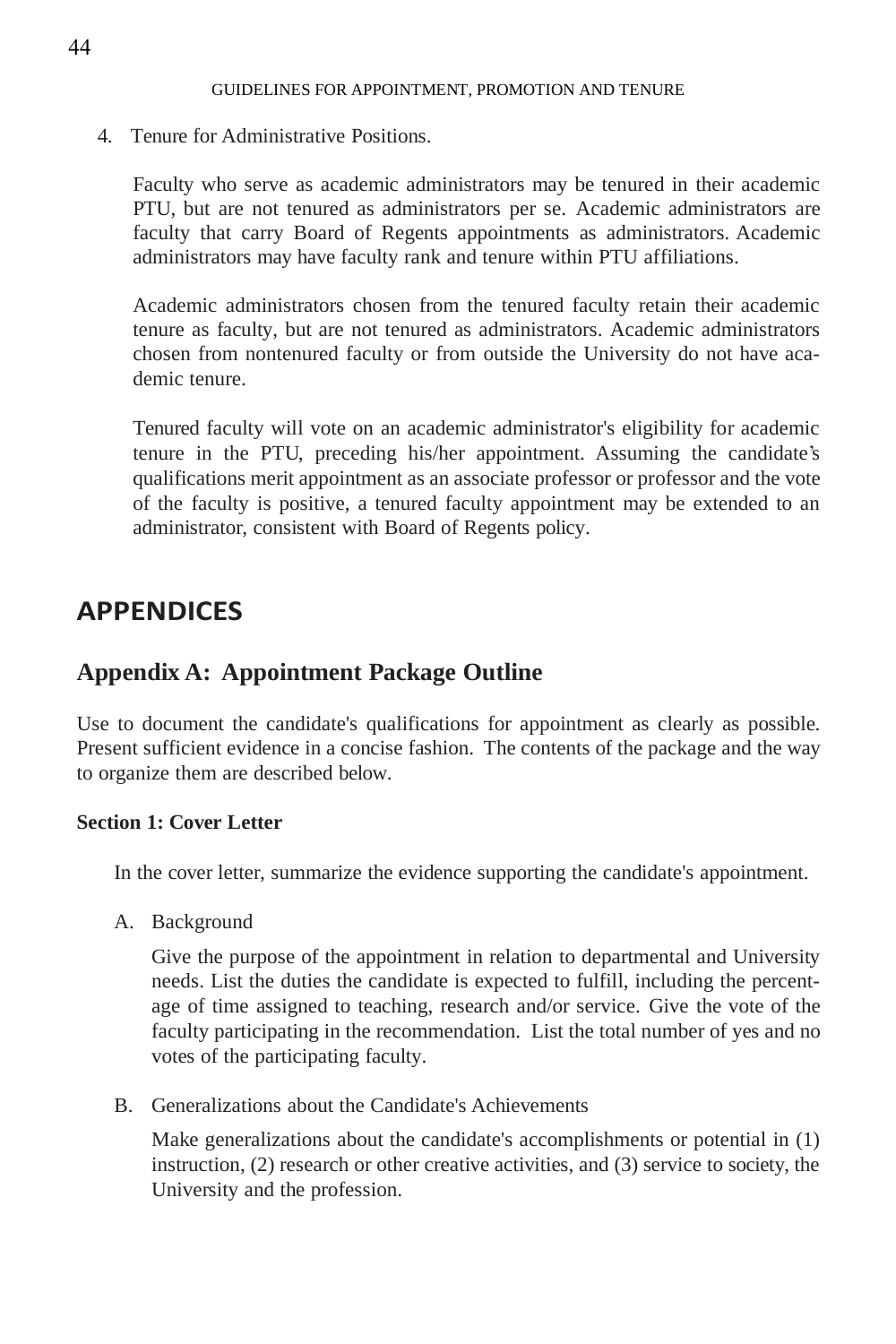4. Tenure for Administrative Positions.

   Faculty who serve as academic administrators may be tenured in their academic PTU, but are not tenured as administrators per se. Academic administrators are faculty that carry Board of Regents appointments as administrators. Academic administrators may have faculty rank and tenure within PTU affiliations.

   Academic administrators chosen from the tenured faculty retain their academic tenure as faculty, but are not tenured as administrators. Academic administrators chosen from nontenured faculty or from outside the University do not have academic tenure.

   Tenured faculty will vote on an academic administrator's eligibility for academic tenure in the PTU, preceding his/her appointment. Assuming the candidate's qualifications merit appointment as an associate professor or professor and the vote of the faculty is positive, a tenured faculty appointment may be extended to an administrator, consistent with Board of Regents policy.

# APPENDICES

## Appendix A: Appointment Package Outline

Use to document the candidate's qualifications for appointment as clearly as possible. Present sufficient evidence in a concise fashion. The contents of the package and the way to organize them are described below.

**Section 1: Cover Letter**

In the cover letter, summarize the evidence supporting the candidate's appointment.

A. Background

   Give the purpose of the appointment in relation to departmental and University needs. List the duties the candidate is expected to fulfill, including the percentage of time assigned to teaching, research and/or service. Give the vote of the faculty participating in the recommendation. List the total number of yes and no votes of the participating faculty.

B. Generalizations about the Candidate's Achievements

   Make generalizations about the candidate's accomplishments or potential in (1) instruction, (2) research or other creative activities, and (3) service to society, the University and the profession.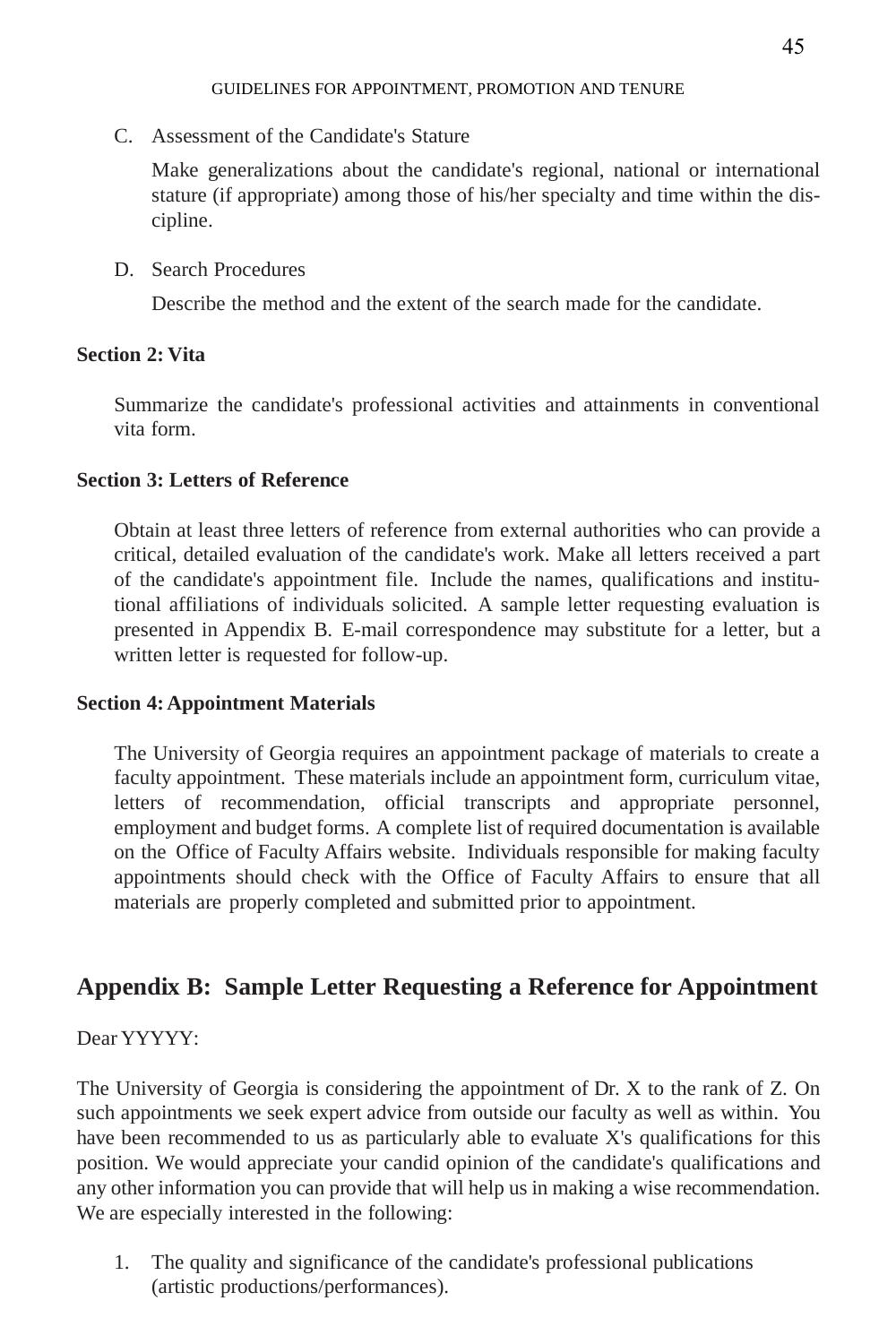C. Assessment of the Candidate's Stature

   Make generalizations about the candidate's regional, national or international stature (if appropriate) among those of his/her specialty and time within the discipline.

D. Search Procedures

   Describe the method and the extent of the search made for the candidate.

**Section 2: Vita**

Summarize the candidate's professional activities and attainments in conventional vita form.

**Section 3: Letters of Reference**

Obtain at least three letters of reference from external authorities who can provide a critical, detailed evaluation of the candidate's work. Make all letters received a part of the candidate's appointment file. Include the names, qualifications and institutional affiliations of individuals solicited. A sample letter requesting evaluation is presented in Appendix B. E-mail correspondence may substitute for a letter, but a written letter is requested for follow-up.

**Section 4: Appointment Materials**

The University of Georgia requires an appointment package of materials to create a faculty appointment. These materials include an appointment form, curriculum vitae, letters of recommendation, official transcripts and appropriate personnel, employment and budget forms. A complete list of required documentation is available on the Office of Faculty Affairs website. Individuals responsible for making faculty appointments should check with the Office of Faculty Affairs to ensure that all materials are properly completed and submitted prior to appointment.

## Appendix B: Sample Letter Requesting a Reference for Appointment

Dear YYYYY:

The University of Georgia is considering the appointment of Dr. X to the rank of Z. On such appointments we seek expert advice from outside our faculty as well as within. You have been recommended to us as particularly able to evaluate X's qualifications for this position. We would appreciate your candid opinion of the candidate's qualifications and any other information you can provide that will help us in making a wise recommendation. We are especially interested in the following:

1. The quality and significance of the candidate's professional publications (artistic productions/performances).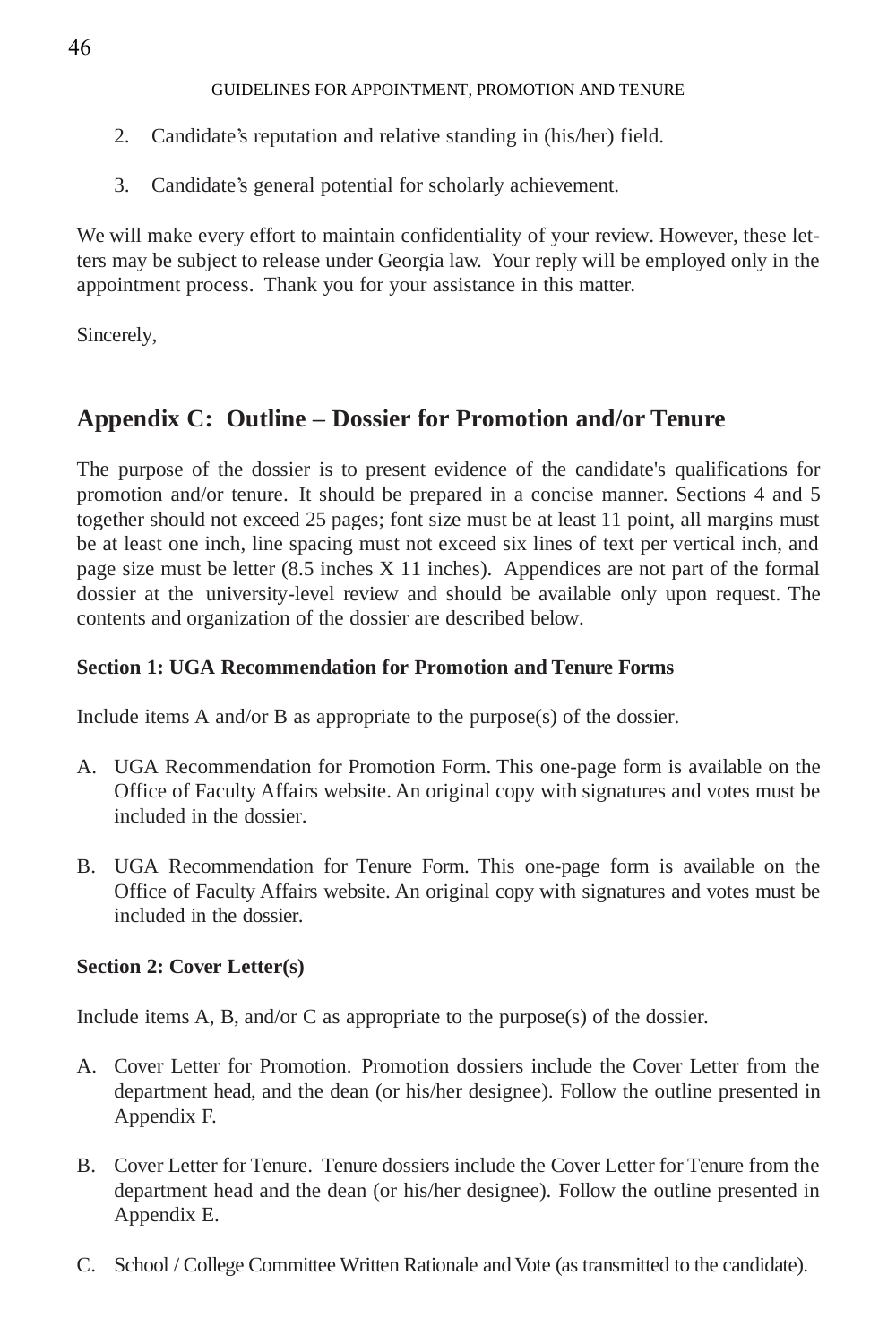2. Candidate's reputation and relative standing in (his/her) field.

3. Candidate's general potential for scholarly achievement.

We will make every effort to maintain confidentiality of your review. However, these letters may be subject to release under Georgia law. Your reply will be employed only in the appointment process. Thank you for your assistance in this matter.

Sincerely,

## Appendix C: Outline – Dossier for Promotion and/or Tenure

The purpose of the dossier is to present evidence of the candidate's qualifications for promotion and/or tenure. It should be prepared in a concise manner. Sections 4 and 5 together should not exceed 25 pages; font size must be at least 11 point, all margins must be at least one inch, line spacing must not exceed six lines of text per vertical inch, and page size must be letter (8.5 inches X 11 inches). Appendices are not part of the formal dossier at the university-level review and should be available only upon request. The contents and organization of the dossier are described below.

**Section 1: UGA Recommendation for Promotion and Tenure Forms**

Include items A and/or B as appropriate to the purpose(s) of the dossier.

A. UGA Recommendation for Promotion Form. This one-page form is available on the Office of Faculty Affairs website. An original copy with signatures and votes must be included in the dossier.

B. UGA Recommendation for Tenure Form. This one-page form is available on the Office of Faculty Affairs website. An original copy with signatures and votes must be included in the dossier.

**Section 2: Cover Letter(s)**

Include items A, B, and/or C as appropriate to the purpose(s) of the dossier.

A. Cover Letter for Promotion. Promotion dossiers include the Cover Letter from the department head, and the dean (or his/her designee). Follow the outline presented in Appendix F.

B. Cover Letter for Tenure. Tenure dossiers include the Cover Letter for Tenure from the department head and the dean (or his/her designee). Follow the outline presented in Appendix E.

C. School / College Committee Written Rationale and Vote (as transmitted to the candidate).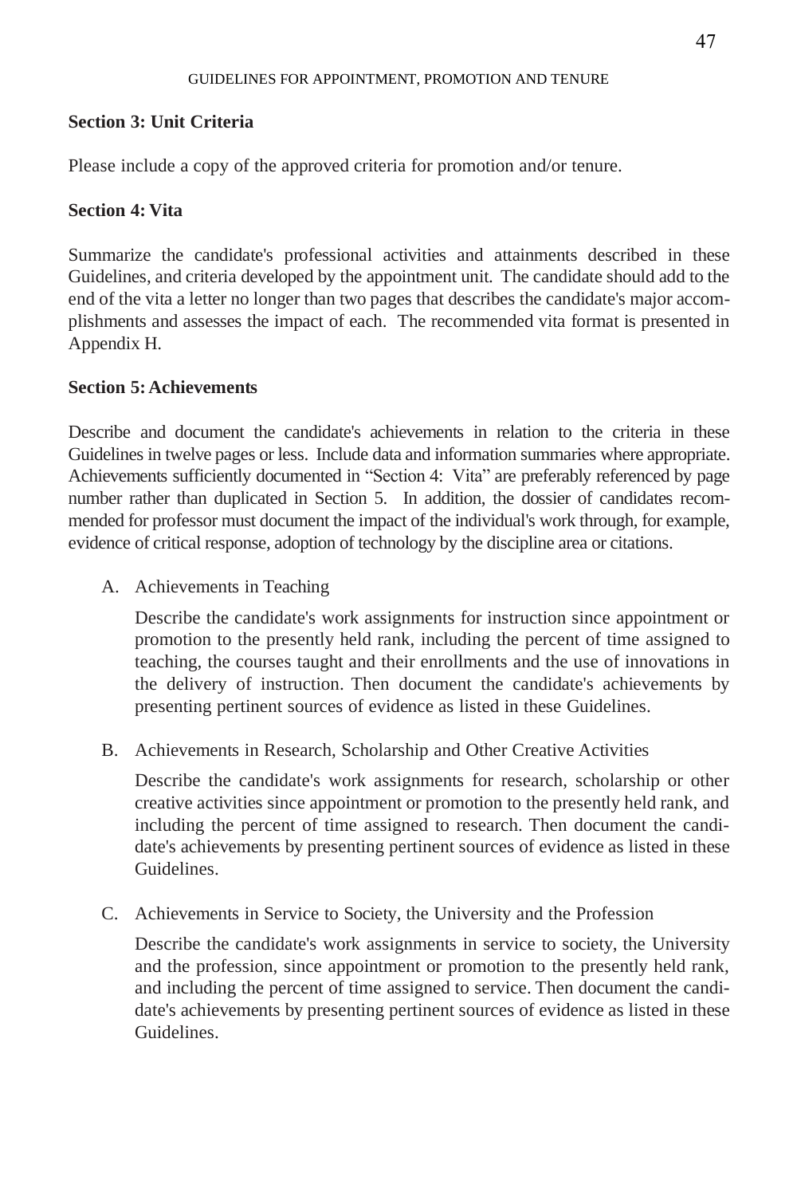**Section 3: Unit Criteria**

Please include a copy of the approved criteria for promotion and/or tenure.

**Section 4: Vita**

Summarize the candidate's professional activities and attainments described in these Guidelines, and criteria developed by the appointment unit. The candidate should add to the end of the vita a letter no longer than two pages that describes the candidate's major accomplishments and assesses the impact of each. The recommended vita format is presented in Appendix H.

**Section 5: Achievements**

Describe and document the candidate's achievements in relation to the criteria in these Guidelines in twelve pages or less. Include data and information summaries where appropriate. Achievements sufficiently documented in "Section 4: Vita" are preferably referenced by page number rather than duplicated in Section 5. In addition, the dossier of candidates recommended for professor must document the impact of the individual's work through, for example, evidence of critical response, adoption of technology by the discipline area or citations.

A. Achievements in Teaching

   Describe the candidate's work assignments for instruction since appointment or promotion to the presently held rank, including the percent of time assigned to teaching, the courses taught and their enrollments and the use of innovations in the delivery of instruction. Then document the candidate's achievements by presenting pertinent sources of evidence as listed in these Guidelines.

B. Achievements in Research, Scholarship and Other Creative Activities

   Describe the candidate's work assignments for research, scholarship or other creative activities since appointment or promotion to the presently held rank, and including the percent of time assigned to research. Then document the candidate's achievements by presenting pertinent sources of evidence as listed in these Guidelines.

C. Achievements in Service to Society, the University and the Profession

   Describe the candidate's work assignments in service to society, the University and the profession, since appointment or promotion to the presently held rank, and including the percent of time assigned to service. Then document the candidate's achievements by presenting pertinent sources of evidence as listed in these Guidelines.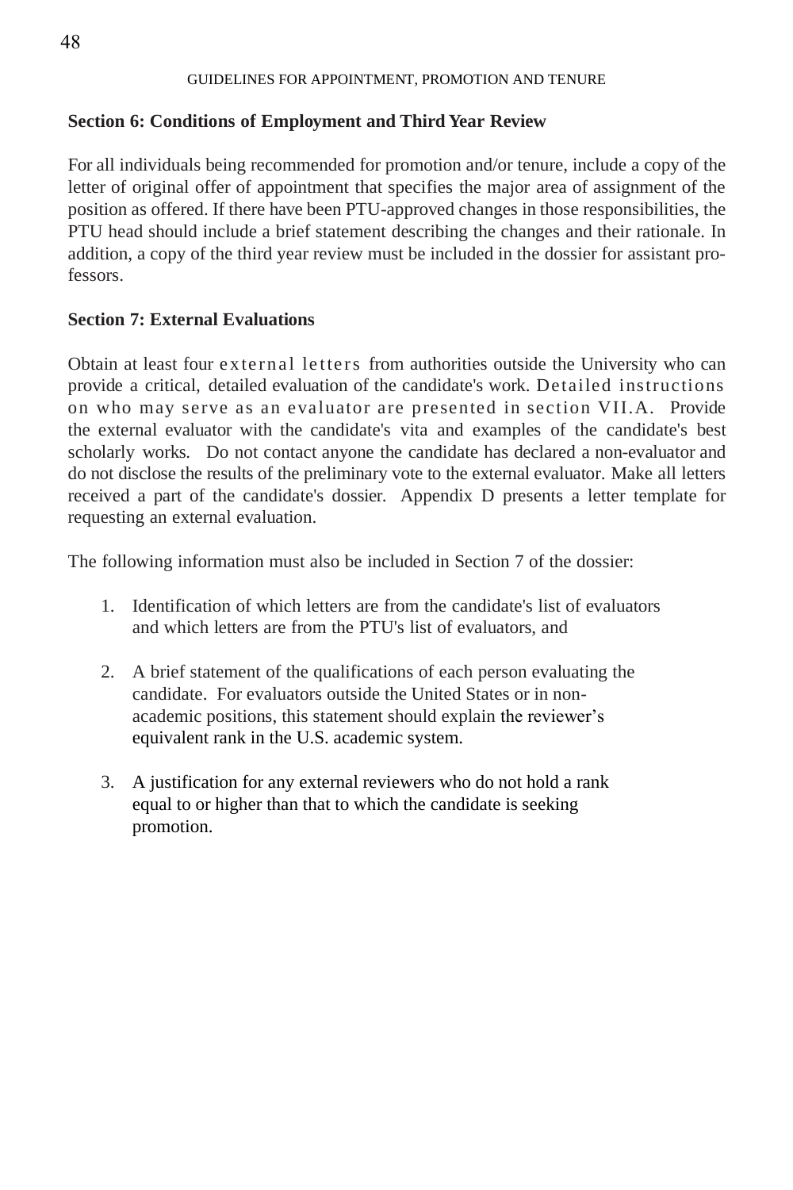### Section 6: Conditions of Employment and Third Year Review

For all individuals being recommended for promotion and/or tenure, include a copy of the letter of original offer of appointment that specifies the major area of assignment of the position as offered. If there have been PTU-approved changes in those responsibilities, the PTU head should include a brief statement describing the changes and their rationale. In addition, a copy of the third year review must be included in the dossier for assistant professors.

### Section 7: External Evaluations

Obtain at least four external letters from authorities outside the University who can provide a critical, detailed evaluation of the candidate's work. Detailed instructions on who may serve as an evaluator are presented in section VII.A. Provide the external evaluator with the candidate's vita and examples of the candidate's best scholarly works. Do not contact anyone the candidate has declared a non-evaluator and do not disclose the results of the preliminary vote to the external evaluator. Make all letters received a part of the candidate's dossier. Appendix D presents a letter template for requesting an external evaluation.

The following information must also be included in Section 7 of the dossier:

1. Identification of which letters are from the candidate's list of evaluators and which letters are from the PTU's list of evaluators, and

2. A brief statement of the qualifications of each person evaluating the candidate. For evaluators outside the United States or in non-academic positions, this statement should explain the reviewer's equivalent rank in the U.S. academic system.

3. A justification for any external reviewers who do not hold a rank equal to or higher than that to which the candidate is seeking promotion.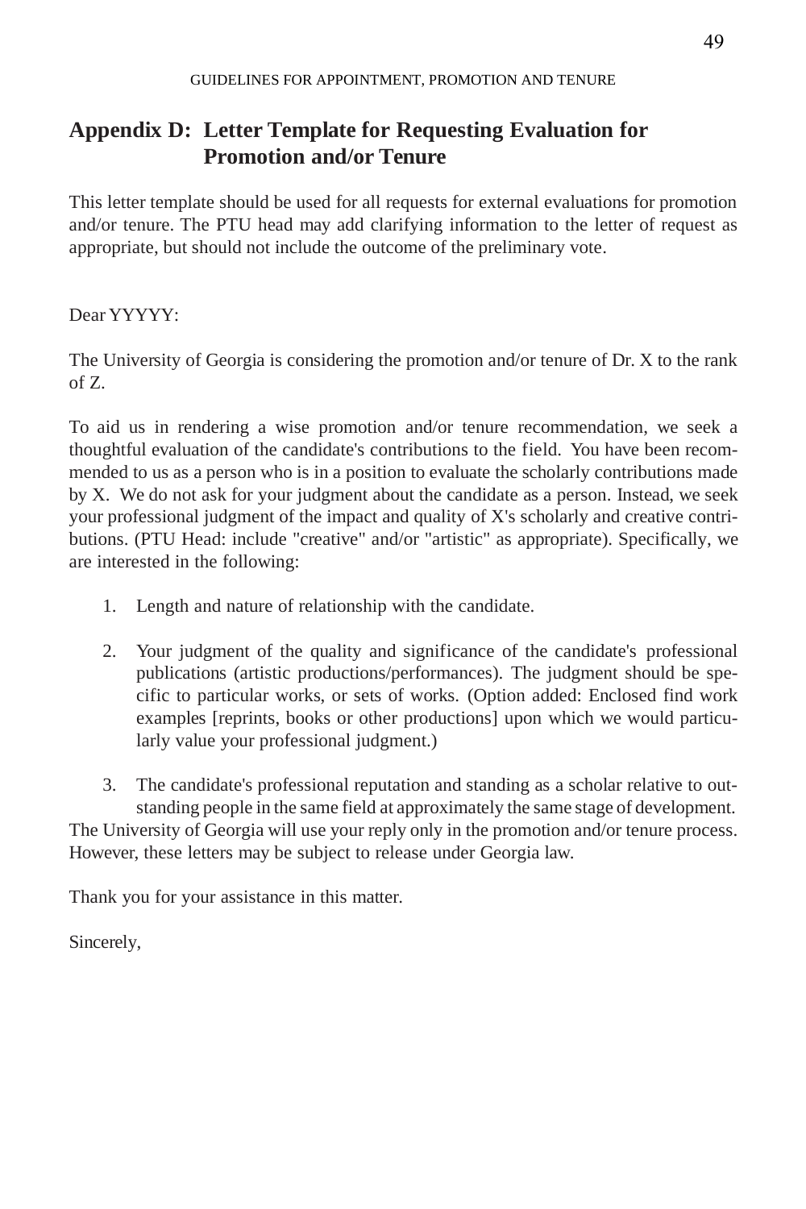## Appendix D: Letter Template for Requesting Evaluation for Promotion and/or Tenure

This letter template should be used for all requests for external evaluations for promotion and/or tenure. The PTU head may add clarifying information to the letter of request as appropriate, but should not include the outcome of the preliminary vote.

Dear YYYYY:

The University of Georgia is considering the promotion and/or tenure of Dr. X to the rank of Z.

To aid us in rendering a wise promotion and/or tenure recommendation, we seek a thoughtful evaluation of the candidate's contributions to the field. You have been recommended to us as a person who is in a position to evaluate the scholarly contributions made by X. We do not ask for your judgment about the candidate as a person. Instead, we seek your professional judgment of the impact and quality of X's scholarly and creative contributions. (PTU Head: include "creative" and/or "artistic" as appropriate). Specifically, we are interested in the following:

1. Length and nature of relationship with the candidate.

2. Your judgment of the quality and significance of the candidate's professional publications (artistic productions/performances). The judgment should be specific to particular works, or sets of works. (Option added: Enclosed find work examples [reprints, books or other productions] upon which we would particularly value your professional judgment.)

3. The candidate's professional reputation and standing as a scholar relative to outstanding people in the same field at approximately the same stage of development.

The University of Georgia will use your reply only in the promotion and/or tenure process. However, these letters may be subject to release under Georgia law.

Thank you for your assistance in this matter.

Sincerely,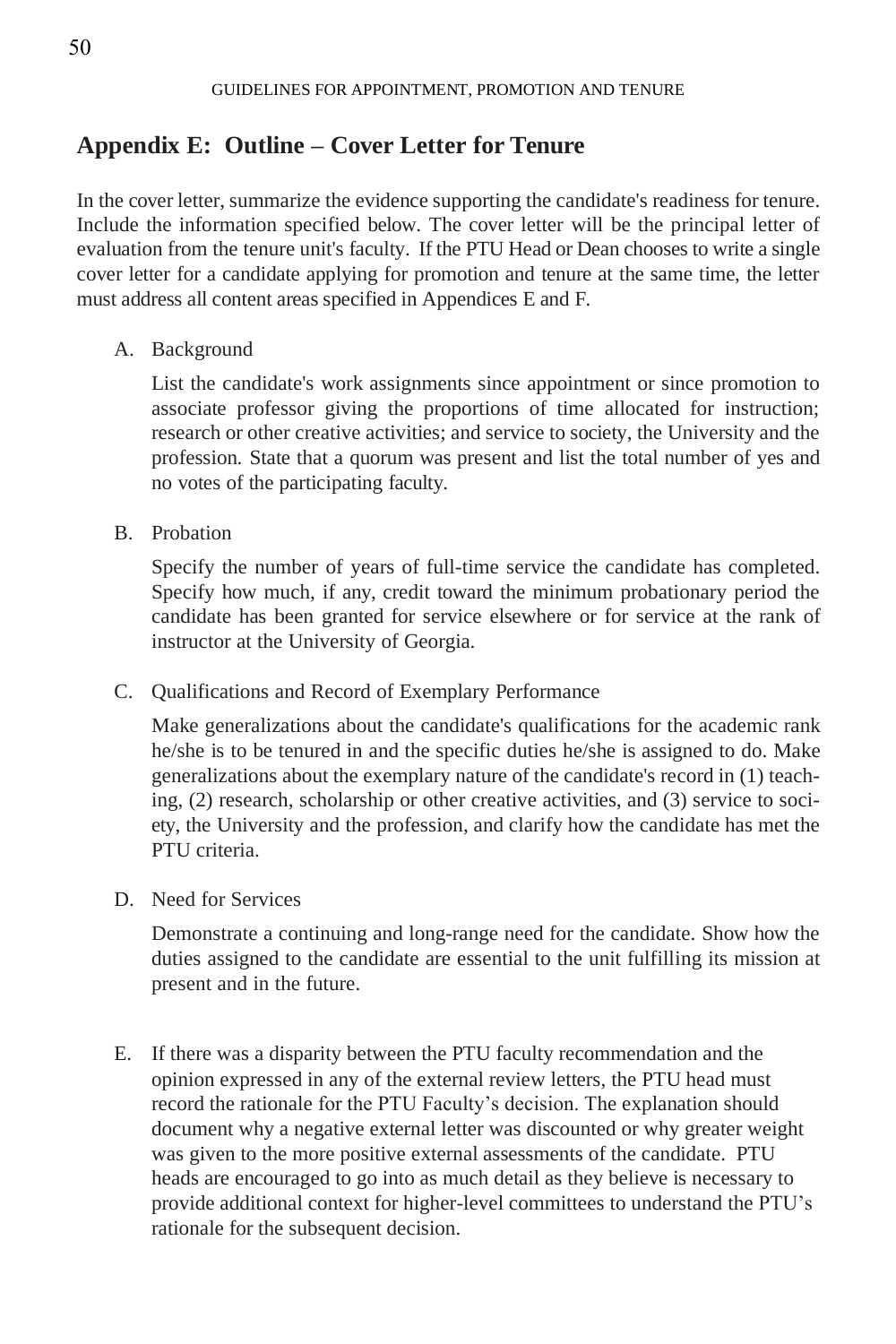## Appendix E: Outline – Cover Letter for Tenure

In the cover letter, summarize the evidence supporting the candidate's readiness for tenure. Include the information specified below. The cover letter will be the principal letter of evaluation from the tenure unit's faculty. If the PTU Head or Dean chooses to write a single cover letter for a candidate applying for promotion and tenure at the same time, the letter must address all content areas specified in Appendices E and F.

A. Background

   List the candidate's work assignments since appointment or since promotion to associate professor giving the proportions of time allocated for instruction; research or other creative activities; and service to society, the University and the profession. State that a quorum was present and list the total number of yes and no votes of the participating faculty.

B. Probation

   Specify the number of years of full-time service the candidate has completed. Specify how much, if any, credit toward the minimum probationary period the candidate has been granted for service elsewhere or for service at the rank of instructor at the University of Georgia.

C. Qualifications and Record of Exemplary Performance

   Make generalizations about the candidate's qualifications for the academic rank he/she is to be tenured in and the specific duties he/she is assigned to do. Make generalizations about the exemplary nature of the candidate's record in (1) teaching, (2) research, scholarship or other creative activities, and (3) service to society, the University and the profession, and clarify how the candidate has met the PTU criteria.

D. Need for Services

   Demonstrate a continuing and long-range need for the candidate. Show how the duties assigned to the candidate are essential to the unit fulfilling its mission at present and in the future.

E. If there was a disparity between the PTU faculty recommendation and the opinion expressed in any of the external review letters, the PTU head must record the rationale for the PTU Faculty's decision. The explanation should document why a negative external letter was discounted or why greater weight was given to the more positive external assessments of the candidate. PTU heads are encouraged to go into as much detail as they believe is necessary to provide additional context for higher-level committees to understand the PTU's rationale for the subsequent decision.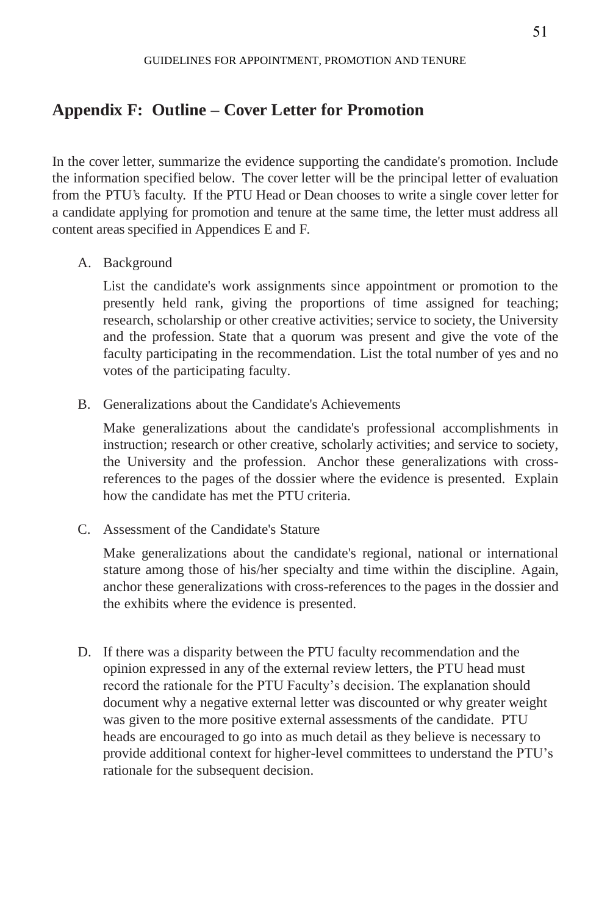## Appendix F: Outline – Cover Letter for Promotion

In the cover letter, summarize the evidence supporting the candidate's promotion. Include the information specified below. The cover letter will be the principal letter of evaluation from the PTU's faculty. If the PTU Head or Dean chooses to write a single cover letter for a candidate applying for promotion and tenure at the same time, the letter must address all content areas specified in Appendices E and F.

A. Background

   List the candidate's work assignments since appointment or promotion to the presently held rank, giving the proportions of time assigned for teaching; research, scholarship or other creative activities; service to society, the University and the profession. State that a quorum was present and give the vote of the faculty participating in the recommendation. List the total number of yes and no votes of the participating faculty.

B. Generalizations about the Candidate's Achievements

   Make generalizations about the candidate's professional accomplishments in instruction; research or other creative, scholarly activities; and service to society, the University and the profession. Anchor these generalizations with cross-references to the pages of the dossier where the evidence is presented. Explain how the candidate has met the PTU criteria.

C. Assessment of the Candidate's Stature

   Make generalizations about the candidate's regional, national or international stature among those of his/her specialty and time within the discipline. Again, anchor these generalizations with cross-references to the pages in the dossier and the exhibits where the evidence is presented.

D. If there was a disparity between the PTU faculty recommendation and the opinion expressed in any of the external review letters, the PTU head must record the rationale for the PTU Faculty's decision. The explanation should document why a negative external letter was discounted or why greater weight was given to the more positive external assessments of the candidate. PTU heads are encouraged to go into as much detail as they believe is necessary to provide additional context for higher-level committees to understand the PTU's rationale for the subsequent decision.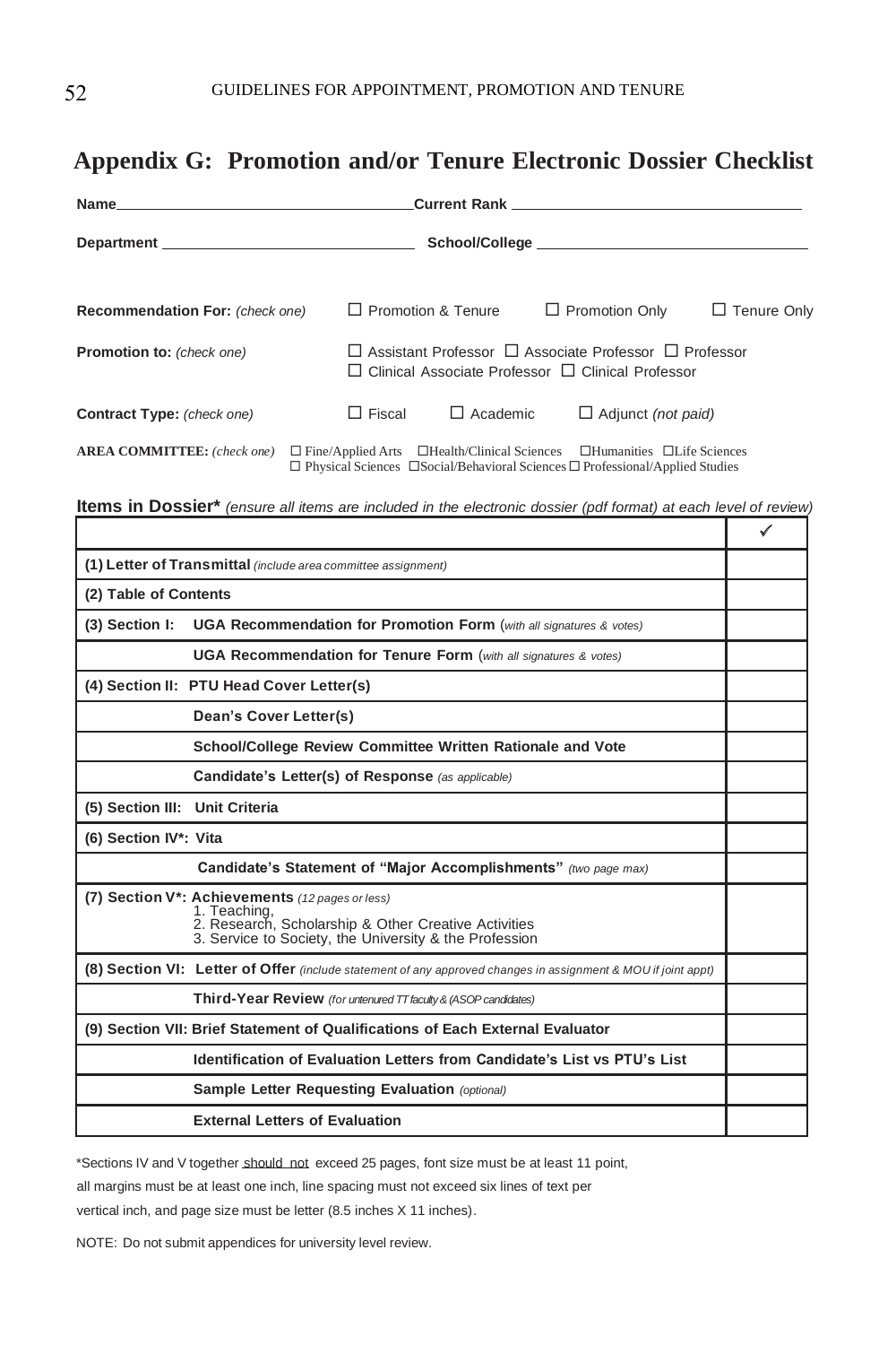# Appendix G: Promotion and/or Tenure Electronic Dossier Checklist

**Name**\_\_\_\_\_\_\_\_\_\_\_\_\_\_\_\_\_\_\_\_\_\_\_\_\_\_\_\_\_\_\_\_\_\_\_\_**Current Rank** \_\_\_\_\_\_\_\_\_\_\_\_\_\_\_\_\_\_\_\_\_\_\_\_\_\_\_\_\_\_\_\_\_\_\_\_

**Department** \_\_\_\_\_\_\_\_\_\_\_\_\_\_\_\_\_\_\_\_\_\_\_\_\_\_\_\_\_\_\_\_ **School/College** \_\_\_\_\_\_\_\_\_\_\_\_\_\_\_\_\_\_\_\_\_\_\_\_\_\_\_\_\_\_\_\_\_\_\_\_

**Recommendation For:** *(check one)* ☐ Promotion & Tenure ☐ Promotion Only ☐ Tenure Only

**Promotion to:** *(check one)* ☐ Assistant Professor ☐ Associate Professor ☐ Professor
☐ Clinical Associate Professor ☐ Clinical Professor

**Contract Type:** *(check one)* ☐ Fiscal ☐ Academic ☐ Adjunct *(not paid)*

**AREA COMMITTEE:** *(check one)* ☐ Fine/Applied Arts ☐Health/Clinical Sciences ☐Humanities ☐Life Sciences
☐ Physical Sciences ☐Social/Behavioral Sciences ☐ Professional/Applied Studies

**Items in Dossier*** *(ensure all items are included in the electronic dossier (pdf format) at each level of review)*

| | ✓ |
|---|---|
| **(1) Letter of Transmittal** *(include area committee assignment)* | |
| **(2) Table of Contents** | |
| **(3) Section I: UGA Recommendation for Promotion Form** (*with all signatures & votes*) | |
| **UGA Recommendation for Tenure Form** (*with all signatures & votes*) | |
| **(4) Section II: PTU Head Cover Letter(s)** | |
| **Dean's Cover Letter(s)** | |
| **School/College Review Committee Written Rationale and Vote** | |
| **Candidate's Letter(s) of Response** *(as applicable)* | |
| **(5) Section III: Unit Criteria** | |
| **(6) Section IV*: Vita** | |
| **Candidate's Statement of "Major Accomplishments"** *(two page max)* | |
| **(7) Section V*: Achievements** *(12 pages or less)*<br>1. Teaching,<br>2. Research, Scholarship & Other Creative Activities<br>3. Service to Society, the University & the Profession | |
| **(8) Section VI: Letter of Offer** *(include statement of any approved changes in assignment & MOU if joint appt)* | |
| **Third-Year Review** *(for untenured TT faculty & (ASOP candidates)* | |
| **(9) Section VII: Brief Statement of Qualifications of Each External Evaluator** | |
| **Identification of Evaluation Letters from Candidate's List vs PTU's List** | |
| **Sample Letter Requesting Evaluation** *(optional)* | |
| **External Letters of Evaluation** | |

*Sections IV and V together <u>should not</u> exceed 25 pages, font size must be at least 11 point, all margins must be at least one inch, line spacing must not exceed six lines of text per vertical inch, and page size must be letter (8.5 inches X 11 inches).

NOTE: Do not submit appendices for university level review.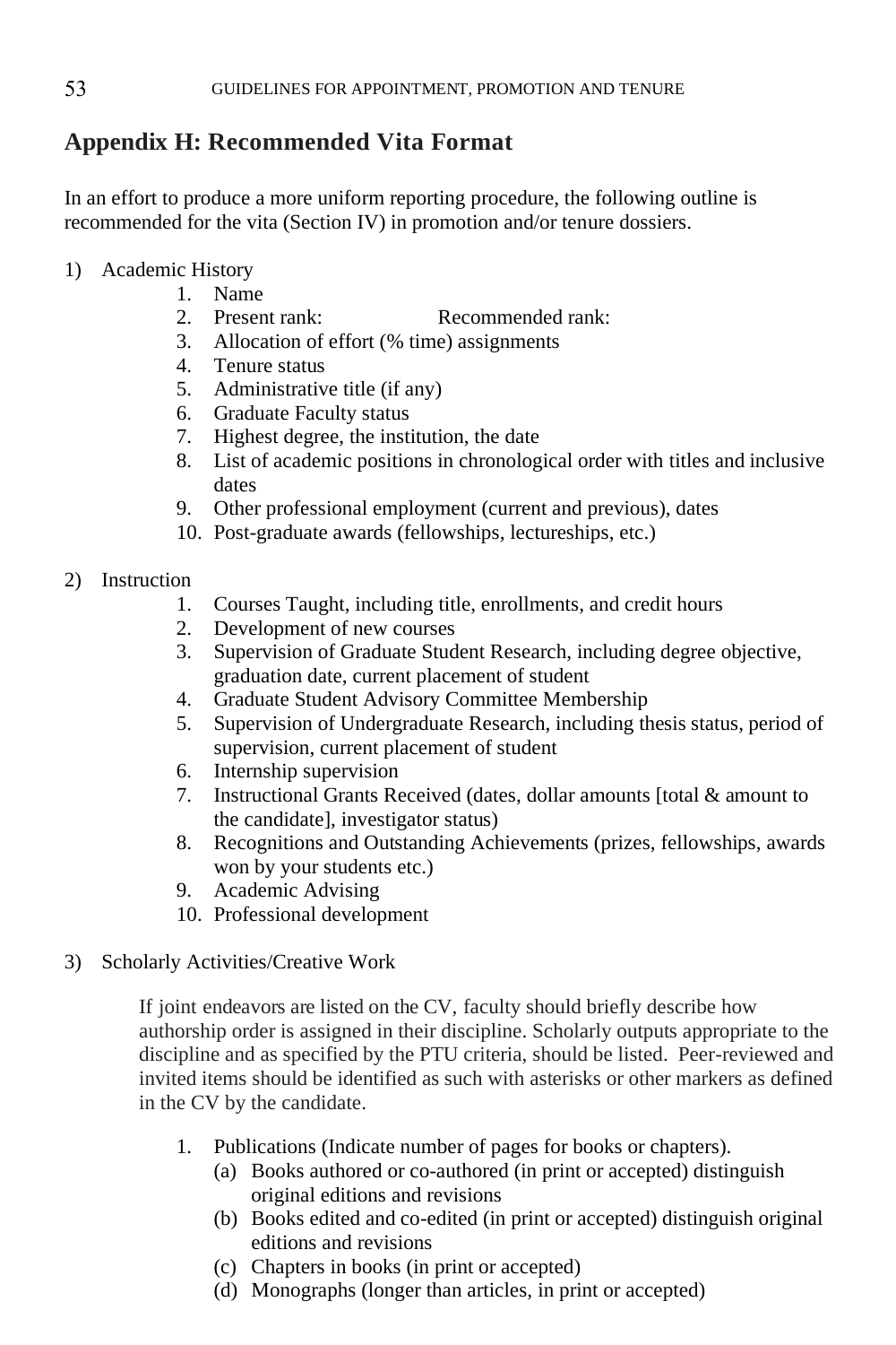## Appendix H: Recommended Vita Format

In an effort to produce a more uniform reporting procedure, the following outline is recommended for the vita (Section IV) in promotion and/or tenure dossiers.

1) Academic History
    1. Name
    2. Present rank: Recommended rank:
    3. Allocation of effort (% time) assignments
    4. Tenure status
    5. Administrative title (if any)
    6. Graduate Faculty status
    7. Highest degree, the institution, the date
    8. List of academic positions in chronological order with titles and inclusive dates
    9. Other professional employment (current and previous), dates
    10. Post-graduate awards (fellowships, lectureships, etc.)

2) Instruction
    1. Courses Taught, including title, enrollments, and credit hours
    2. Development of new courses
    3. Supervision of Graduate Student Research, including degree objective, graduation date, current placement of student
    4. Graduate Student Advisory Committee Membership
    5. Supervision of Undergraduate Research, including thesis status, period of supervision, current placement of student
    6. Internship supervision
    7. Instructional Grants Received (dates, dollar amounts [total & amount to the candidate], investigator status)
    8. Recognitions and Outstanding Achievements (prizes, fellowships, awards won by your students etc.)
    9. Academic Advising
    10. Professional development

3) Scholarly Activities/Creative Work

    If joint endeavors are listed on the CV, faculty should briefly describe how authorship order is assigned in their discipline. Scholarly outputs appropriate to the discipline and as specified by the PTU criteria, should be listed. Peer-reviewed and invited items should be identified as such with asterisks or other markers as defined in the CV by the candidate.

    1. Publications (Indicate number of pages for books or chapters).
        (a) Books authored or co-authored (in print or accepted) distinguish original editions and revisions
        (b) Books edited and co-edited (in print or accepted) distinguish original editions and revisions
        (c) Chapters in books (in print or accepted)
        (d) Monographs (longer than articles, in print or accepted)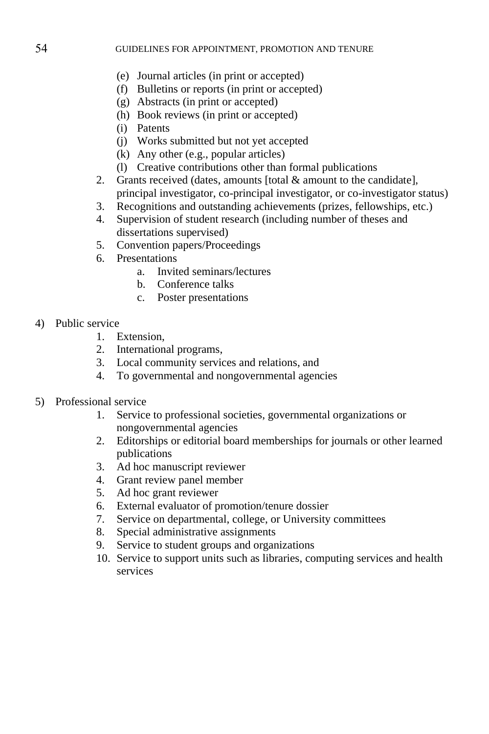- (e) Journal articles (in print or accepted)
- (f) Bulletins or reports (in print or accepted)
- (g) Abstracts (in print or accepted)
- (h) Book reviews (in print or accepted)
- (i) Patents
- (j) Works submitted but not yet accepted
- (k) Any other (e.g., popular articles)
- (l) Creative contributions other than formal publications

2. Grants received (dates, amounts [total & amount to the candidate], principal investigator, co-principal investigator, or co-investigator status)
3. Recognitions and outstanding achievements (prizes, fellowships, etc.)
4. Supervision of student research (including number of theses and dissertations supervised)
5. Convention papers/Proceedings
6. Presentations
   - a. Invited seminars/lectures
   - b. Conference talks
   - c. Poster presentations

4) Public service
   1. Extension,
   2. International programs,
   3. Local community services and relations, and
   4. To governmental and nongovernmental agencies

5) Professional service
   1. Service to professional societies, governmental organizations or nongovernmental agencies
   2. Editorships or editorial board memberships for journals or other learned publications
   3. Ad hoc manuscript reviewer
   4. Grant review panel member
   5. Ad hoc grant reviewer
   6. External evaluator of promotion/tenure dossier
   7. Service on departmental, college, or University committees
   8. Special administrative assignments
   9. Service to student groups and organizations
   10. Service to support units such as libraries, computing services and health services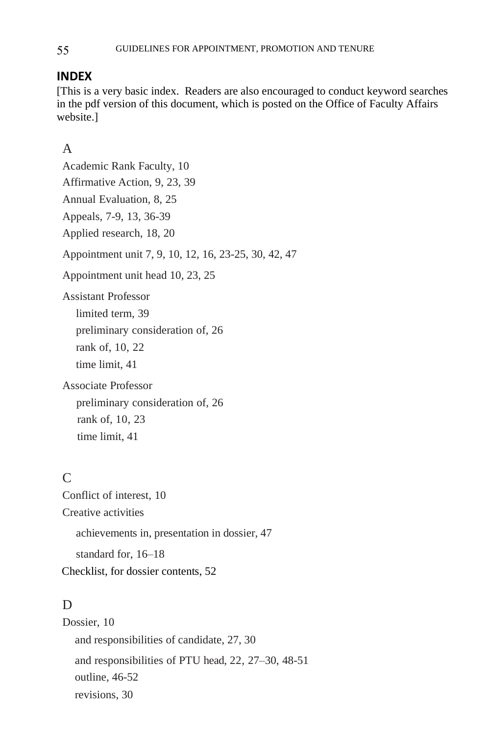## INDEX

[This is a very basic index. Readers are also encouraged to conduct keyword searches in the pdf version of this document, which is posted on the Office of Faculty Affairs website.]

A

Academic Rank Faculty, 10

Affirmative Action, 9, 23, 39

Annual Evaluation, 8, 25

Appeals, 7-9, 13, 36-39

Applied research, 18, 20

Appointment unit 7, 9, 10, 12, 16, 23-25, 30, 42, 47

Appointment unit head 10, 23, 25

Assistant Professor

- limited term, 39
- preliminary consideration of, 26
- rank of, 10, 22
- time limit, 41

Associate Professor

- preliminary consideration of, 26
- rank of, 10, 23
- time limit, 41

C

Conflict of interest, 10

Creative activities

- achievements in, presentation in dossier, 47
- standard for, 16–18

Checklist, for dossier contents, 52

D

Dossier, 10

- and responsibilities of candidate, 27, 30
- and responsibilities of PTU head, 22, 27–30, 48-51
- outline, 46-52
- revisions, 30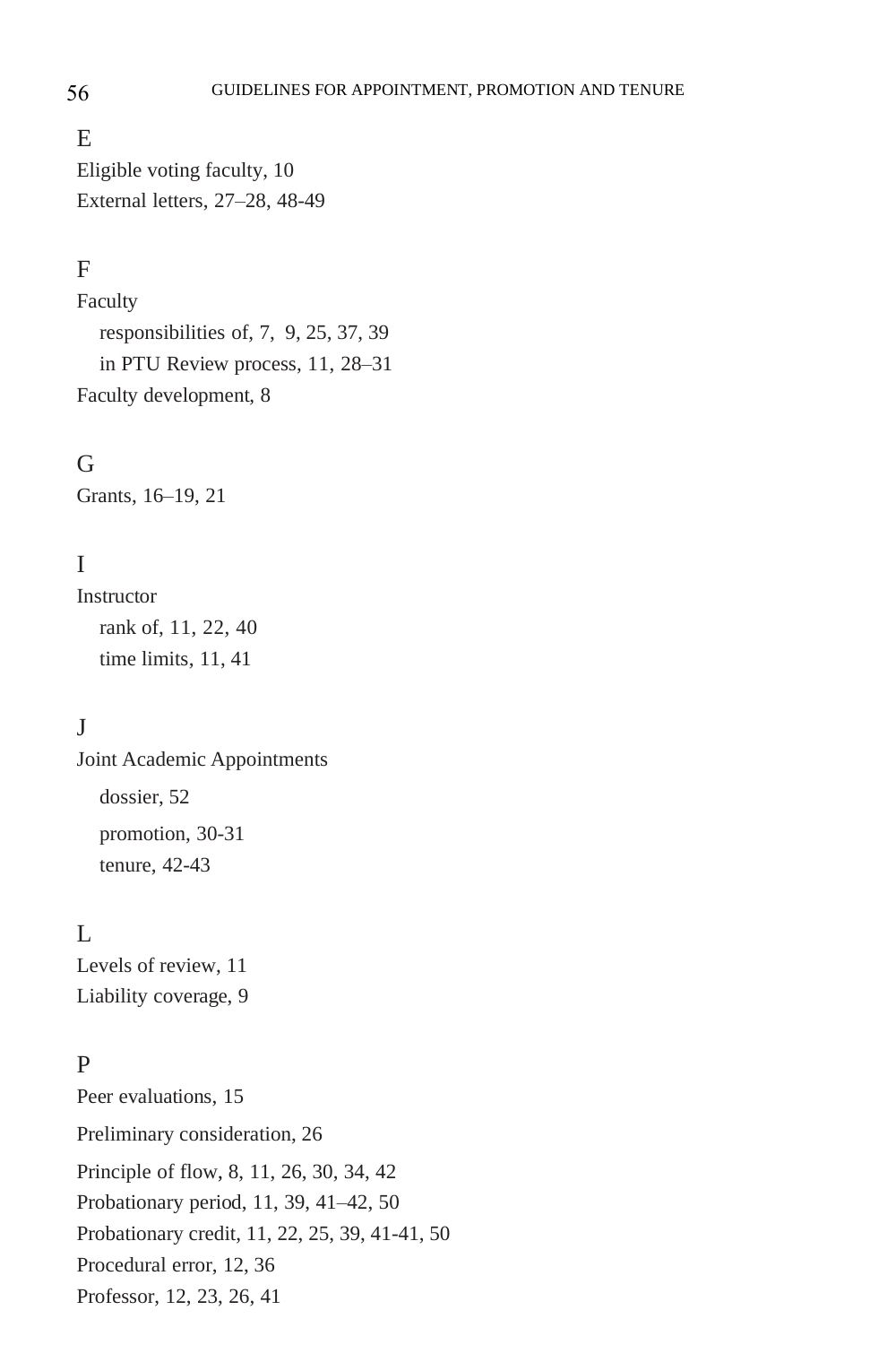## E

Eligible voting faculty, 10
External letters, 27–28, 48-49

## F

Faculty
- responsibilities of, 7, 9, 25, 37, 39
- in PTU Review process, 11, 28–31

Faculty development, 8

## G

Grants, 16–19, 21

## I

Instructor
- rank of, 11, 22, 40
- time limits, 11, 41

## J

Joint Academic Appointments
- dossier, 52
- promotion, 30-31
- tenure, 42-43

## L

Levels of review, 11
Liability coverage, 9

## P

Peer evaluations, 15
Preliminary consideration, 26
Principle of flow, 8, 11, 26, 30, 34, 42
Probationary period, 11, 39, 41–42, 50
Probationary credit, 11, 22, 25, 39, 41-41, 50
Procedural error, 12, 36
Professor, 12, 23, 26, 41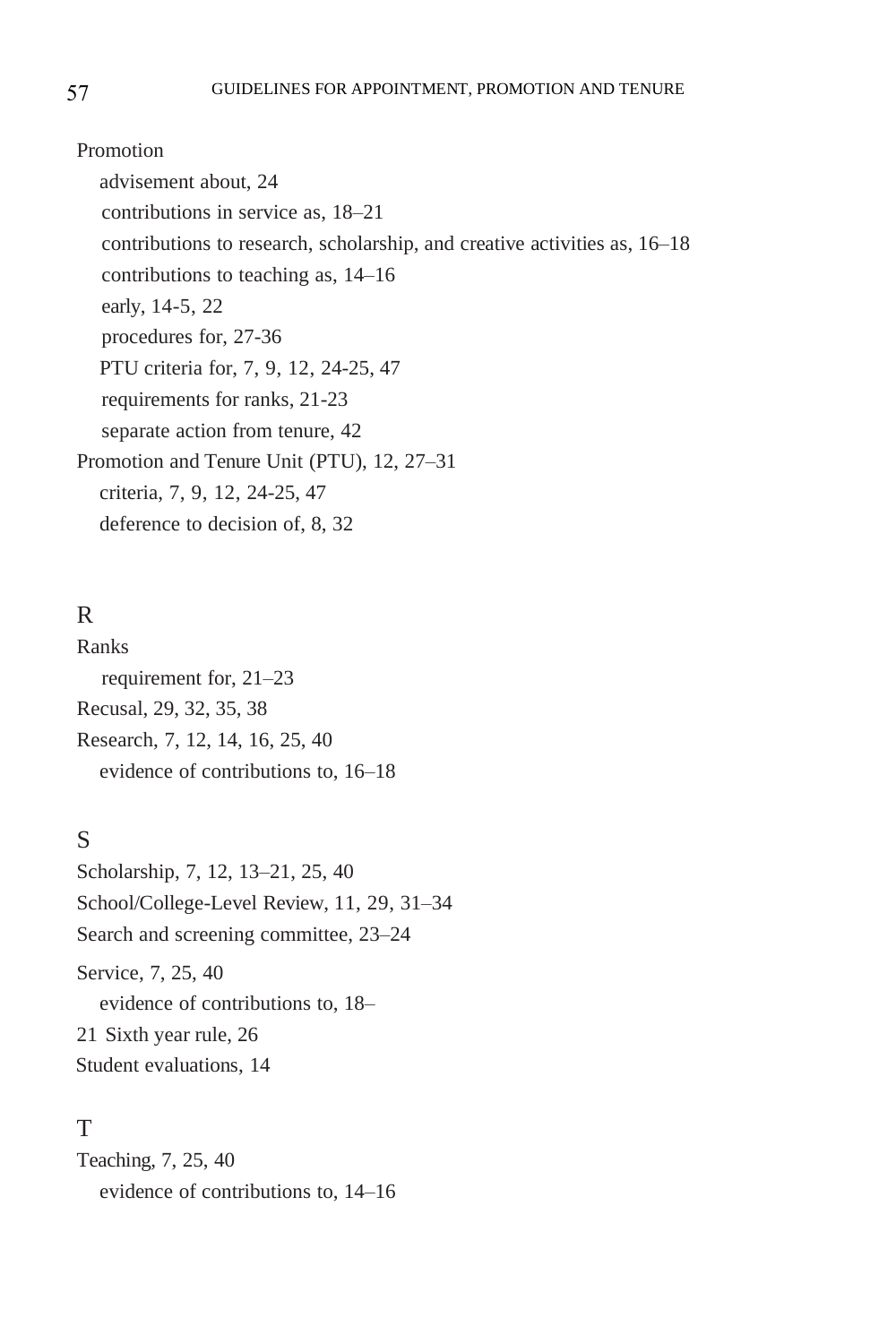Promotion

- advisement about, 24
- contributions in service as, 18–21
- contributions to research, scholarship, and creative activities as, 16–18
- contributions to teaching as, 14–16
- early, 14-5, 22
- procedures for, 27-36
- PTU criteria for, 7, 9, 12, 24-25, 47
- requirements for ranks, 21-23
- separate action from tenure, 42

Promotion and Tenure Unit (PTU), 12, 27–31

- criteria, 7, 9, 12, 24-25, 47
- deference to decision of, 8, 32

## R

Ranks

- requirement for, 21–23

Recusal, 29, 32, 35, 38

Research, 7, 12, 14, 16, 25, 40

- evidence of contributions to, 16–18

## S

Scholarship, 7, 12, 13–21, 25, 40

School/College-Level Review, 11, 29, 31–34

Search and screening committee, 23–24

Service, 7, 25, 40

- evidence of contributions to, 18–21

Sixth year rule, 26

Student evaluations, 14

## T

Teaching, 7, 25, 40

- evidence of contributions to, 14–16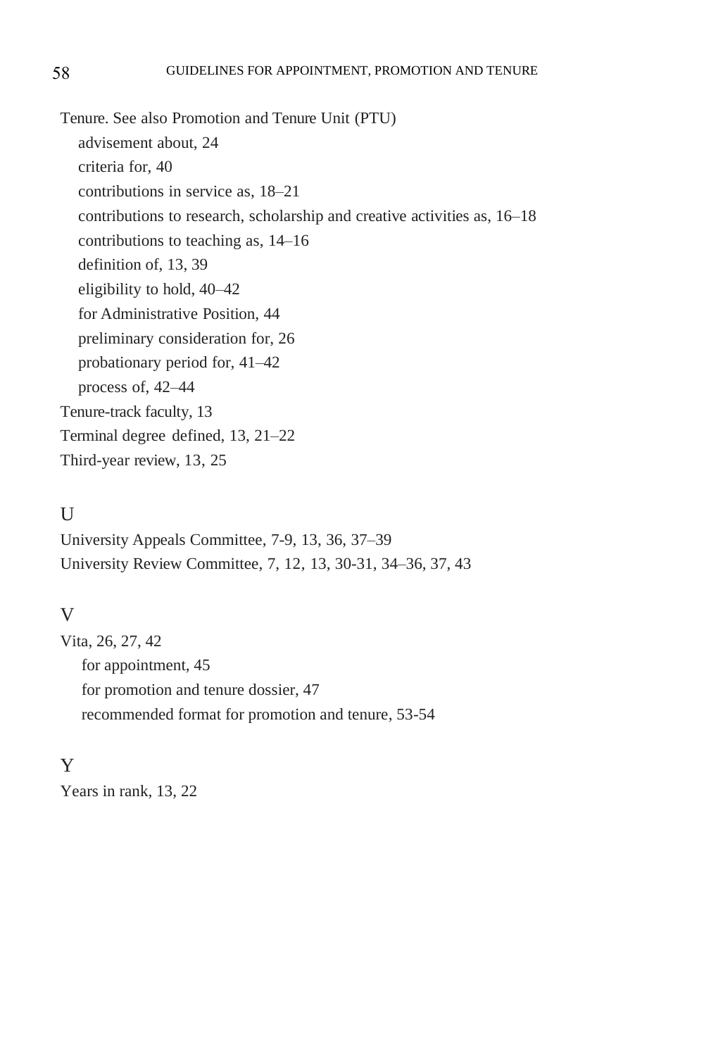Tenure. See also Promotion and Tenure Unit (PTU)

- advisement about, 24
- criteria for, 40
- contributions in service as, 18–21
- contributions to research, scholarship and creative activities as, 16–18
- contributions to teaching as, 14–16
- definition of, 13, 39
- eligibility to hold, 40–42
- for Administrative Position, 44
- preliminary consideration for, 26
- probationary period for, 41–42
- process of, 42–44

Tenure-track faculty, 13

Terminal degree defined, 13, 21–22

Third-year review, 13, 25

## U

University Appeals Committee, 7-9, 13, 36, 37–39

University Review Committee, 7, 12, 13, 30-31, 34–36, 37, 43

## V

Vita, 26, 27, 42

- for appointment, 45
- for promotion and tenure dossier, 47
- recommended format for promotion and tenure, 53-54

## Y

Years in rank, 13, 22